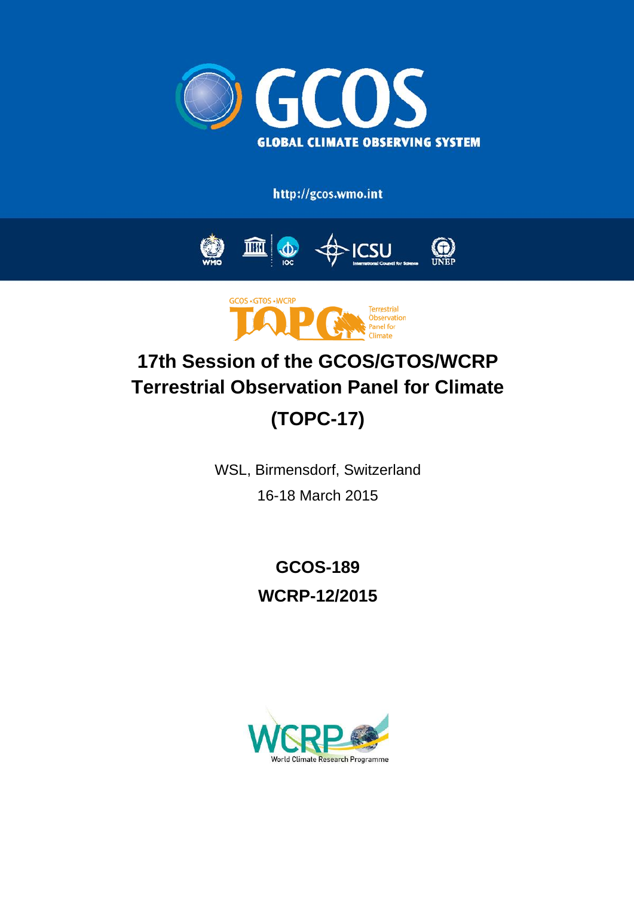# GCOS

GLOBAL CLIMATE OBSERVING SYSTEM

http://gcos.wmo.int

WMO IOC ICSU UNEP

GCOS • GTOS • WCRP

TOPC Terrestrial Observation Panel for Climate

# 17th Session of the GCOS/GTOS/WCRP Terrestrial Observation Panel for Climate (TOPC-17)

WSL, Birmensdorf, Switzerland

16-18 March 2015

**GCOS-189**

**WCRP-12/2015**

WCRP World Climate Research Programme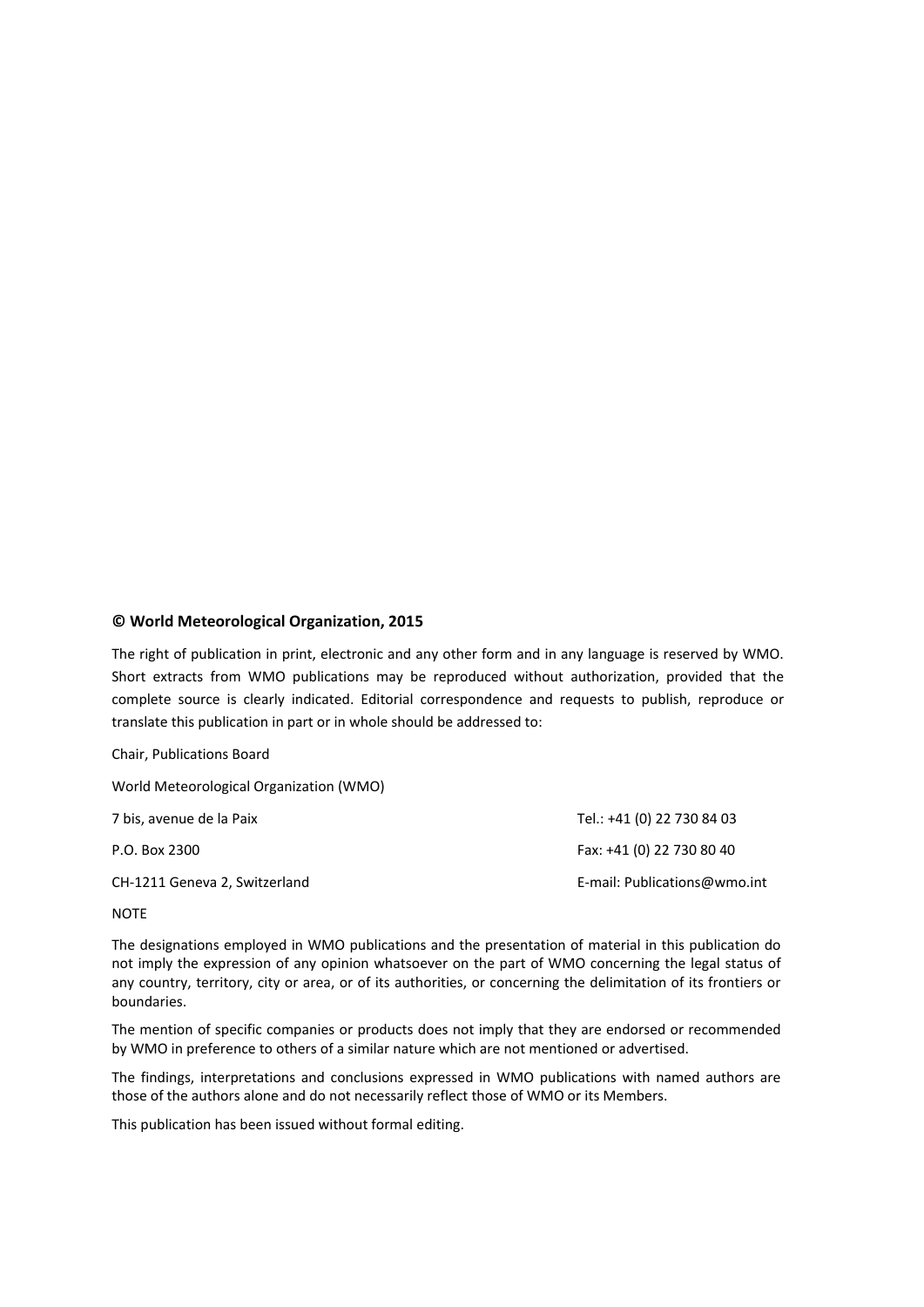**© World Meteorological Organization, 2015**

The right of publication in print, electronic and any other form and in any language is reserved by WMO. Short extracts from WMO publications may be reproduced without authorization, provided that the complete source is clearly indicated. Editorial correspondence and requests to publish, reproduce or translate this publication in part or in whole should be addressed to:

Chair, Publications Board

World Meteorological Organization (WMO)

7 bis, avenue de la Paix  
P.O. Box 2300  
CH-1211 Geneva 2, Switzerland

Tel.: +41 (0) 22 730 84 03  
Fax: +41 (0) 22 730 80 40  
E-mail: Publications@wmo.int

NOTE

The designations employed in WMO publications and the presentation of material in this publication do not imply the expression of any opinion whatsoever on the part of WMO concerning the legal status of any country, territory, city or area, or of its authorities, or concerning the delimitation of its frontiers or boundaries.

The mention of specific companies or products does not imply that they are endorsed or recommended by WMO in preference to others of a similar nature which are not mentioned or advertised.

The findings, interpretations and conclusions expressed in WMO publications with named authors are those of the authors alone and do not necessarily reflect those of WMO or its Members.

This publication has been issued without formal editing.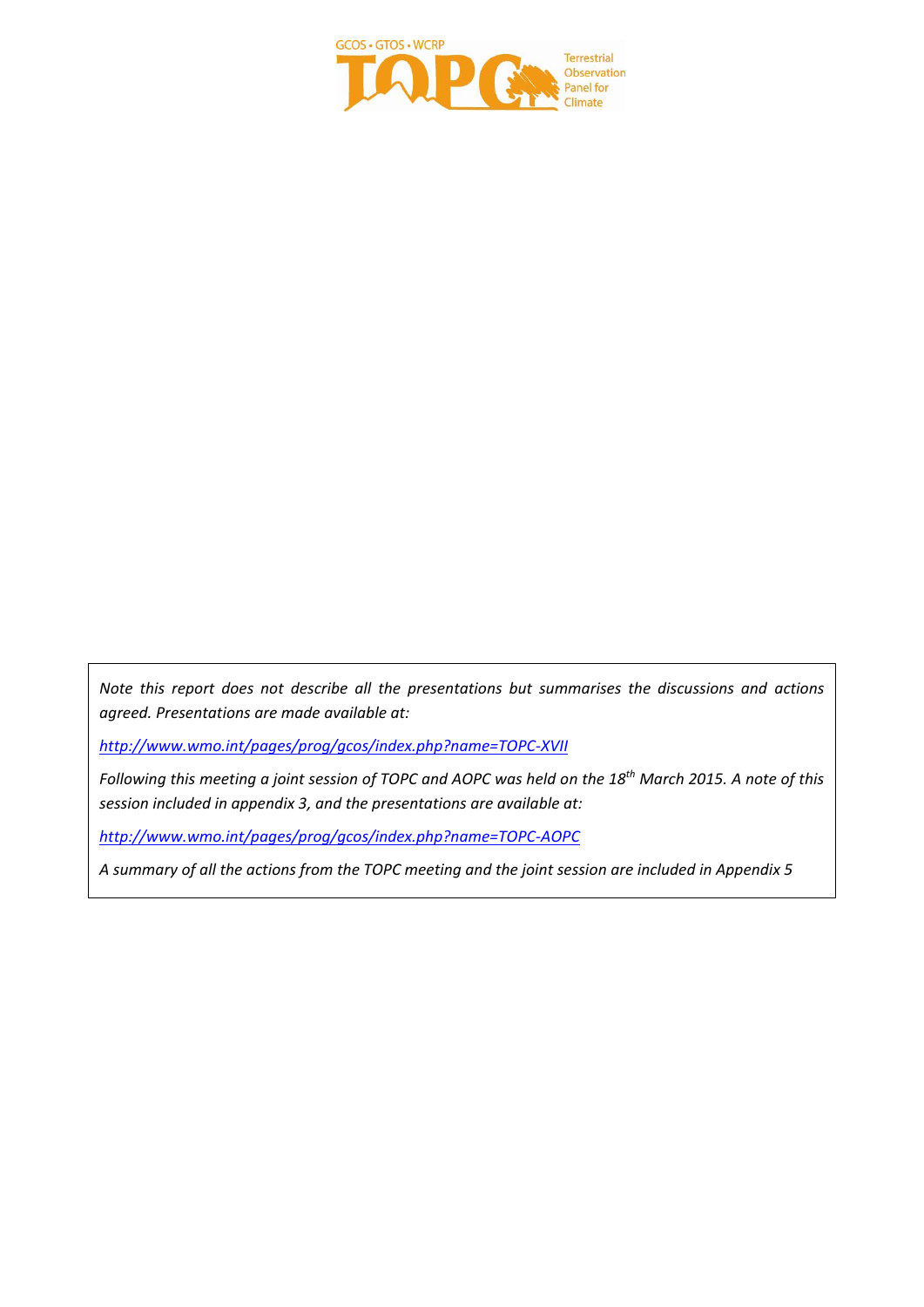*Note this report does not describe all the presentations but summarises the discussions and actions agreed. Presentations are made available at:*

*http://www.wmo.int/pages/prog/gcos/index.php?name=TOPC-XVII*

*Following this meeting a joint session of TOPC and AOPC was held on the 18th March 2015. A note of this session included in appendix 3, and the presentations are available at:*

*http://www.wmo.int/pages/prog/gcos/index.php?name=TOPC-AOPC*

*A summary of all the actions from the TOPC meeting and the joint session are included in Appendix 5*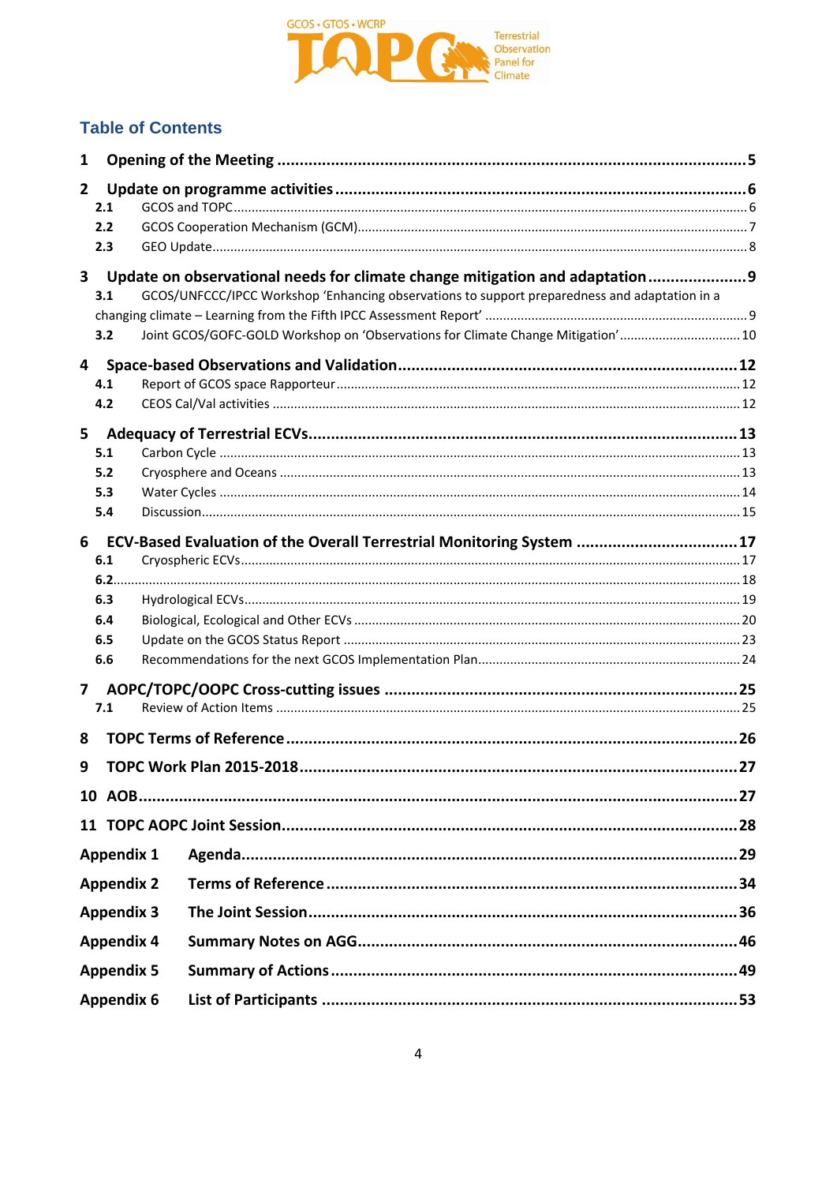GCOS • GTOS • WCRP

TOPC Terrestrial Observation Panel for Climate

## Table of Contents

**1 Opening of the Meeting** ....... **5**

**2 Update on programme activities** ....... **6**

- **2.1** GCOS and TOPC ....... 6
- **2.2** GCOS Cooperation Mechanism (GCM) ....... 7
- **2.3** GEO Update ....... 8

**3 Update on observational needs for climate change mitigation and adaptation** ....... **9**

- **3.1** GCOS/UNFCCC/IPCC Workshop 'Enhancing observations to support preparedness and adaptation in a changing climate – Learning from the Fifth IPCC Assessment Report' ....... 9
- **3.2** Joint GCOS/GOFC-GOLD Workshop on 'Observations for Climate Change Mitigation' ....... 10

**4 Space-based Observations and Validation** ....... **12**

- **4.1** Report of GCOS space Rapporteur ....... 12
- **4.2** CEOS Cal/Val activities ....... 12

**5 Adequacy of Terrestrial ECVs** ....... **13**

- **5.1** Carbon Cycle ....... 13
- **5.2** Cryosphere and Oceans ....... 13
- **5.3** Water Cycles ....... 14
- **5.4** Discussion ....... 15

**6 ECV-Based Evaluation of the Overall Terrestrial Monitoring System** ....... **17**

- **6.1** Cryospheric ECVs ....... 17
- **6.2** ....... 18
- **6.3** Hydrological ECVs ....... 19
- **6.4** Biological, Ecological and Other ECVs ....... 20
- **6.5** Update on the GCOS Status Report ....... 23
- **6.6** Recommendations for the next GCOS Implementation Plan ....... 24

**7 AOPC/TOPC/OOPC Cross-cutting issues** ....... **25**

- **7.1** Review of Action Items ....... 25

**8 TOPC Terms of Reference** ....... **26**

**9 TOPC Work Plan 2015-2018** ....... **27**

**10 AOB** ....... **27**

**11 TOPC AOPC Joint Session** ....... **28**

**Appendix 1 Agenda** ....... **29**

**Appendix 2 Terms of Reference** ....... **34**

**Appendix 3 The Joint Session** ....... **36**

**Appendix 4 Summary Notes on AGG** ....... **46**

**Appendix 5 Summary of Actions** ....... **49**

**Appendix 6 List of Participants** ....... **53**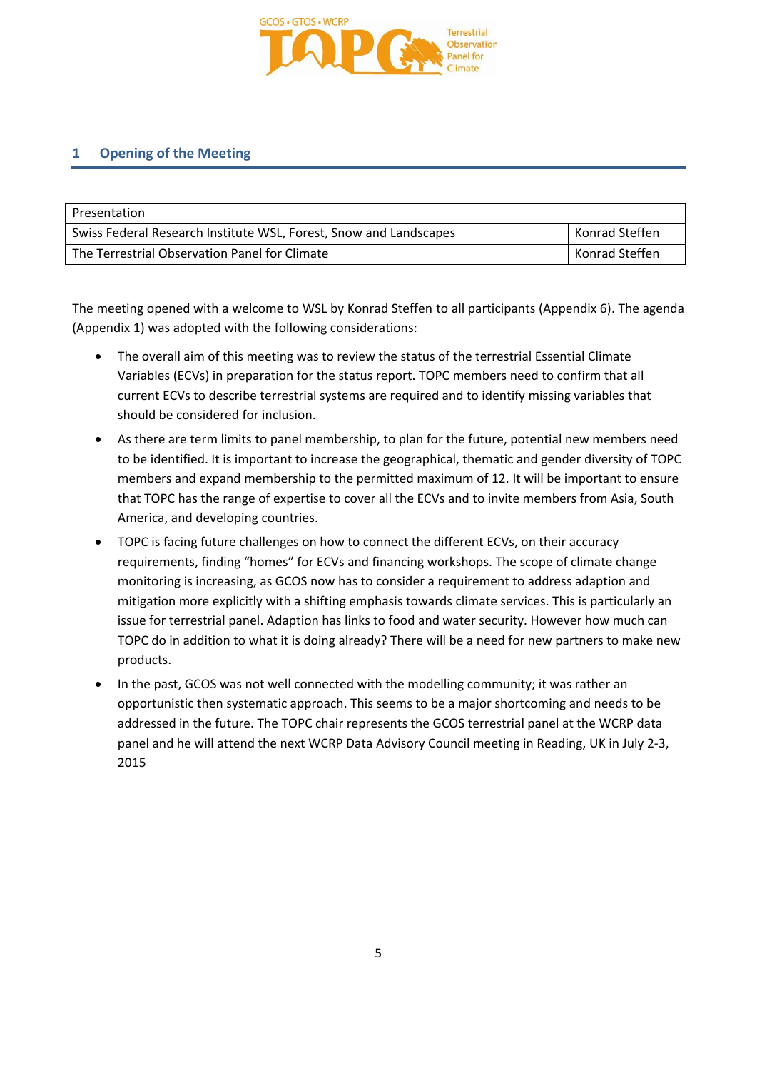## 1 Opening of the Meeting

| Presentation | |
|---|---|
| Swiss Federal Research Institute WSL, Forest, Snow and Landscapes | Konrad Steffen |
| The Terrestrial Observation Panel for Climate | Konrad Steffen |

The meeting opened with a welcome to WSL by Konrad Steffen to all participants (Appendix 6). The agenda (Appendix 1) was adopted with the following considerations:

- The overall aim of this meeting was to review the status of the terrestrial Essential Climate Variables (ECVs) in preparation for the status report. TOPC members need to confirm that all current ECVs to describe terrestrial systems are required and to identify missing variables that should be considered for inclusion.
- As there are term limits to panel membership, to plan for the future, potential new members need to be identified. It is important to increase the geographical, thematic and gender diversity of TOPC members and expand membership to the permitted maximum of 12. It will be important to ensure that TOPC has the range of expertise to cover all the ECVs and to invite members from Asia, South America, and developing countries.
- TOPC is facing future challenges on how to connect the different ECVs, on their accuracy requirements, finding "homes" for ECVs and financing workshops. The scope of climate change monitoring is increasing, as GCOS now has to consider a requirement to address adaption and mitigation more explicitly with a shifting emphasis towards climate services. This is particularly an issue for terrestrial panel. Adaption has links to food and water security. However how much can TOPC do in addition to what it is doing already? There will be a need for new partners to make new products.
- In the past, GCOS was not well connected with the modelling community; it was rather an opportunistic then systematic approach. This seems to be a major shortcoming and needs to be addressed in the future. The TOPC chair represents the GCOS terrestrial panel at the WCRP data panel and he will attend the next WCRP Data Advisory Council meeting in Reading, UK in July 2-3, 2015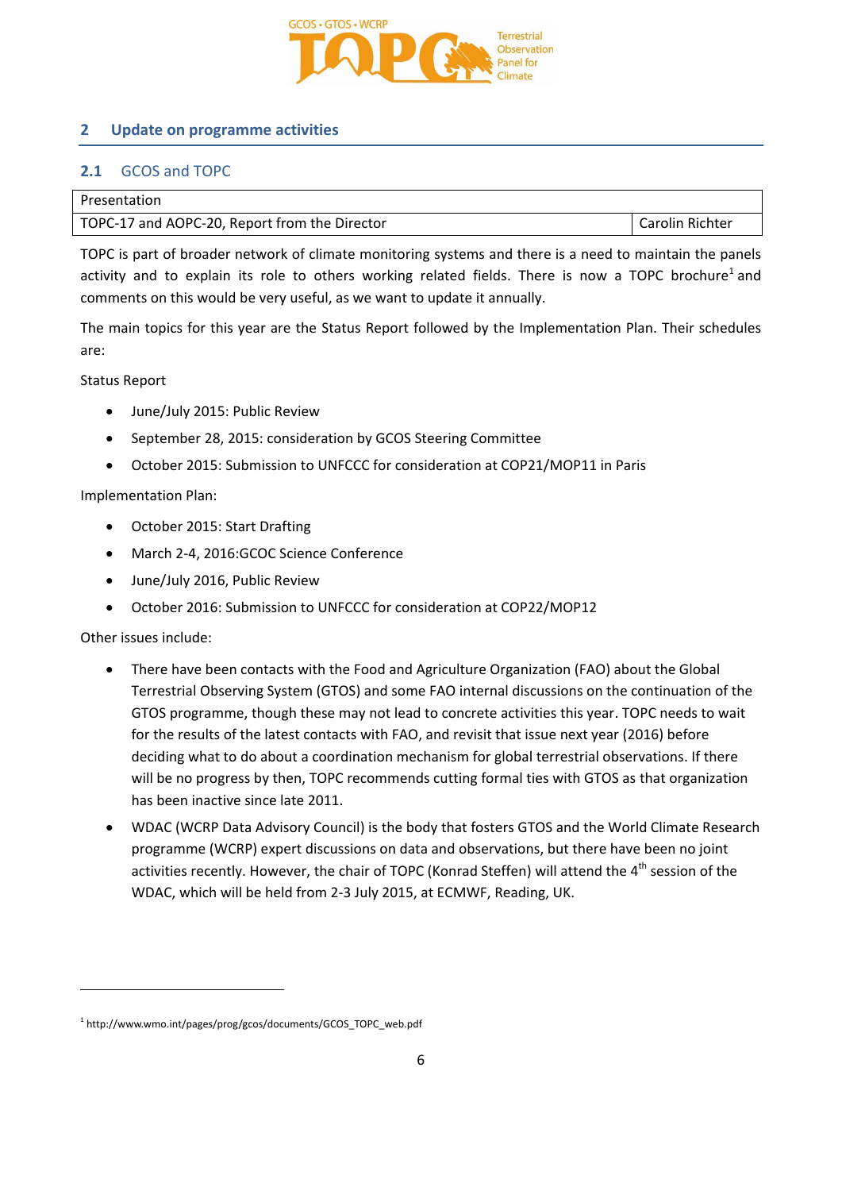## 2 Update on programme activities

### 2.1 GCOS and TOPC

| Presentation | |
|---|---|
| TOPC-17 and AOPC-20, Report from the Director | Carolin Richter |

TOPC is part of broader network of climate monitoring systems and there is a need to maintain the panels activity and to explain its role to others working related fields. There is now a TOPC brochure[1] and comments on this would be very useful, as we want to update it annually.

The main topics for this year are the Status Report followed by the Implementation Plan. Their schedules are:

Status Report

- June/July 2015: Public Review
- September 28, 2015: consideration by GCOS Steering Committee
- October 2015: Submission to UNFCCC for consideration at COP21/MOP11 in Paris

Implementation Plan:

- October 2015: Start Drafting
- March 2-4, 2016:GCOC Science Conference
- June/July 2016, Public Review
- October 2016: Submission to UNFCCC for consideration at COP22/MOP12

Other issues include:

- There have been contacts with the Food and Agriculture Organization (FAO) about the Global Terrestrial Observing System (GTOS) and some FAO internal discussions on the continuation of the GTOS programme, though these may not lead to concrete activities this year. TOPC needs to wait for the results of the latest contacts with FAO, and revisit that issue next year (2016) before deciding what to do about a coordination mechanism for global terrestrial observations. If there will be no progress by then, TOPC recommends cutting formal ties with GTOS as that organization has been inactive since late 2011.
- WDAC (WCRP Data Advisory Council) is the body that fosters GTOS and the World Climate Research programme (WCRP) expert discussions on data and observations, but there have been no joint activities recently. However, the chair of TOPC (Konrad Steffen) will attend the 4th session of the WDAC, which will be held from 2-3 July 2015, at ECMWF, Reading, UK.

[1] http://www.wmo.int/pages/prog/gcos/documents/GCOS_TOPC_web.pdf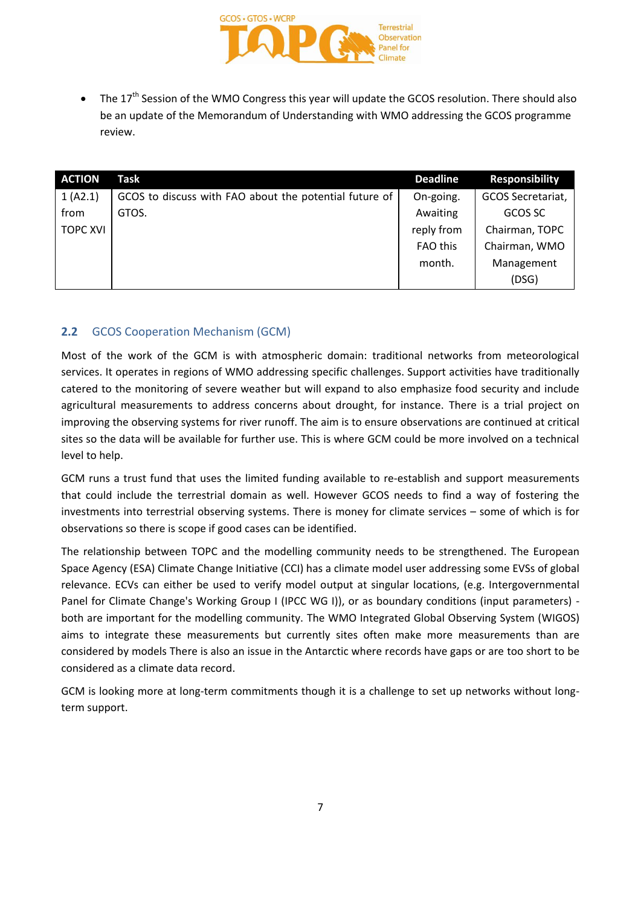- The 17th Session of the WMO Congress this year will update the GCOS resolution. There should also be an update of the Memorandum of Understanding with WMO addressing the GCOS programme review.

| ACTION | Task | Deadline | Responsibility |
| --- | --- | --- | --- |
| 1 (A2.1) from TOPC XVI | GCOS to discuss with FAO about the potential future of GTOS. | On-going. Awaiting reply from FAO this month. | GCOS Secretariat, GCOS SC Chairman, TOPC Chairman, WMO Management (DSG) |

## 2.2 GCOS Cooperation Mechanism (GCM)

Most of the work of the GCM is with atmospheric domain: traditional networks from meteorological services. It operates in regions of WMO addressing specific challenges. Support activities have traditionally catered to the monitoring of severe weather but will expand to also emphasize food security and include agricultural measurements to address concerns about drought, for instance. There is a trial project on improving the observing systems for river runoff. The aim is to ensure observations are continued at critical sites so the data will be available for further use. This is where GCM could be more involved on a technical level to help.

GCM runs a trust fund that uses the limited funding available to re-establish and support measurements that could include the terrestrial domain as well. However GCOS needs to find a way of fostering the investments into terrestrial observing systems. There is money for climate services – some of which is for observations so there is scope if good cases can be identified.

The relationship between TOPC and the modelling community needs to be strengthened. The European Space Agency (ESA) Climate Change Initiative (CCI) has a climate model user addressing some EVSs of global relevance. ECVs can either be used to verify model output at singular locations, (e.g. Intergovernmental Panel for Climate Change's Working Group I (IPCC WG I)), or as boundary conditions (input parameters) - both are important for the modelling community. The WMO Integrated Global Observing System (WIGOS) aims to integrate these measurements but currently sites often make more measurements than are considered by models There is also an issue in the Antarctic where records have gaps or are too short to be considered as a climate data record.

GCM is looking more at long-term commitments though it is a challenge to set up networks without long-term support.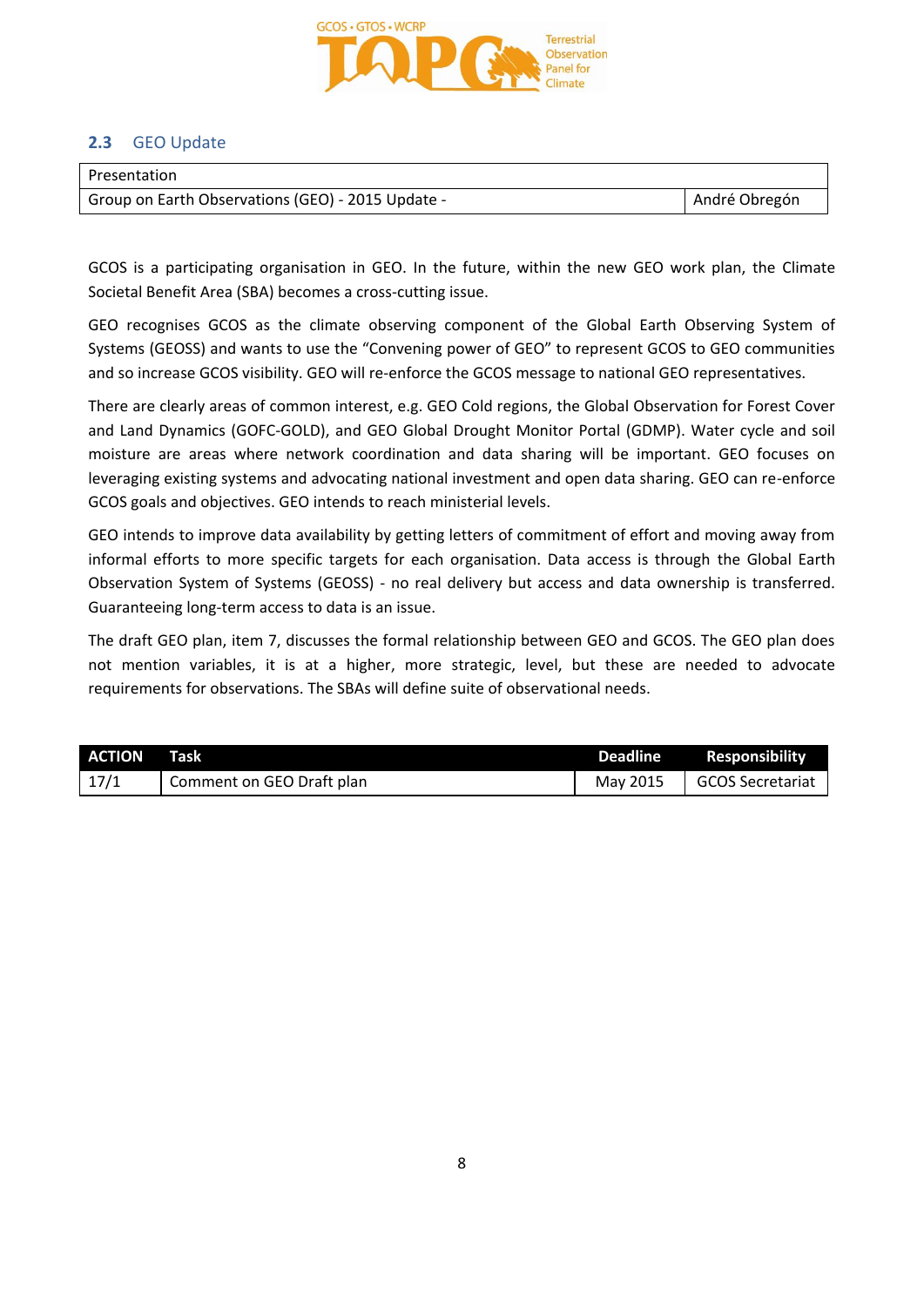## 2.3 GEO Update

| Presentation | |
|---|---|
| Group on Earth Observations (GEO) - 2015 Update - | André Obregón |

GCOS is a participating organisation in GEO. In the future, within the new GEO work plan, the Climate Societal Benefit Area (SBA) becomes a cross-cutting issue.

GEO recognises GCOS as the climate observing component of the Global Earth Observing System of Systems (GEOSS) and wants to use the "Convening power of GEO" to represent GCOS to GEO communities and so increase GCOS visibility. GEO will re-enforce the GCOS message to national GEO representatives.

There are clearly areas of common interest, e.g. GEO Cold regions, the Global Observation for Forest Cover and Land Dynamics (GOFC-GOLD), and GEO Global Drought Monitor Portal (GDMP). Water cycle and soil moisture are areas where network coordination and data sharing will be important. GEO focuses on leveraging existing systems and advocating national investment and open data sharing. GEO can re-enforce GCOS goals and objectives. GEO intends to reach ministerial levels.

GEO intends to improve data availability by getting letters of commitment of effort and moving away from informal efforts to more specific targets for each organisation. Data access is through the Global Earth Observation System of Systems (GEOSS) - no real delivery but access and data ownership is transferred. Guaranteeing long-term access to data is an issue.

The draft GEO plan, item 7, discusses the formal relationship between GEO and GCOS. The GEO plan does not mention variables, it is at a higher, more strategic, level, but these are needed to advocate requirements for observations. The SBAs will define suite of observational needs.

| ACTION | Task | Deadline | Responsibility |
|---|---|---|---|
| 17/1 | Comment on GEO Draft plan | May 2015 | GCOS Secretariat |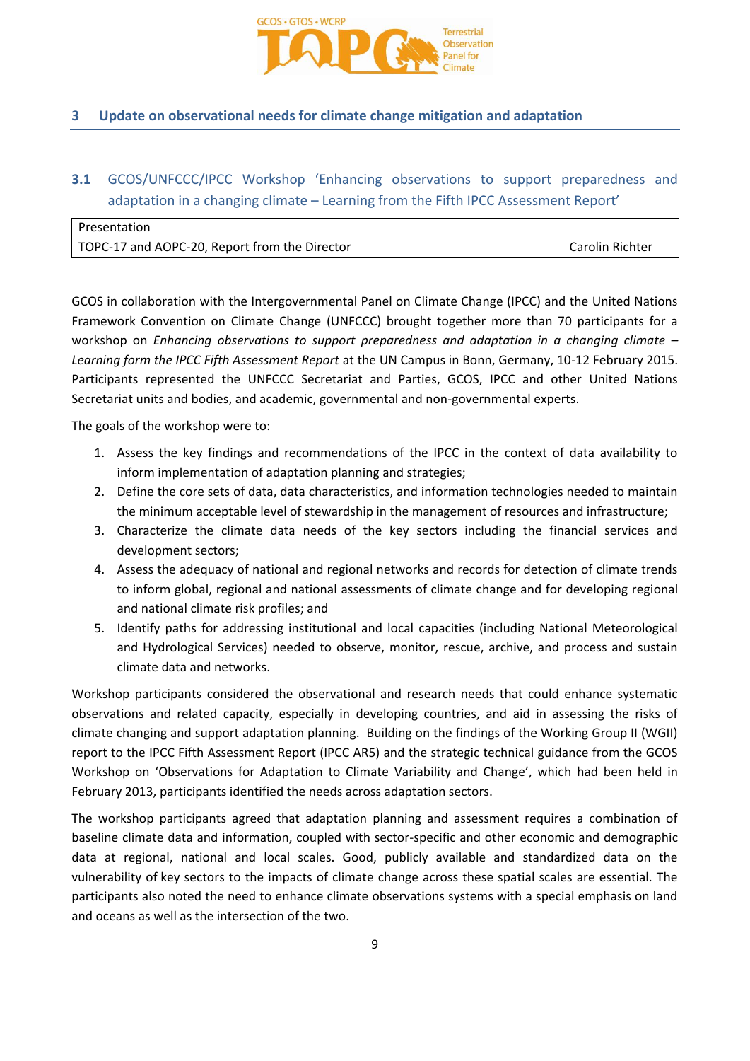## 3 Update on observational needs for climate change mitigation and adaptation

### 3.1 GCOS/UNFCCC/IPCC Workshop 'Enhancing observations to support preparedness and adaptation in a changing climate – Learning from the Fifth IPCC Assessment Report'

| Presentation | |
|---|---|
| TOPC-17 and AOPC-20, Report from the Director | Carolin Richter |

GCOS in collaboration with the Intergovernmental Panel on Climate Change (IPCC) and the United Nations Framework Convention on Climate Change (UNFCCC) brought together more than 70 participants for a workshop on *Enhancing observations to support preparedness and adaptation in a changing climate – Learning form the IPCC Fifth Assessment Report* at the UN Campus in Bonn, Germany, 10-12 February 2015. Participants represented the UNFCCC Secretariat and Parties, GCOS, IPCC and other United Nations Secretariat units and bodies, and academic, governmental and non-governmental experts.

The goals of the workshop were to:

1. Assess the key findings and recommendations of the IPCC in the context of data availability to inform implementation of adaptation planning and strategies;
2. Define the core sets of data, data characteristics, and information technologies needed to maintain the minimum acceptable level of stewardship in the management of resources and infrastructure;
3. Characterize the climate data needs of the key sectors including the financial services and development sectors;
4. Assess the adequacy of national and regional networks and records for detection of climate trends to inform global, regional and national assessments of climate change and for developing regional and national climate risk profiles; and
5. Identify paths for addressing institutional and local capacities (including National Meteorological and Hydrological Services) needed to observe, monitor, rescue, archive, and process and sustain climate data and networks.

Workshop participants considered the observational and research needs that could enhance systematic observations and related capacity, especially in developing countries, and aid in assessing the risks of climate changing and support adaptation planning. Building on the findings of the Working Group II (WGII) report to the IPCC Fifth Assessment Report (IPCC AR5) and the strategic technical guidance from the GCOS Workshop on 'Observations for Adaptation to Climate Variability and Change', which had been held in February 2013, participants identified the needs across adaptation sectors.

The workshop participants agreed that adaptation planning and assessment requires a combination of baseline climate data and information, coupled with sector-specific and other economic and demographic data at regional, national and local scales. Good, publicly available and standardized data on the vulnerability of key sectors to the impacts of climate change across these spatial scales are essential. The participants also noted the need to enhance climate observations systems with a special emphasis on land and oceans as well as the intersection of the two.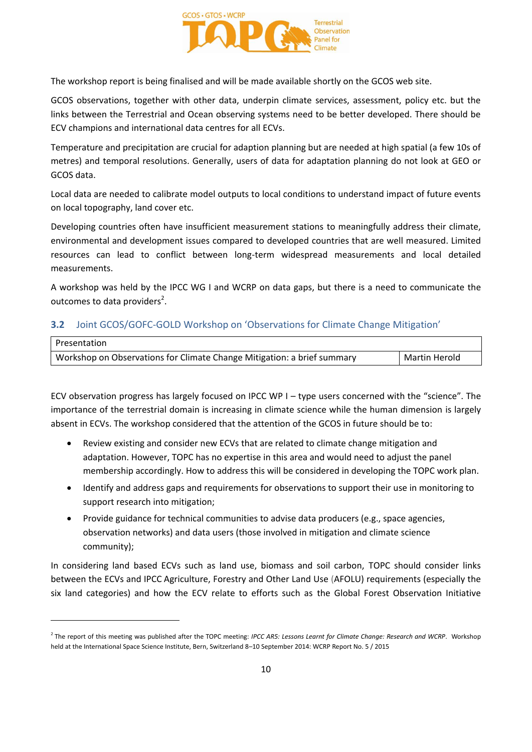The workshop report is being finalised and will be made available shortly on the GCOS web site.

GCOS observations, together with other data, underpin climate services, assessment, policy etc. but the links between the Terrestrial and Ocean observing systems need to be better developed. There should be ECV champions and international data centres for all ECVs.

Temperature and precipitation are crucial for adaption planning but are needed at high spatial (a few 10s of metres) and temporal resolutions. Generally, users of data for adaptation planning do not look at GEO or GCOS data.

Local data are needed to calibrate model outputs to local conditions to understand impact of future events on local topography, land cover etc.

Developing countries often have insufficient measurement stations to meaningfully address their climate, environmental and development issues compared to developed countries that are well measured. Limited resources can lead to conflict between long-term widespread measurements and local detailed measurements.

A workshop was held by the IPCC WG I and WCRP on data gaps, but there is a need to communicate the outcomes to data providers[2].

### 3.2 Joint GCOS/GOFC-GOLD Workshop on 'Observations for Climate Change Mitigation'

| Presentation | |
|---|---|
| Workshop on Observations for Climate Change Mitigation: a brief summary | Martin Herold |

ECV observation progress has largely focused on IPCC WP I – type users concerned with the "science". The importance of the terrestrial domain is increasing in climate science while the human dimension is largely absent in ECVs. The workshop considered that the attention of the GCOS in future should be to:

- Review existing and consider new ECVs that are related to climate change mitigation and adaptation. However, TOPC has no expertise in this area and would need to adjust the panel membership accordingly. How to address this will be considered in developing the TOPC work plan.
- Identify and address gaps and requirements for observations to support their use in monitoring to support research into mitigation;
- Provide guidance for technical communities to advise data producers (e.g., space agencies, observation networks) and data users (those involved in mitigation and climate science community);

In considering land based ECVs such as land use, biomass and soil carbon, TOPC should consider links between the ECVs and IPCC Agriculture, Forestry and Other Land Use (AFOLU) requirements (especially the six land categories) and how the ECV relate to efforts such as the Global Forest Observation Initiative

---

[2] The report of this meeting was published after the TOPC meeting: *IPCC AR5: Lessons Learnt for Climate Change: Research and WCRP*. Workshop held at the International Space Science Institute, Bern, Switzerland 8–10 September 2014: WCRP Report No. 5 / 2015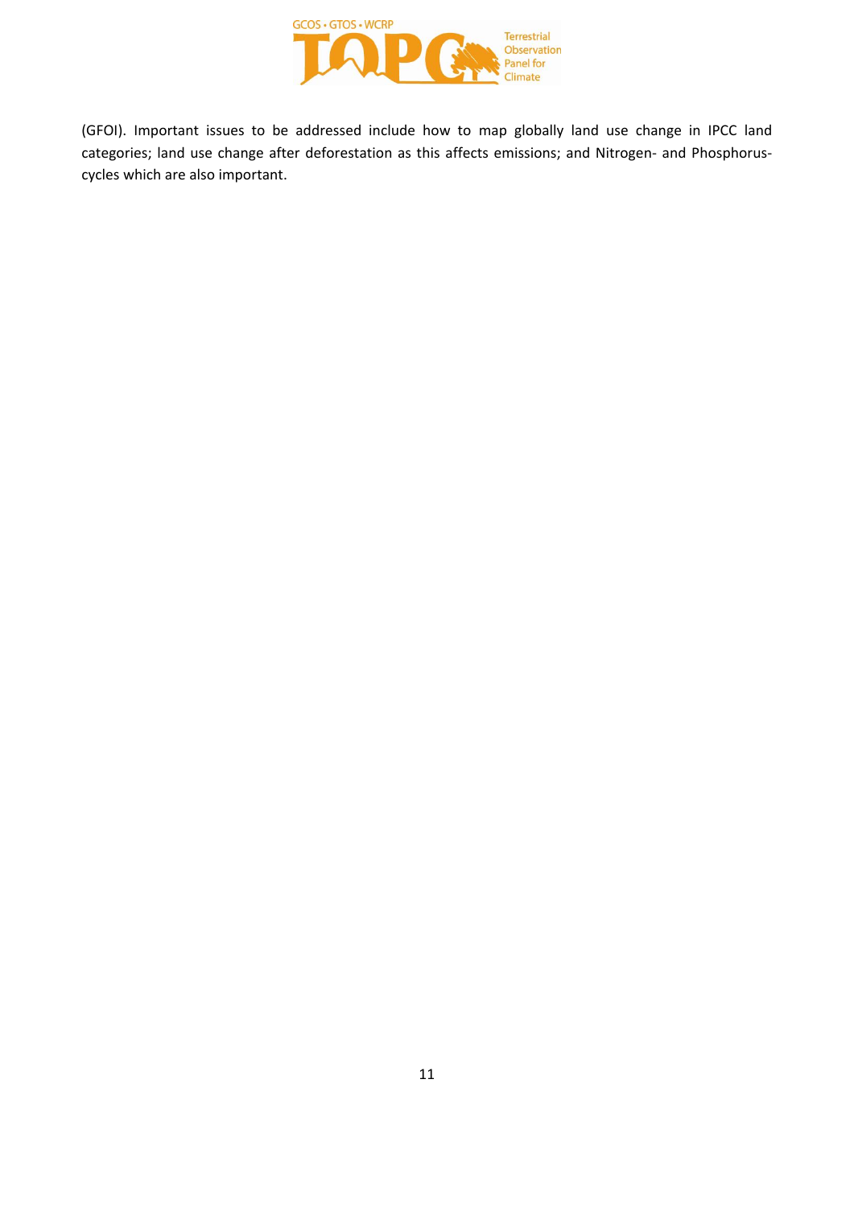(GFOI). Important issues to be addressed include how to map globally land use change in IPCC land categories; land use change after deforestation as this affects emissions; and Nitrogen- and Phosphorus-cycles which are also important.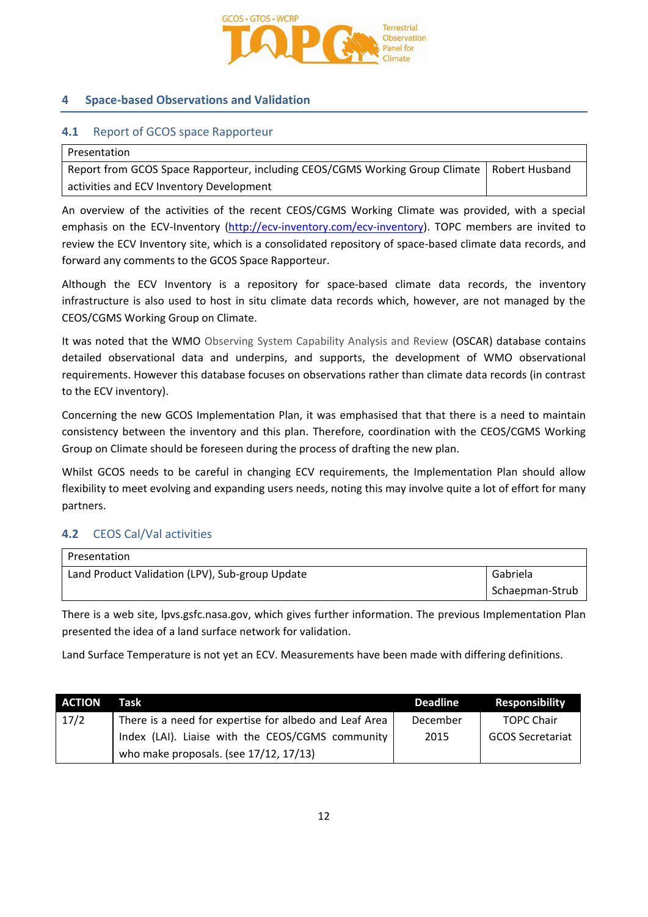## 4 Space-based Observations and Validation

### 4.1 Report of GCOS space Rapporteur

| Presentation | |
|---|---|
| Report from GCOS Space Rapporteur, including CEOS/CGMS Working Group Climate activities and ECV Inventory Development | Robert Husband |

An overview of the activities of the recent CEOS/CGMS Working Climate was provided, with a special emphasis on the ECV-Inventory (http://ecv-inventory.com/ecv-inventory). TOPC members are invited to review the ECV Inventory site, which is a consolidated repository of space-based climate data records, and forward any comments to the GCOS Space Rapporteur.

Although the ECV Inventory is a repository for space-based climate data records, the inventory infrastructure is also used to host in situ climate data records which, however, are not managed by the CEOS/CGMS Working Group on Climate.

It was noted that the WMO Observing System Capability Analysis and Review (OSCAR) database contains detailed observational data and underpins, and supports, the development of WMO observational requirements. However this database focuses on observations rather than climate data records (in contrast to the ECV inventory).

Concerning the new GCOS Implementation Plan, it was emphasised that that there is a need to maintain consistency between the inventory and this plan. Therefore, coordination with the CEOS/CGMS Working Group on Climate should be foreseen during the process of drafting the new plan.

Whilst GCOS needs to be careful in changing ECV requirements, the Implementation Plan should allow flexibility to meet evolving and expanding users needs, noting this may involve quite a lot of effort for many partners.

### 4.2 CEOS Cal/Val activities

| Presentation | |
|---|---|
| Land Product Validation (LPV), Sub-group Update | Gabriela Schaepman-Strub |

There is a web site, lpvs.gsfc.nasa.gov, which gives further information. The previous Implementation Plan presented the idea of a land surface network for validation.

Land Surface Temperature is not yet an ECV. Measurements have been made with differing definitions.

| ACTION | Task | Deadline | Responsibility |
|---|---|---|---|
| 17/2 | There is a need for expertise for albedo and Leaf Area Index (LAI). Liaise with the CEOS/CGMS community who make proposals. (see 17/12, 17/13) | December 2015 | TOPC Chair GCOS Secretariat |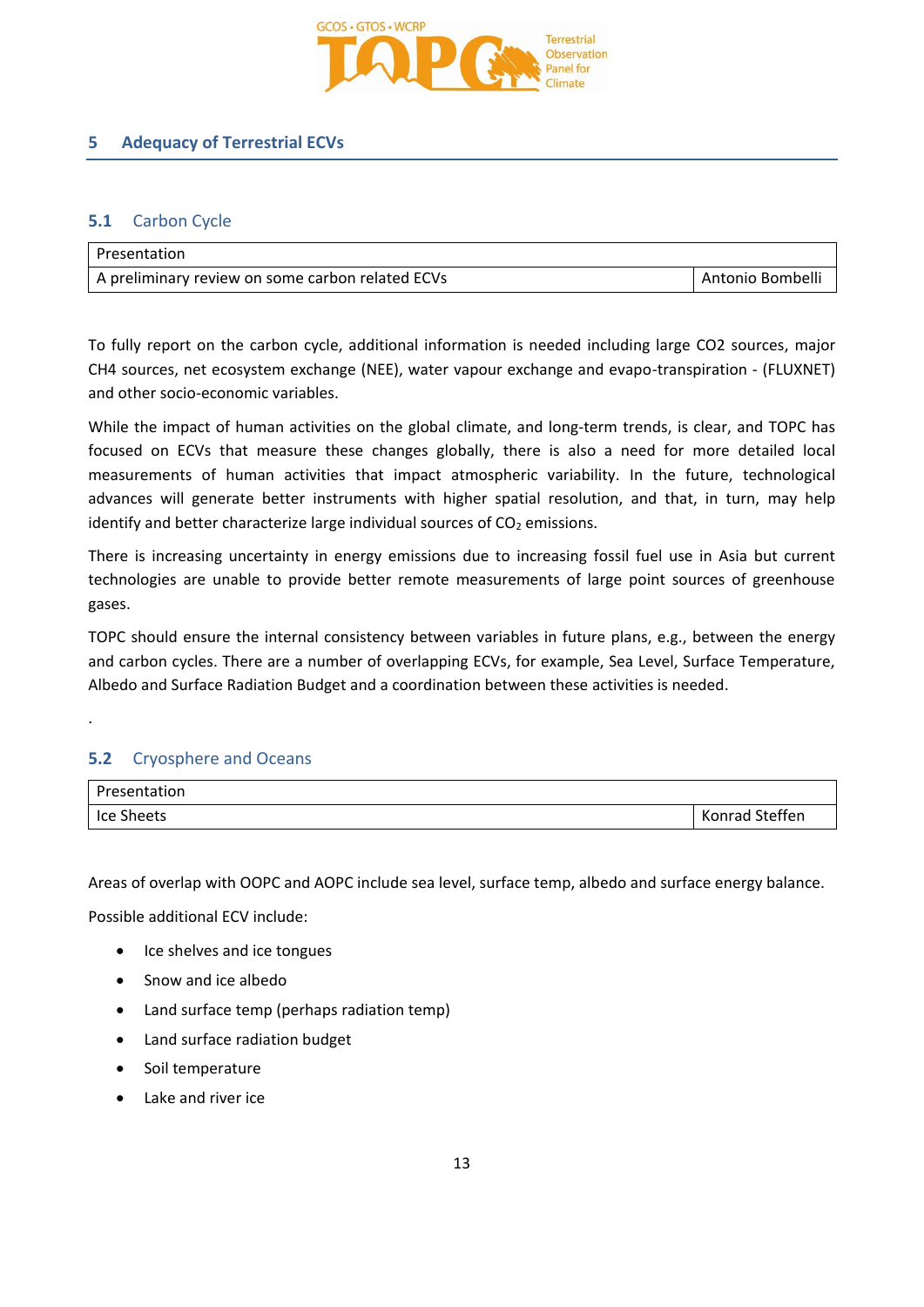## 5 Adequacy of Terrestrial ECVs

### 5.1 Carbon Cycle

| Presentation | |
|---|---|
| A preliminary review on some carbon related ECVs | Antonio Bombelli |

To fully report on the carbon cycle, additional information is needed including large CO2 sources, major CH4 sources, net ecosystem exchange (NEE), water vapour exchange and evapo-transpiration - (FLUXNET) and other socio-economic variables.

While the impact of human activities on the global climate, and long-term trends, is clear, and TOPC has focused on ECVs that measure these changes globally, there is also a need for more detailed local measurements of human activities that impact atmospheric variability. In the future, technological advances will generate better instruments with higher spatial resolution, and that, in turn, may help identify and better characterize large individual sources of $CO_2$ emissions.

There is increasing uncertainty in energy emissions due to increasing fossil fuel use in Asia but current technologies are unable to provide better remote measurements of large point sources of greenhouse gases.

TOPC should ensure the internal consistency between variables in future plans, e.g., between the energy and carbon cycles. There are a number of overlapping ECVs, for example, Sea Level, Surface Temperature, Albedo and Surface Radiation Budget and a coordination between these activities is needed.

.

### 5.2 Cryosphere and Oceans

| Presentation | |
|---|---|
| Ice Sheets | Konrad Steffen |

Areas of overlap with OOPC and AOPC include sea level, surface temp, albedo and surface energy balance.

Possible additional ECV include:

- Ice shelves and ice tongues
- Snow and ice albedo
- Land surface temp (perhaps radiation temp)
- Land surface radiation budget
- Soil temperature
- Lake and river ice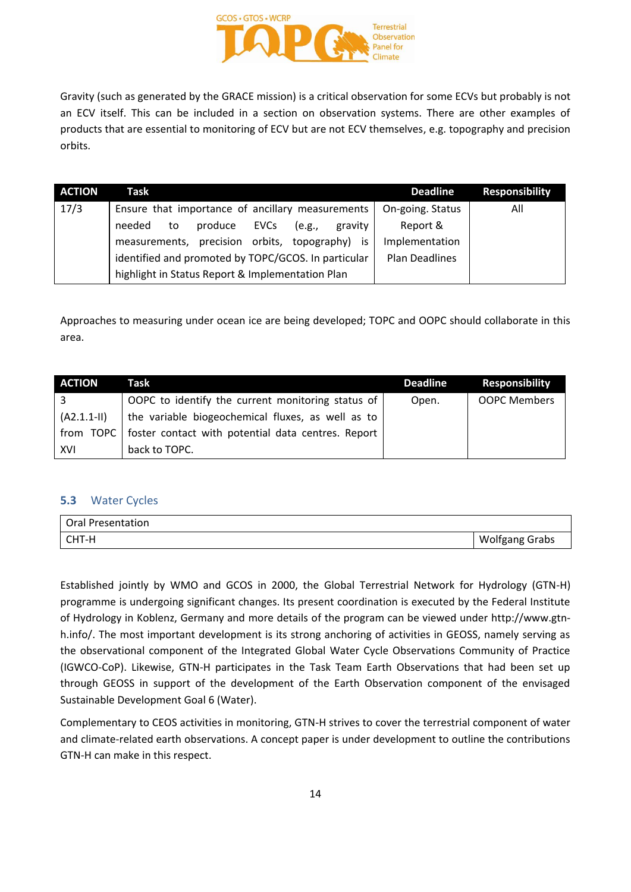Gravity (such as generated by the GRACE mission) is a critical observation for some ECVs but probably is not an ECV itself. This can be included in a section on observation systems. There are other examples of products that are essential to monitoring of ECV but are not ECV themselves, e.g. topography and precision orbits.

| ACTION | Task | Deadline | Responsibility |
|---|---|---|---|
| 17/3 | Ensure that importance of ancillary measurements needed to produce EVCs (e.g., gravity measurements, precision orbits, topography) is identified and promoted by TOPC/GCOS. In particular highlight in Status Report & Implementation Plan | On-going. Status Report & Implementation Plan Deadlines | All |

Approaches to measuring under ocean ice are being developed; TOPC and OOPC should collaborate in this area.

| ACTION | Task | Deadline | Responsibility |
|---|---|---|---|
| 3 (A2.1.1-II) from TOPC XVI | OOPC to identify the current monitoring status of the variable biogeochemical fluxes, as well as to foster contact with potential data centres. Report back to TOPC. | Open. | OOPC Members |

## 5.3 Water Cycles

| Oral Presentation | |
|---|---|
| CHT-H | Wolfgang Grabs |

Established jointly by WMO and GCOS in 2000, the Global Terrestrial Network for Hydrology (GTN-H) programme is undergoing significant changes. Its present coordination is executed by the Federal Institute of Hydrology in Koblenz, Germany and more details of the program can be viewed under http://www.gtn-h.info/. The most important development is its strong anchoring of activities in GEOSS, namely serving as the observational component of the Integrated Global Water Cycle Observations Community of Practice (IGWCO-CoP). Likewise, GTN-H participates in the Task Team Earth Observations that had been set up through GEOSS in support of the development of the Earth Observation component of the envisaged Sustainable Development Goal 6 (Water).

Complementary to CEOS activities in monitoring, GTN-H strives to cover the terrestrial component of water and climate-related earth observations. A concept paper is under development to outline the contributions GTN-H can make in this respect.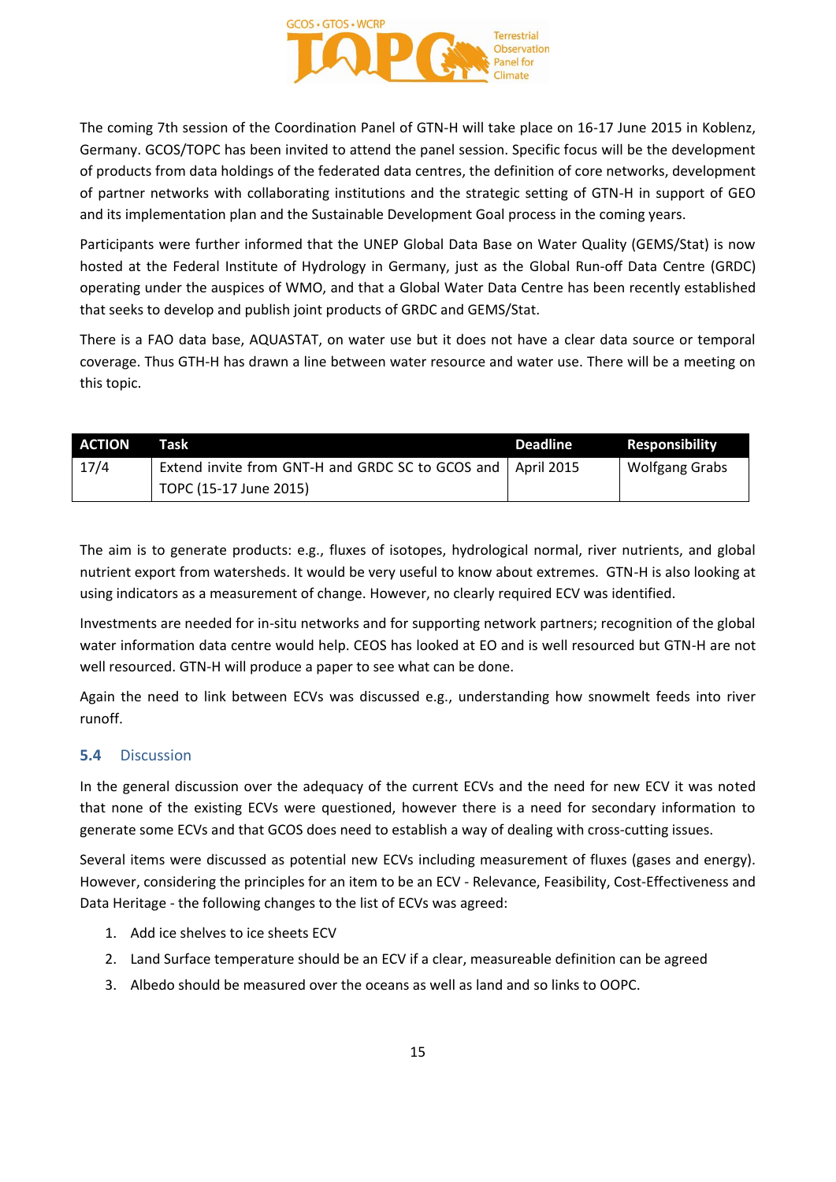The coming 7th session of the Coordination Panel of GTN-H will take place on 16-17 June 2015 in Koblenz, Germany. GCOS/TOPC has been invited to attend the panel session. Specific focus will be the development of products from data holdings of the federated data centres, the definition of core networks, development of partner networks with collaborating institutions and the strategic setting of GTN-H in support of GEO and its implementation plan and the Sustainable Development Goal process in the coming years.

Participants were further informed that the UNEP Global Data Base on Water Quality (GEMS/Stat) is now hosted at the Federal Institute of Hydrology in Germany, just as the Global Run-off Data Centre (GRDC) operating under the auspices of WMO, and that a Global Water Data Centre has been recently established that seeks to develop and publish joint products of GRDC and GEMS/Stat.

There is a FAO data base, AQUASTAT, on water use but it does not have a clear data source or temporal coverage. Thus GTH-H has drawn a line between water resource and water use. There will be a meeting on this topic.

| ACTION | Task | Deadline | Responsibility |
|---|---|---|---|
| 17/4 | Extend invite from GNT-H and GRDC SC to GCOS and TOPC (15-17 June 2015) | April 2015 | Wolfgang Grabs |

The aim is to generate products: e.g., fluxes of isotopes, hydrological normal, river nutrients, and global nutrient export from watersheds. It would be very useful to know about extremes. GTN-H is also looking at using indicators as a measurement of change. However, no clearly required ECV was identified.

Investments are needed for in-situ networks and for supporting network partners; recognition of the global water information data centre would help. CEOS has looked at EO and is well resourced but GTN-H are not well resourced. GTN-H will produce a paper to see what can be done.

Again the need to link between ECVs was discussed e.g., understanding how snowmelt feeds into river runoff.

### 5.4 Discussion

In the general discussion over the adequacy of the current ECVs and the need for new ECV it was noted that none of the existing ECVs were questioned, however there is a need for secondary information to generate some ECVs and that GCOS does need to establish a way of dealing with cross-cutting issues.

Several items were discussed as potential new ECVs including measurement of fluxes (gases and energy). However, considering the principles for an item to be an ECV - Relevance, Feasibility, Cost-Effectiveness and Data Heritage - the following changes to the list of ECVs was agreed:

1. Add ice shelves to ice sheets ECV
2. Land Surface temperature should be an ECV if a clear, measureable definition can be agreed
3. Albedo should be measured over the oceans as well as land and so links to OOPC.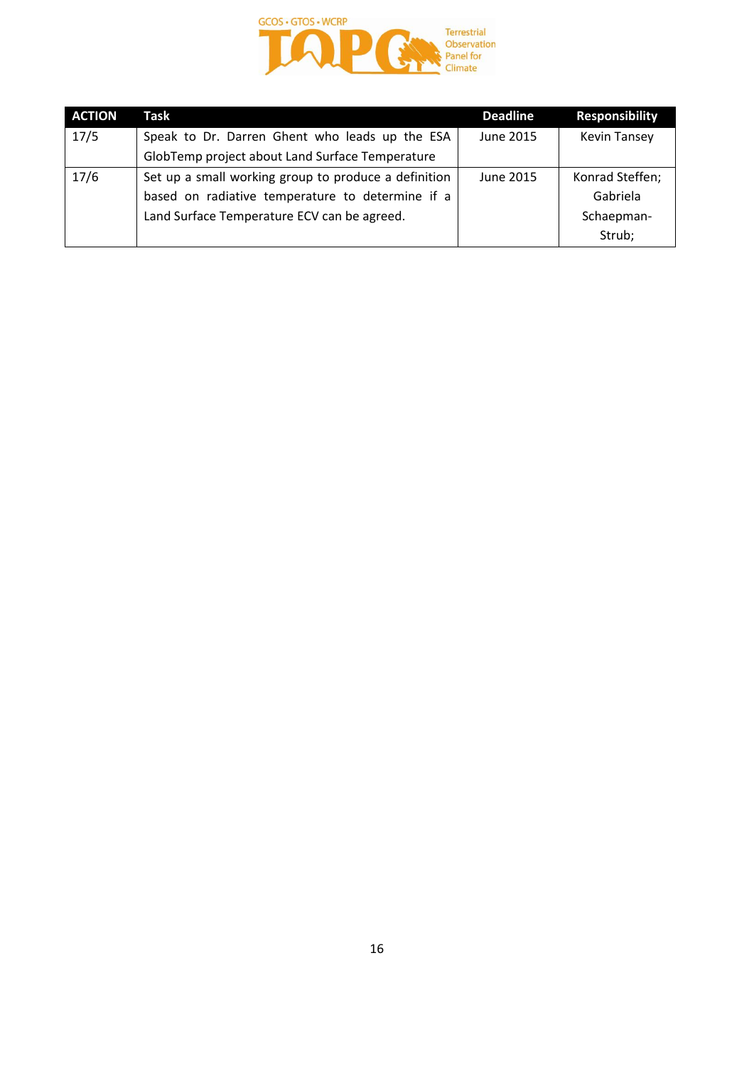| ACTION | Task | Deadline | Responsibility |
| --- | --- | --- | --- |
| 17/5 | Speak to Dr. Darren Ghent who leads up the ESA GlobTemp project about Land Surface Temperature | June 2015 | Kevin Tansey |
| 17/6 | Set up a small working group to produce a definition based on radiative temperature to determine if a Land Surface Temperature ECV can be agreed. | June 2015 | Konrad Steffen; Gabriela Schaepman-Strub; |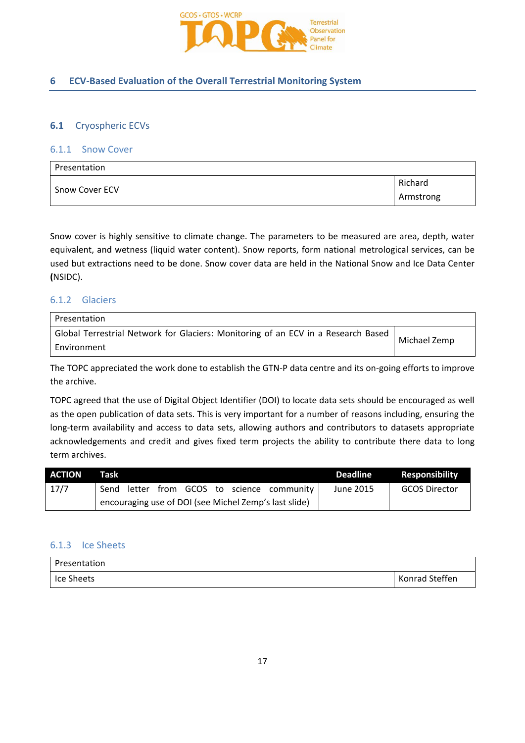## 6 ECV-Based Evaluation of the Overall Terrestrial Monitoring System

### 6.1 Cryospheric ECVs

#### 6.1.1 Snow Cover

| Presentation | |
|---|---|
| Snow Cover ECV | Richard Armstrong |

Snow cover is highly sensitive to climate change. The parameters to be measured are area, depth, water equivalent, and wetness (liquid water content). Snow reports, form national metrological services, can be used but extractions need to be done. Snow cover data are held in the National Snow and Ice Data Center **(**NSIDC).

#### 6.1.2 Glaciers

| Presentation | |
|---|---|
| Global Terrestrial Network for Glaciers: Monitoring of an ECV in a Research Based Environment | Michael Zemp |

The TOPC appreciated the work done to establish the GTN-P data centre and its on-going efforts to improve the archive.

TOPC agreed that the use of Digital Object Identifier (DOI) to locate data sets should be encouraged as well as the open publication of data sets. This is very important for a number of reasons including, ensuring the long-term availability and access to data sets, allowing authors and contributors to datasets appropriate acknowledgements and credit and gives fixed term projects the ability to contribute there data to long term archives.

| ACTION | Task | Deadline | Responsibility |
|---|---|---|---|
| 17/7 | Send letter from GCOS to science community encouraging use of DOI (see Michel Zemp's last slide) | June 2015 | GCOS Director |

#### 6.1.3 Ice Sheets

| Presentation | |
|---|---|
| Ice Sheets | Konrad Steffen |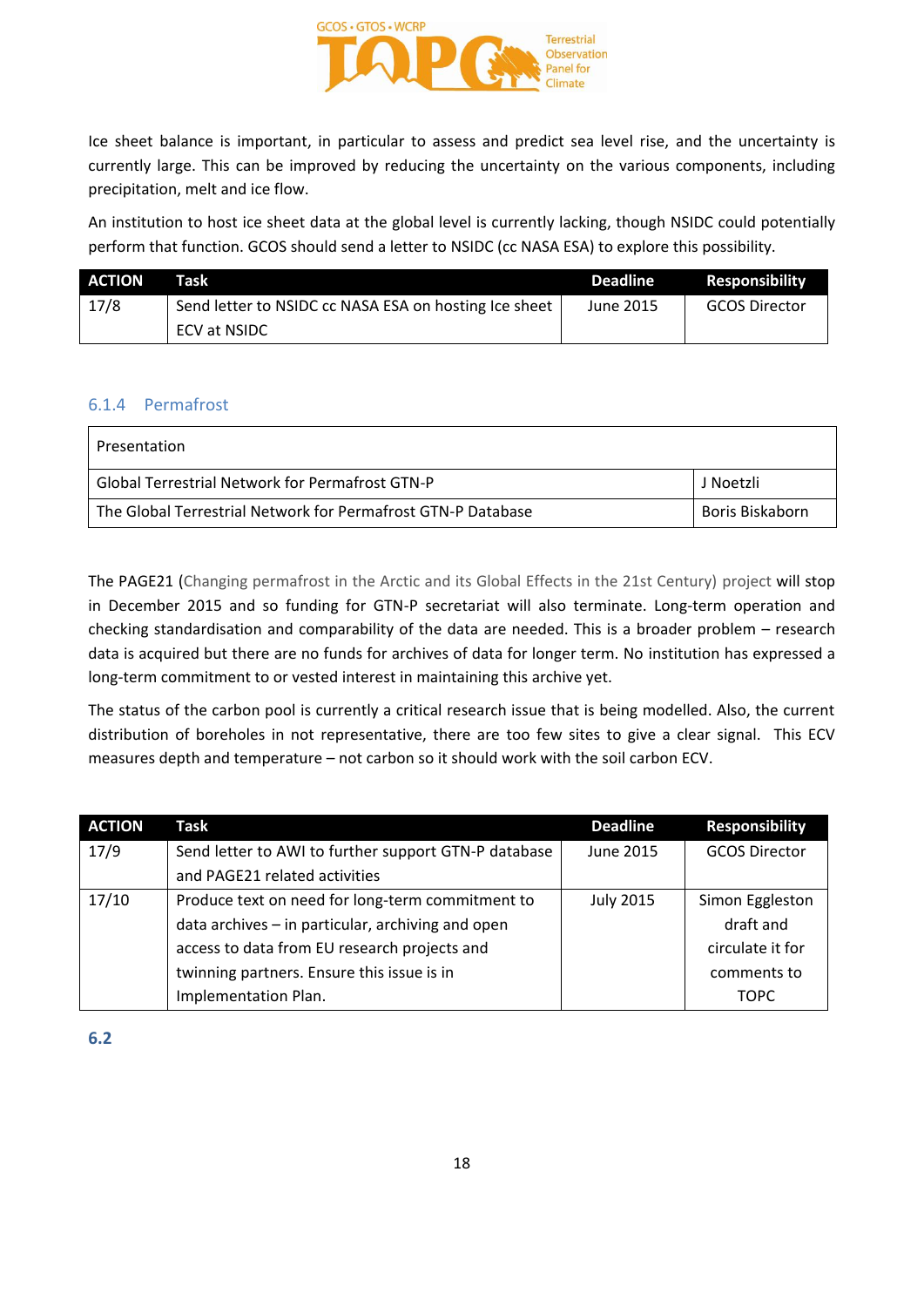Ice sheet balance is important, in particular to assess and predict sea level rise, and the uncertainty is currently large. This can be improved by reducing the uncertainty on the various components, including precipitation, melt and ice flow.

An institution to host ice sheet data at the global level is currently lacking, though NSIDC could potentially perform that function. GCOS should send a letter to NSIDC (cc NASA ESA) to explore this possibility.

| ACTION | Task | Deadline | Responsibility |
|---|---|---|---|
| 17/8 | Send letter to NSIDC cc NASA ESA on hosting Ice sheet ECV at NSIDC | June 2015 | GCOS Director |

### 6.1.4 Permafrost

| Presentation | |
|---|---|
| Global Terrestrial Network for Permafrost GTN-P | J Noetzli |
| The Global Terrestrial Network for Permafrost GTN-P Database | Boris Biskaborn |

The PAGE21 (Changing permafrost in the Arctic and its Global Effects in the 21st Century) project will stop in December 2015 and so funding for GTN-P secretariat will also terminate. Long-term operation and checking standardisation and comparability of the data are needed. This is a broader problem – research data is acquired but there are no funds for archives of data for longer term. No institution has expressed a long-term commitment to or vested interest in maintaining this archive yet.

The status of the carbon pool is currently a critical research issue that is being modelled. Also, the current distribution of boreholes in not representative, there are too few sites to give a clear signal. This ECV measures depth and temperature – not carbon so it should work with the soil carbon ECV.

| ACTION | Task | Deadline | Responsibility |
|---|---|---|---|
| 17/9 | Send letter to AWI to further support GTN-P database and PAGE21 related activities | June 2015 | GCOS Director |
| 17/10 | Produce text on need for long-term commitment to data archives – in particular, archiving and open access to data from EU research projects and twinning partners. Ensure this issue is in Implementation Plan. | July 2015 | Simon Eggleston draft and circulate it for comments to TOPC |

## 6.2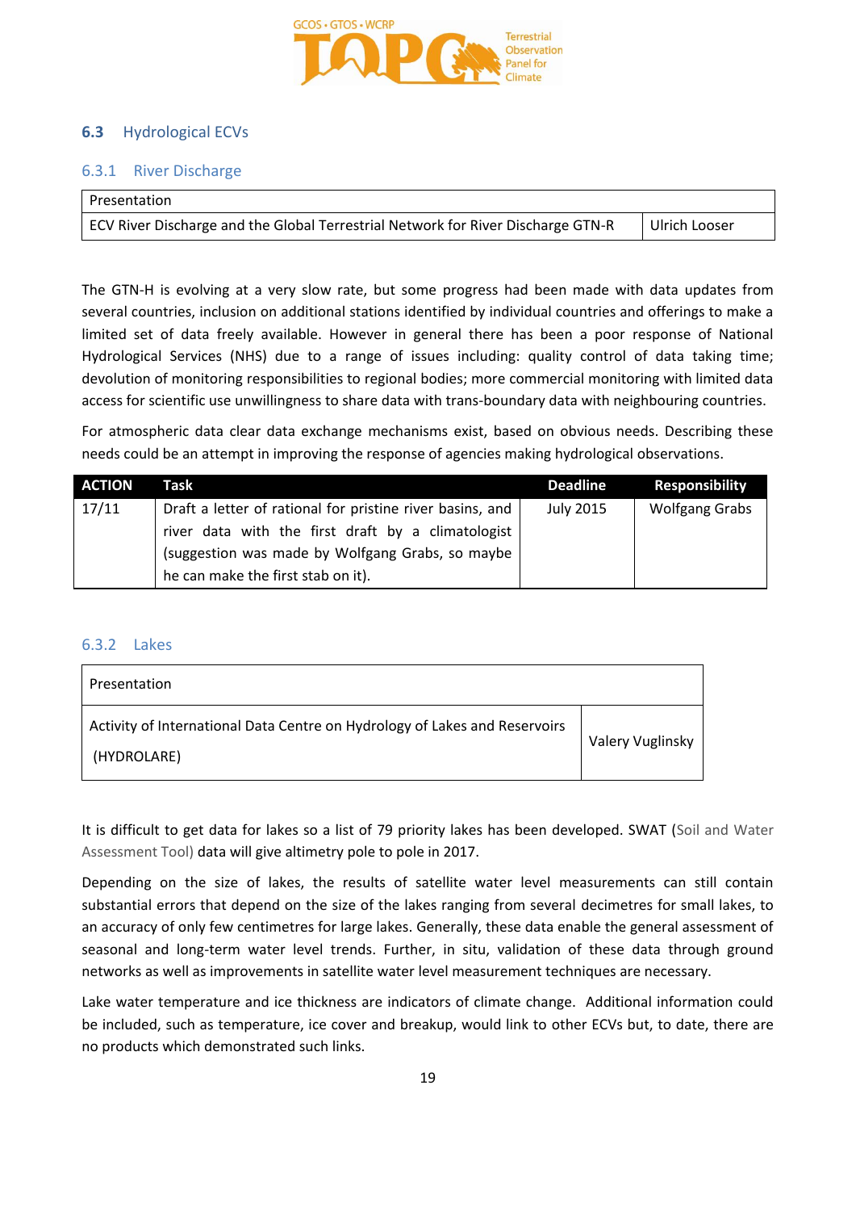## 6.3 Hydrological ECVs

### 6.3.1 River Discharge

| Presentation | |
|---|---|
| ECV River Discharge and the Global Terrestrial Network for River Discharge GTN-R | Ulrich Looser |

The GTN-H is evolving at a very slow rate, but some progress had been made with data updates from several countries, inclusion on additional stations identified by individual countries and offerings to make a limited set of data freely available. However in general there has been a poor response of National Hydrological Services (NHS) due to a range of issues including: quality control of data taking time; devolution of monitoring responsibilities to regional bodies; more commercial monitoring with limited data access for scientific use unwillingness to share data with trans-boundary data with neighbouring countries.

For atmospheric data clear data exchange mechanisms exist, based on obvious needs. Describing these needs could be an attempt in improving the response of agencies making hydrological observations.

| ACTION | Task | Deadline | Responsibility |
|---|---|---|---|
| 17/11 | Draft a letter of rational for pristine river basins, and river data with the first draft by a climatologist (suggestion was made by Wolfgang Grabs, so maybe he can make the first stab on it). | July 2015 | Wolfgang Grabs |

### 6.3.2 Lakes

| Presentation | |
|---|---|
| Activity of International Data Centre on Hydrology of Lakes and Reservoirs (HYDROLARE) | Valery Vuglinsky |

It is difficult to get data for lakes so a list of 79 priority lakes has been developed. SWAT (Soil and Water Assessment Tool) data will give altimetry pole to pole in 2017.

Depending on the size of lakes, the results of satellite water level measurements can still contain substantial errors that depend on the size of the lakes ranging from several decimetres for small lakes, to an accuracy of only few centimetres for large lakes. Generally, these data enable the general assessment of seasonal and long-term water level trends. Further, in situ, validation of these data through ground networks as well as improvements in satellite water level measurement techniques are necessary.

Lake water temperature and ice thickness are indicators of climate change. Additional information could be included, such as temperature, ice cover and breakup, would link to other ECVs but, to date, there are no products which demonstrated such links.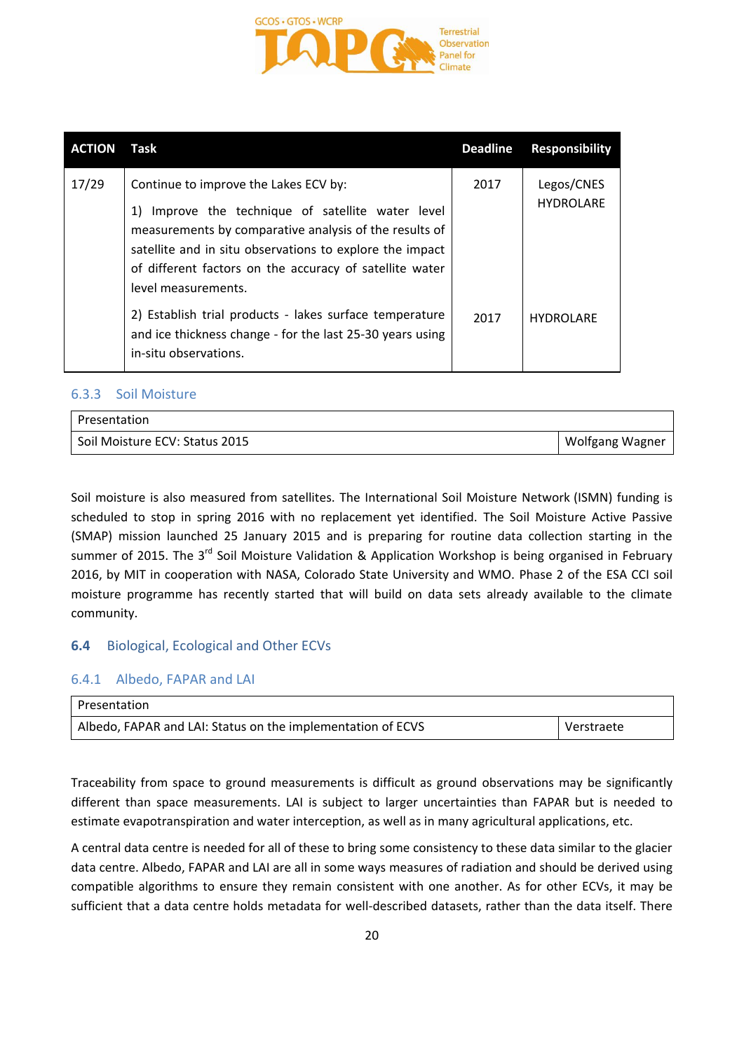| ACTION | Task | Deadline | Responsibility |
|---|---|---|---|
| 17/29 | Continue to improve the Lakes ECV by:<br>1) Improve the technique of satellite water level measurements by comparative analysis of the results of satellite and in situ observations to explore the impact of different factors on the accuracy of satellite water level measurements. | 2017 | Legos/CNES HYDROLARE |
| | 2) Establish trial products - lakes surface temperature and ice thickness change - for the last 25-30 years using in-situ observations. | 2017 | HYDROLARE |

### 6.3.3 Soil Moisture

| Presentation | |
|---|---|
| Soil Moisture ECV: Status 2015 | Wolfgang Wagner |

Soil moisture is also measured from satellites. The International Soil Moisture Network (ISMN) funding is scheduled to stop in spring 2016 with no replacement yet identified. The Soil Moisture Active Passive (SMAP) mission launched 25 January 2015 and is preparing for routine data collection starting in the summer of 2015. The 3rd Soil Moisture Validation & Application Workshop is being organised in February 2016, by MIT in cooperation with NASA, Colorado State University and WMO. Phase 2 of the ESA CCI soil moisture programme has recently started that will build on data sets already available to the climate community.

## 6.4 Biological, Ecological and Other ECVs

### 6.4.1 Albedo, FAPAR and LAI

| Presentation | |
|---|---|
| Albedo, FAPAR and LAI: Status on the implementation of ECVS | Verstraete |

Traceability from space to ground measurements is difficult as ground observations may be significantly different than space measurements. LAI is subject to larger uncertainties than FAPAR but is needed to estimate evapotranspiration and water interception, as well as in many agricultural applications, etc.

A central data centre is needed for all of these to bring some consistency to these data similar to the glacier data centre. Albedo, FAPAR and LAI are all in some ways measures of radiation and should be derived using compatible algorithms to ensure they remain consistent with one another. As for other ECVs, it may be sufficient that a data centre holds metadata for well-described datasets, rather than the data itself. There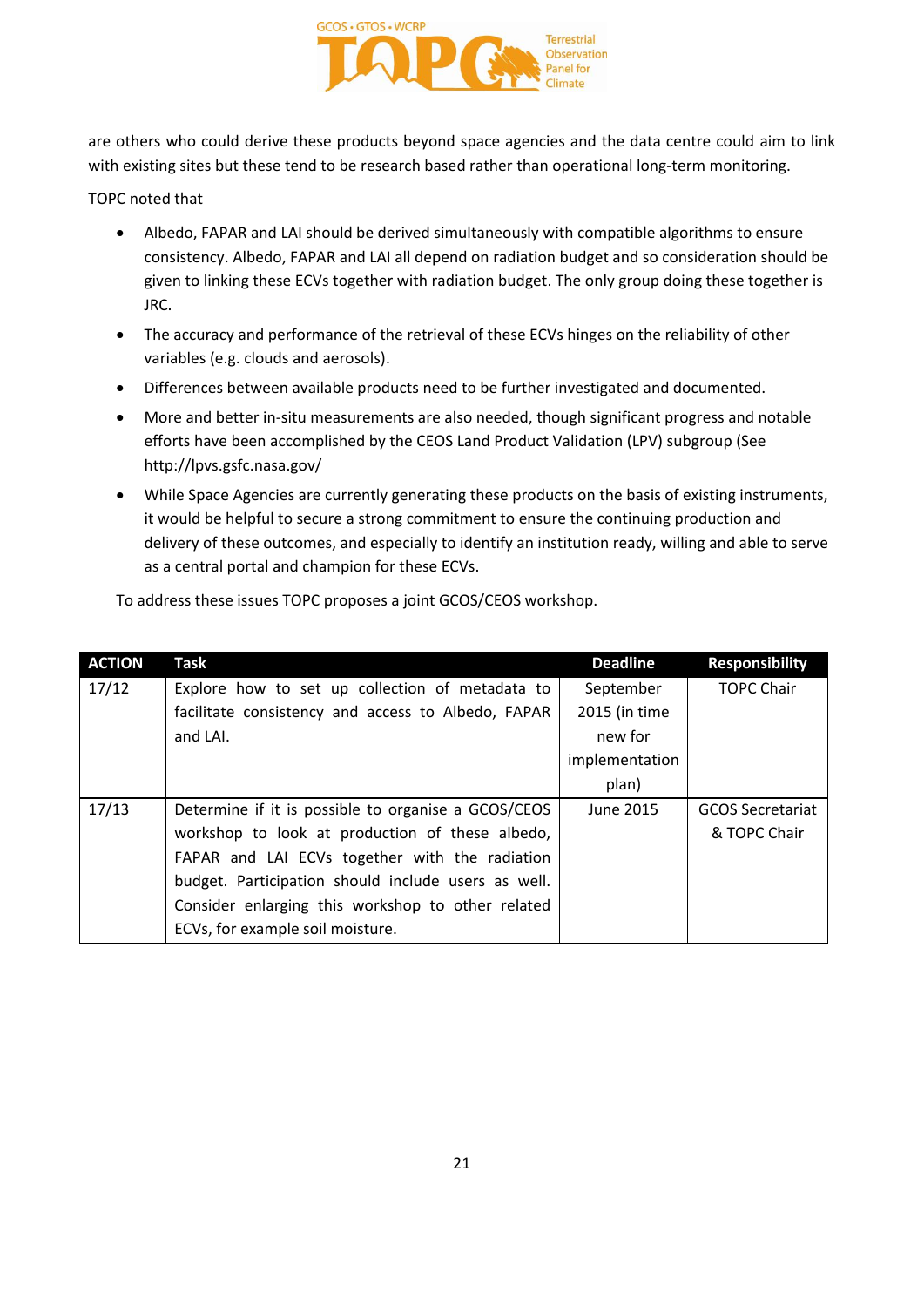are others who could derive these products beyond space agencies and the data centre could aim to link with existing sites but these tend to be research based rather than operational long-term monitoring.

TOPC noted that

- Albedo, FAPAR and LAI should be derived simultaneously with compatible algorithms to ensure consistency. Albedo, FAPAR and LAI all depend on radiation budget and so consideration should be given to linking these ECVs together with radiation budget. The only group doing these together is JRC.
- The accuracy and performance of the retrieval of these ECVs hinges on the reliability of other variables (e.g. clouds and aerosols).
- Differences between available products need to be further investigated and documented.
- More and better in-situ measurements are also needed, though significant progress and notable efforts have been accomplished by the CEOS Land Product Validation (LPV) subgroup (See http://lpvs.gsfc.nasa.gov/
- While Space Agencies are currently generating these products on the basis of existing instruments, it would be helpful to secure a strong commitment to ensure the continuing production and delivery of these outcomes, and especially to identify an institution ready, willing and able to serve as a central portal and champion for these ECVs.

To address these issues TOPC proposes a joint GCOS/CEOS workshop.

| ACTION | Task | Deadline | Responsibility |
|---|---|---|---|
| 17/12 | Explore how to set up collection of metadata to facilitate consistency and access to Albedo, FAPAR and LAI. | September 2015 (in time new for implementation plan) | TOPC Chair |
| 17/13 | Determine if it is possible to organise a GCOS/CEOS workshop to look at production of these albedo, FAPAR and LAI ECVs together with the radiation budget. Participation should include users as well. Consider enlarging this workshop to other related ECVs, for example soil moisture. | June 2015 | GCOS Secretariat & TOPC Chair |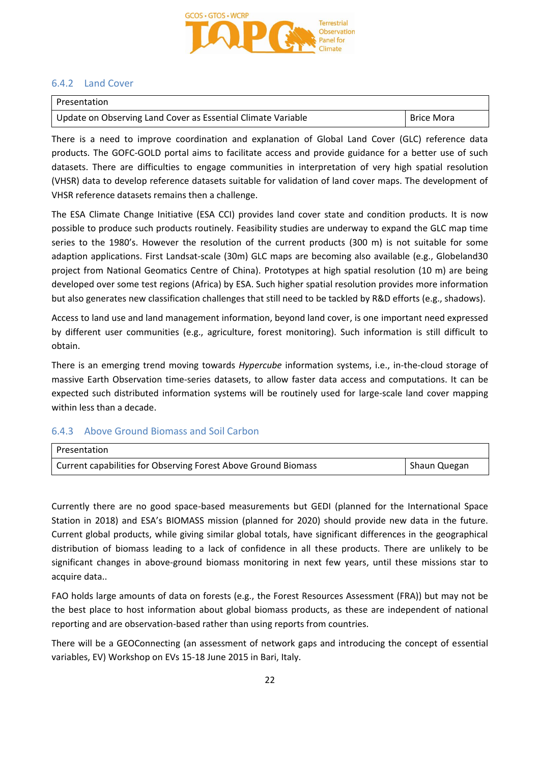### 6.4.2 Land Cover

| Presentation | |
|---|---|
| Update on Observing Land Cover as Essential Climate Variable | Brice Mora |

There is a need to improve coordination and explanation of Global Land Cover (GLC) reference data products. The GOFC-GOLD portal aims to facilitate access and provide guidance for a better use of such datasets. There are difficulties to engage communities in interpretation of very high spatial resolution (VHSR) data to develop reference datasets suitable for validation of land cover maps. The development of VHSR reference datasets remains then a challenge.

The ESA Climate Change Initiative (ESA CCI) provides land cover state and condition products. It is now possible to produce such products routinely. Feasibility studies are underway to expand the GLC map time series to the 1980's. However the resolution of the current products (300 m) is not suitable for some adaption applications. First Landsat-scale (30m) GLC maps are becoming also available (e.g., Globeland30 project from National Geomatics Centre of China). Prototypes at high spatial resolution (10 m) are being developed over some test regions (Africa) by ESA. Such higher spatial resolution provides more information but also generates new classification challenges that still need to be tackled by R&D efforts (e.g., shadows).

Access to land use and land management information, beyond land cover, is one important need expressed by different user communities (e.g., agriculture, forest monitoring). Such information is still difficult to obtain.

There is an emerging trend moving towards *Hypercube* information systems, i.e., in-the-cloud storage of massive Earth Observation time-series datasets, to allow faster data access and computations. It can be expected such distributed information systems will be routinely used for large-scale land cover mapping within less than a decade.

### 6.4.3 Above Ground Biomass and Soil Carbon

| Presentation | |
|---|---|
| Current capabilities for Observing Forest Above Ground Biomass | Shaun Quegan |

Currently there are no good space-based measurements but GEDI (planned for the International Space Station in 2018) and ESA's BIOMASS mission (planned for 2020) should provide new data in the future. Current global products, while giving similar global totals, have significant differences in the geographical distribution of biomass leading to a lack of confidence in all these products. There are unlikely to be significant changes in above-ground biomass monitoring in next few years, until these missions star to acquire data..

FAO holds large amounts of data on forests (e.g., the Forest Resources Assessment (FRA)) but may not be the best place to host information about global biomass products, as these are independent of national reporting and are observation-based rather than using reports from countries.

There will be a GEOConnecting (an assessment of network gaps and introducing the concept of essential variables, EV) Workshop on EVs 15-18 June 2015 in Bari, Italy.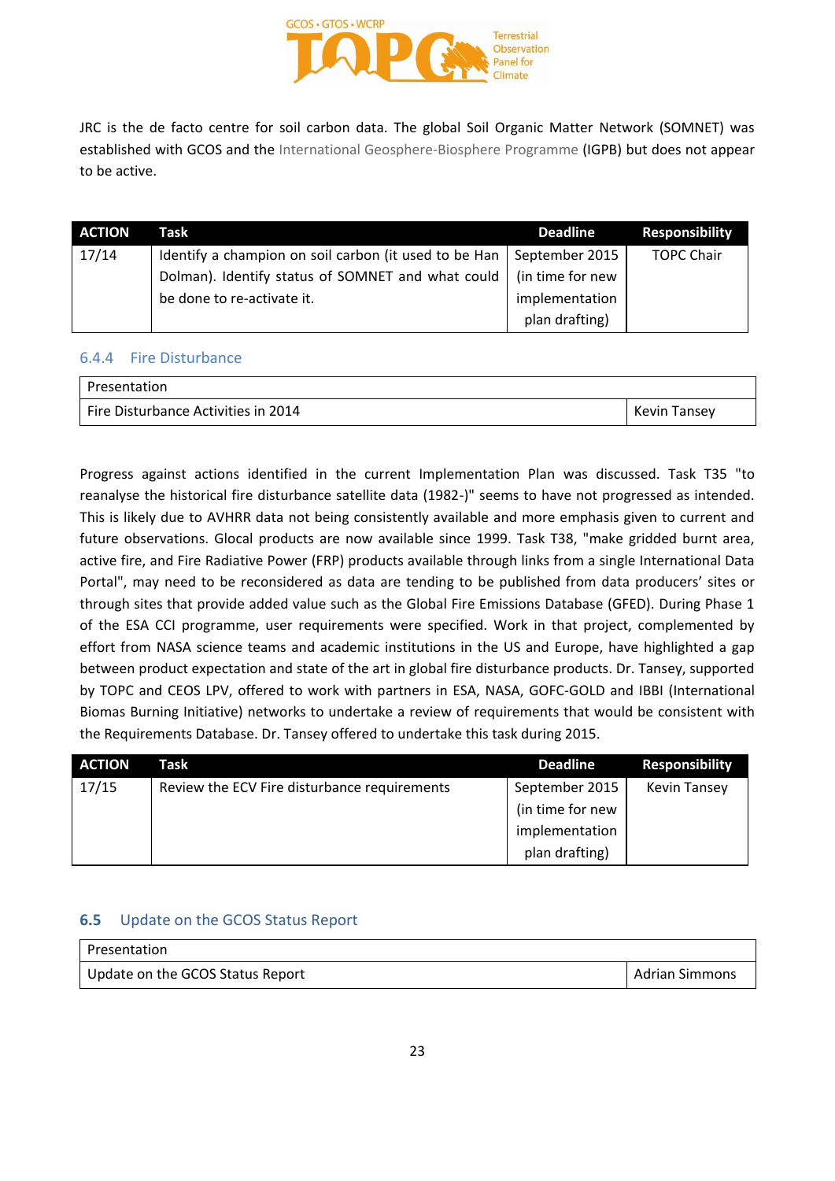JRC is the de facto centre for soil carbon data. The global Soil Organic Matter Network (SOMNET) was established with GCOS and the International Geosphere-Biosphere Programme (IGPB) but does not appear to be active.

| ACTION | Task | Deadline | Responsibility |
|---|---|---|---|
| 17/14 | Identify a champion on soil carbon (it used to be Han Dolman). Identify status of SOMNET and what could be done to re-activate it. | September 2015 (in time for new implementation plan drafting) | TOPC Chair |

### 6.4.4 Fire Disturbance

| Presentation | |
|---|---|
| Fire Disturbance Activities in 2014 | Kevin Tansey |

Progress against actions identified in the current Implementation Plan was discussed. Task T35 "to reanalyse the historical fire disturbance satellite data (1982-)" seems to have not progressed as intended. This is likely due to AVHRR data not being consistently available and more emphasis given to current and future observations. Glocal products are now available since 1999. Task T38, "make gridded burnt area, active fire, and Fire Radiative Power (FRP) products available through links from a single International Data Portal", may need to be reconsidered as data are tending to be published from data producers' sites or through sites that provide added value such as the Global Fire Emissions Database (GFED). During Phase 1 of the ESA CCI programme, user requirements were specified. Work in that project, complemented by effort from NASA science teams and academic institutions in the US and Europe, have highlighted a gap between product expectation and state of the art in global fire disturbance products. Dr. Tansey, supported by TOPC and CEOS LPV, offered to work with partners in ESA, NASA, GOFC-GOLD and IBBI (International Biomas Burning Initiative) networks to undertake a review of requirements that would be consistent with the Requirements Database. Dr. Tansey offered to undertake this task during 2015.

| ACTION | Task | Deadline | Responsibility |
|---|---|---|---|
| 17/15 | Review the ECV Fire disturbance requirements | September 2015 (in time for new implementation plan drafting) | Kevin Tansey |

## 6.5 Update on the GCOS Status Report

| Presentation | |
|---|---|
| Update on the GCOS Status Report | Adrian Simmons |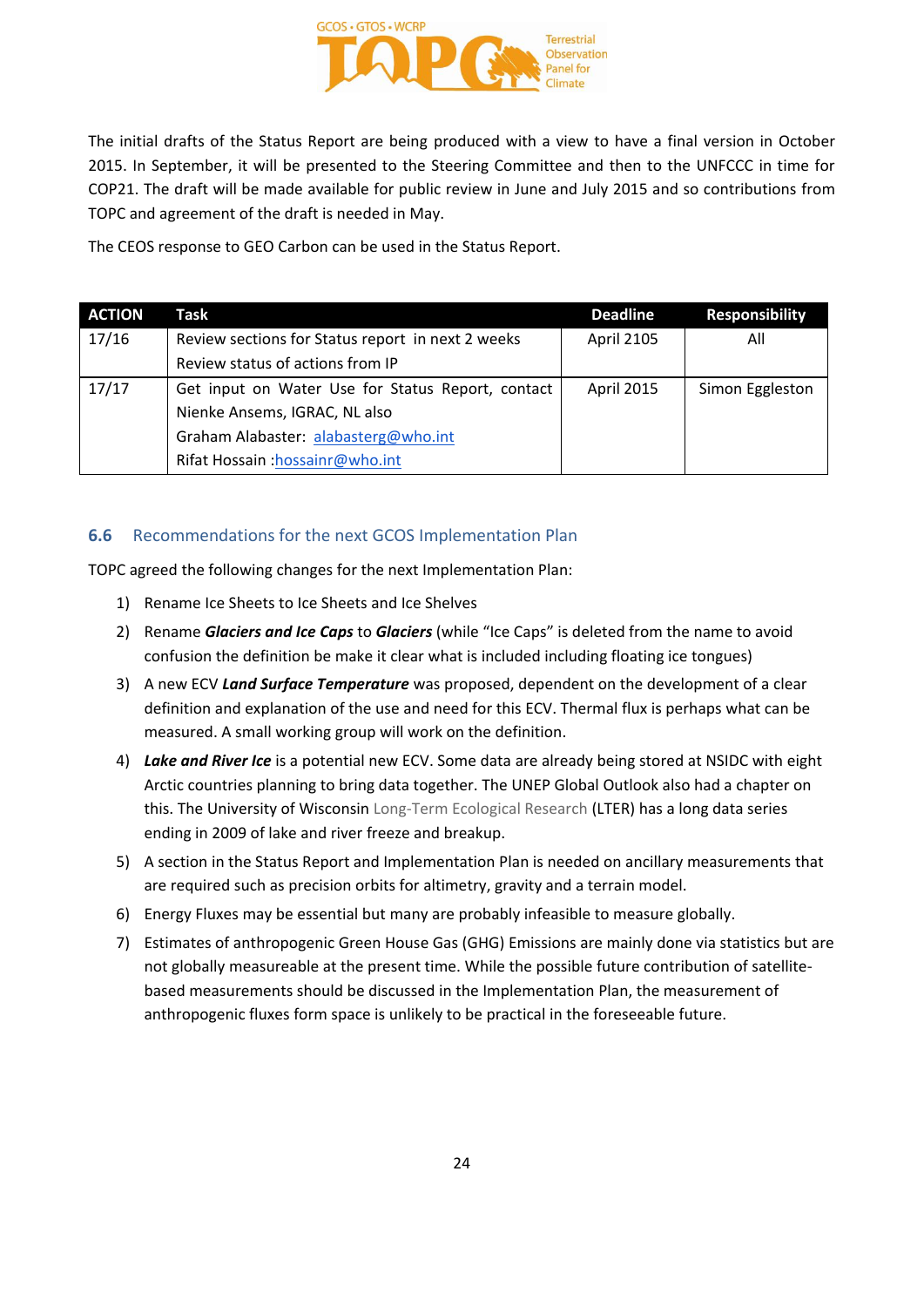The initial drafts of the Status Report are being produced with a view to have a final version in October 2015. In September, it will be presented to the Steering Committee and then to the UNFCCC in time for COP21. The draft will be made available for public review in June and July 2015 and so contributions from TOPC and agreement of the draft is needed in May.

The CEOS response to GEO Carbon can be used in the Status Report.

| ACTION | Task | Deadline | Responsibility |
|---|---|---|---|
| 17/16 | Review sections for Status report in next 2 weeks<br>Review status of actions from IP | April 2105 | All |
| 17/17 | Get input on Water Use for Status Report, contact Nienke Ansems, IGRAC, NL also<br>Graham Alabaster: alabasterg@who.int<br>Rifat Hossain :hossainr@who.int | April 2015 | Simon Eggleston |

### 6.6 Recommendations for the next GCOS Implementation Plan

TOPC agreed the following changes for the next Implementation Plan:

1) Rename Ice Sheets to Ice Sheets and Ice Shelves
2) Rename ***Glaciers and Ice Caps*** to ***Glaciers*** (while "Ice Caps" is deleted from the name to avoid confusion the definition be make it clear what is included including floating ice tongues)
3) A new ECV ***Land Surface Temperature*** was proposed, dependent on the development of a clear definition and explanation of the use and need for this ECV. Thermal flux is perhaps what can be measured. A small working group will work on the definition.
4) ***Lake and River Ice*** is a potential new ECV. Some data are already being stored at NSIDC with eight Arctic countries planning to bring data together. The UNEP Global Outlook also had a chapter on this. The University of Wisconsin Long-Term Ecological Research (LTER) has a long data series ending in 2009 of lake and river freeze and breakup.
5) A section in the Status Report and Implementation Plan is needed on ancillary measurements that are required such as precision orbits for altimetry, gravity and a terrain model.
6) Energy Fluxes may be essential but many are probably infeasible to measure globally.
7) Estimates of anthropogenic Green House Gas (GHG) Emissions are mainly done via statistics but are not globally measureable at the present time. While the possible future contribution of satellite-based measurements should be discussed in the Implementation Plan, the measurement of anthropogenic fluxes form space is unlikely to be practical in the foreseeable future.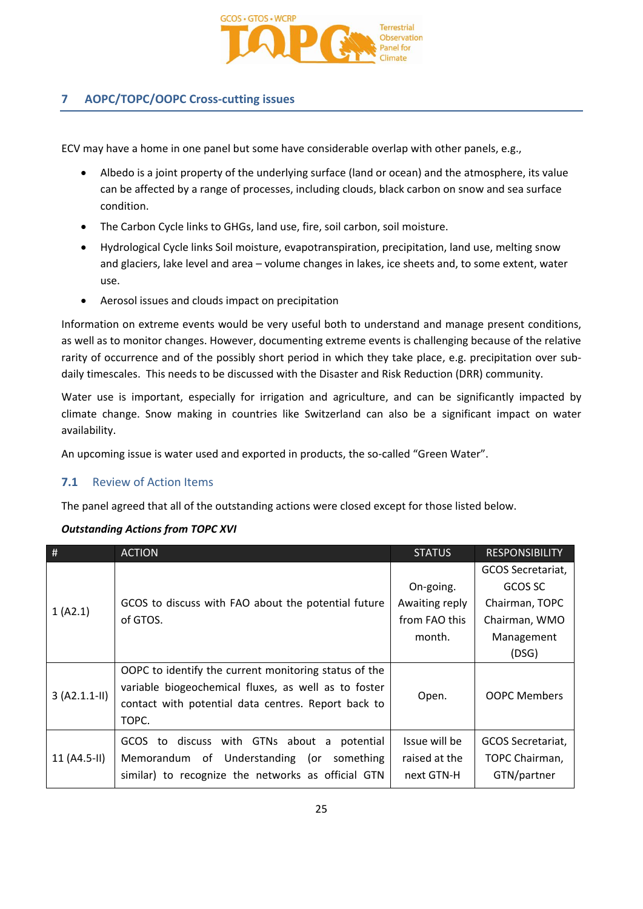## 7 AOPC/TOPC/OOPC Cross-cutting issues

ECV may have a home in one panel but some have considerable overlap with other panels, e.g.,

- Albedo is a joint property of the underlying surface (land or ocean) and the atmosphere, its value can be affected by a range of processes, including clouds, black carbon on snow and sea surface condition.
- The Carbon Cycle links to GHGs, land use, fire, soil carbon, soil moisture.
- Hydrological Cycle links Soil moisture, evapotranspiration, precipitation, land use, melting snow and glaciers, lake level and area – volume changes in lakes, ice sheets and, to some extent, water use.
- Aerosol issues and clouds impact on precipitation

Information on extreme events would be very useful both to understand and manage present conditions, as well as to monitor changes. However, documenting extreme events is challenging because of the relative rarity of occurrence and of the possibly short period in which they take place, e.g. precipitation over sub-daily timescales. This needs to be discussed with the Disaster and Risk Reduction (DRR) community.

Water use is important, especially for irrigation and agriculture, and can be significantly impacted by climate change. Snow making in countries like Switzerland can also be a significant impact on water availability.

An upcoming issue is water used and exported in products, the so-called "Green Water".

### 7.1 Review of Action Items

The panel agreed that all of the outstanding actions were closed except for those listed below.

***Outstanding Actions from TOPC XVI***

| # | ACTION | STATUS | RESPONSIBILITY |
|---|---|---|---|
| 1 (A2.1) | GCOS to discuss with FAO about the potential future of GTOS. | On-going. Awaiting reply from FAO this month. | GCOS Secretariat, GCOS SC Chairman, TOPC Chairman, WMO Management (DSG) |
| 3 (A2.1.1-II) | OOPC to identify the current monitoring status of the variable biogeochemical fluxes, as well as to foster contact with potential data centres. Report back to TOPC. | Open. | OOPC Members |
| 11 (A4.5-II) | GCOS to discuss with GTNs about a potential Memorandum of Understanding (or something similar) to recognize the networks as official GTN | Issue will be raised at the next GTN-H | GCOS Secretariat, TOPC Chairman, GTN/partner |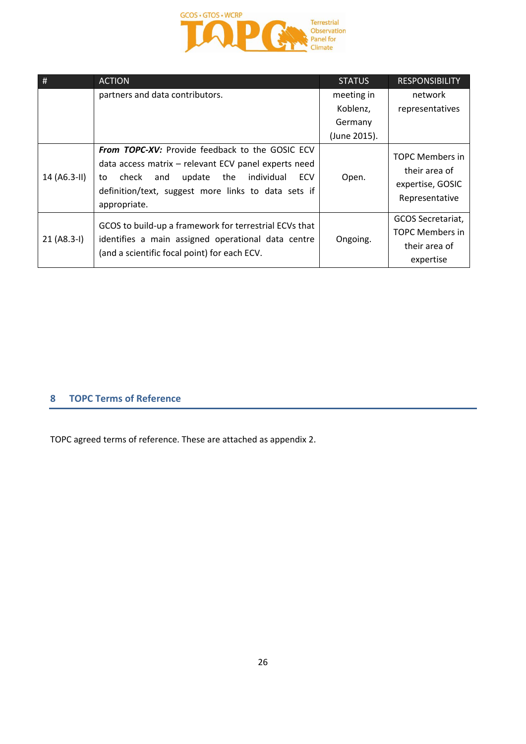| # | ACTION | STATUS | RESPONSIBILITY |
|---|---|---|---|
| | partners and data contributors. | meeting in Koblenz, Germany (June 2015). | network representatives |
| 14 (A6.3-II) | ***From TOPC-XV:*** Provide feedback to the GOSIC ECV data access matrix – relevant ECV panel experts need to check and update the individual ECV definition/text, suggest more links to data sets if appropriate. | Open. | TOPC Members in their area of expertise, GOSIC Representative |
| 21 (A8.3-I) | GCOS to build-up a framework for terrestrial ECVs that identifies a main assigned operational data centre (and a scientific focal point) for each ECV. | Ongoing. | GCOS Secretariat, TOPC Members in their area of expertise |

## 8 TOPC Terms of Reference

TOPC agreed terms of reference. These are attached as appendix 2.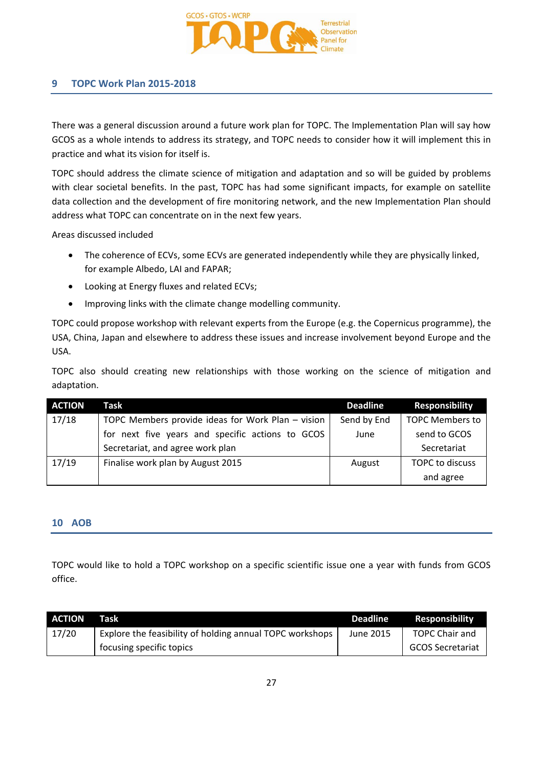## 9 TOPC Work Plan 2015-2018

There was a general discussion around a future work plan for TOPC. The Implementation Plan will say how GCOS as a whole intends to address its strategy, and TOPC needs to consider how it will implement this in practice and what its vision for itself is.

TOPC should address the climate science of mitigation and adaptation and so will be guided by problems with clear societal benefits. In the past, TOPC has had some significant impacts, for example on satellite data collection and the development of fire monitoring network, and the new Implementation Plan should address what TOPC can concentrate on in the next few years.

Areas discussed included

- The coherence of ECVs, some ECVs are generated independently while they are physically linked, for example Albedo, LAI and FAPAR;
- Looking at Energy fluxes and related ECVs;
- Improving links with the climate change modelling community.

TOPC could propose workshop with relevant experts from the Europe (e.g. the Copernicus programme), the USA, China, Japan and elsewhere to address these issues and increase involvement beyond Europe and the USA.

TOPC also should creating new relationships with those working on the science of mitigation and adaptation.

| ACTION | Task | Deadline | Responsibility |
|---|---|---|---|
| 17/18 | TOPC Members provide ideas for Work Plan – vision for next five years and specific actions to GCOS Secretariat, and agree work plan | Send by End June | TOPC Members to send to GCOS Secretariat |
| 17/19 | Finalise work plan by August 2015 | August | TOPC to discuss and agree |

## 10 AOB

TOPC would like to hold a TOPC workshop on a specific scientific issue one a year with funds from GCOS office.

| ACTION | Task | Deadline | Responsibility |
|---|---|---|---|
| 17/20 | Explore the feasibility of holding annual TOPC workshops focusing specific topics | June 2015 | TOPC Chair and GCOS Secretariat |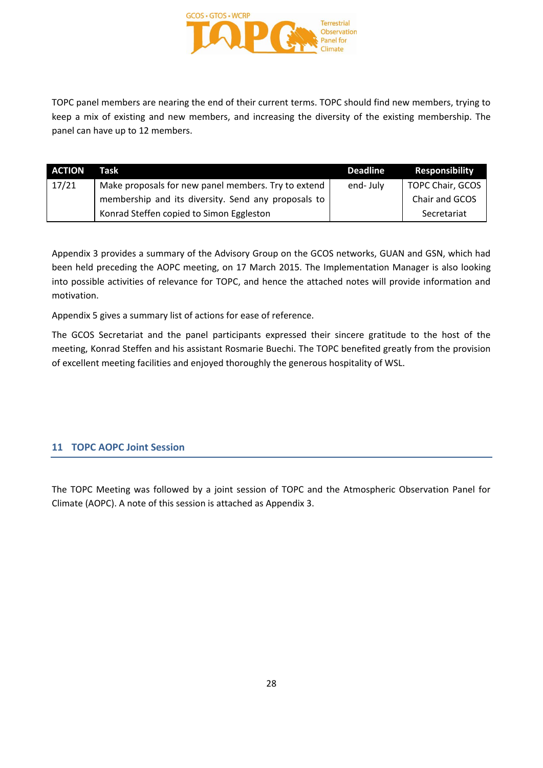TOPC panel members are nearing the end of their current terms. TOPC should find new members, trying to keep a mix of existing and new members, and increasing the diversity of the existing membership. The panel can have up to 12 members.

| ACTION | Task | Deadline | Responsibility |
|---|---|---|---|
| 17/21 | Make proposals for new panel members. Try to extend membership and its diversity. Send any proposals to Konrad Steffen copied to Simon Eggleston | end- July | TOPC Chair, GCOS Chair and GCOS Secretariat |

Appendix 3 provides a summary of the Advisory Group on the GCOS networks, GUAN and GSN, which had been held preceding the AOPC meeting, on 17 March 2015. The Implementation Manager is also looking into possible activities of relevance for TOPC, and hence the attached notes will provide information and motivation.

Appendix 5 gives a summary list of actions for ease of reference.

The GCOS Secretariat and the panel participants expressed their sincere gratitude to the host of the meeting, Konrad Steffen and his assistant Rosmarie Buechi. The TOPC benefited greatly from the provision of excellent meeting facilities and enjoyed thoroughly the generous hospitality of WSL.

## 11 TOPC AOPC Joint Session

The TOPC Meeting was followed by a joint session of TOPC and the Atmospheric Observation Panel for Climate (AOPC). A note of this session is attached as Appendix 3.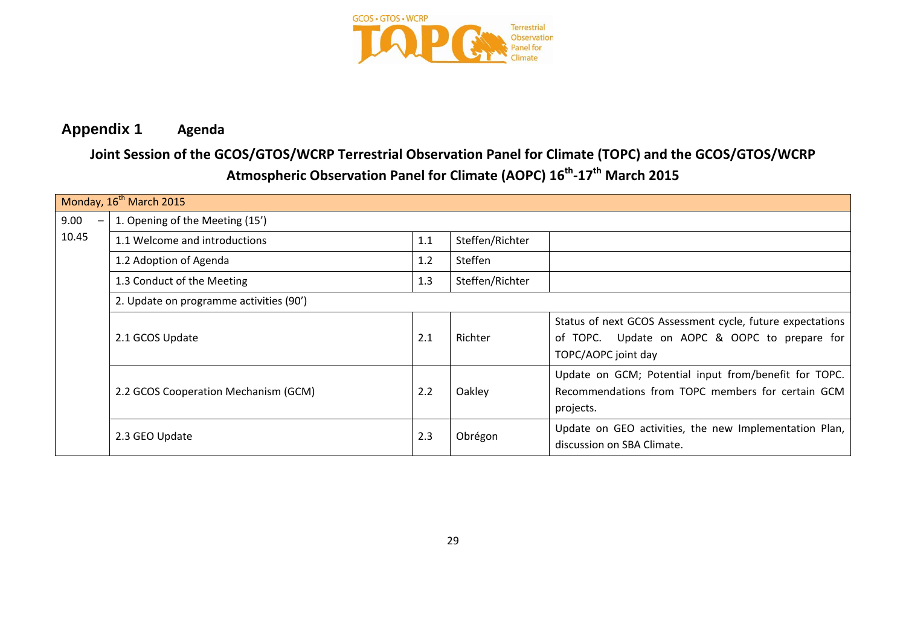## Appendix 1 Agenda

### Joint Session of the GCOS/GTOS/WCRP Terrestrial Observation Panel for Climate (TOPC) and the GCOS/GTOS/WCRP Atmospheric Observation Panel for Climate (AOPC) 16th-17th March 2015

| Monday, 16th March 2015 | | | | |
|---|---|---|---|---|
| 9.00 – 10.45 | 1. Opening of the Meeting (15') | | | |
| | 1.1 Welcome and introductions | 1.1 | Steffen/Richter | |
| | 1.2 Adoption of Agenda | 1.2 | Steffen | |
| | 1.3 Conduct of the Meeting | 1.3 | Steffen/Richter | |
| | 2. Update on programme activities (90') | | | |
| | 2.1 GCOS Update | 2.1 | Richter | Status of next GCOS Assessment cycle, future expectations of TOPC. Update on AOPC & OOPC to prepare for TOPC/AOPC joint day |
| | 2.2 GCOS Cooperation Mechanism (GCM) | 2.2 | Oakley | Update on GCM; Potential input from/benefit for TOPC. Recommendations from TOPC members for certain GCM projects. |
| | 2.3 GEO Update | 2.3 | Obrégon | Update on GEO activities, the new Implementation Plan, discussion on SBA Climate. |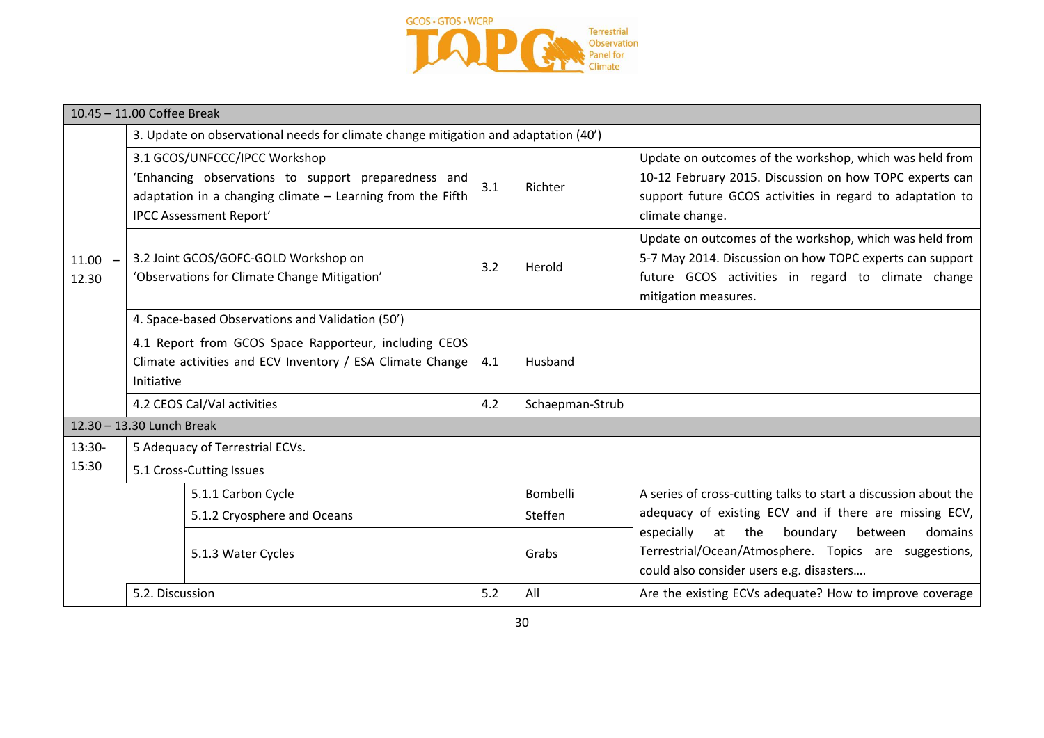| Time | Item | No. | Presenter | Notes |
|---|---|---|---|---|
| 10.45 – 11.00 Coffee Break | | | | |
| 11.00 – 12.30 | 3. Update on observational needs for climate change mitigation and adaptation (40’) | | | |
| | 3.1 GCOS/UNFCCC/IPCC Workshop ‘Enhancing observations to support preparedness and adaptation in a changing climate – Learning from the Fifth IPCC Assessment Report’ | 3.1 | Richter | Update on outcomes of the workshop, which was held from 10-12 February 2015. Discussion on how TOPC experts can support future GCOS activities in regard to adaptation to climate change. |
| | 3.2 Joint GCOS/GOFC-GOLD Workshop on ‘Observations for Climate Change Mitigation’ | 3.2 | Herold | Update on outcomes of the workshop, which was held from 5-7 May 2014. Discussion on how TOPC experts can support future GCOS activities in regard to climate change mitigation measures. |
| | 4. Space-based Observations and Validation (50’) | | | |
| | 4.1 Report from GCOS Space Rapporteur, including CEOS Climate activities and ECV Inventory / ESA Climate Change Initiative | 4.1 | Husband | |
| | 4.2 CEOS Cal/Val activities | 4.2 | Schaepman-Strub | |
| 12.30 – 13.30 Lunch Break | | | | |
| 13:30-15:30 | 5 Adequacy of Terrestrial ECVs. | | | |
| | 5.1 Cross-Cutting Issues | | | |
| | 5.1.1 Carbon Cycle | | Bombelli | A series of cross-cutting talks to start a discussion about the adequacy of existing ECV and if there are missing ECV, especially at the boundary between domains Terrestrial/Ocean/Atmosphere. Topics are suggestions, could also consider users e.g. disasters…. |
| | 5.1.2 Cryosphere and Oceans | | Steffen | |
| | 5.1.3 Water Cycles | | Grabs | |
| | 5.2. Discussion | 5.2 | All | Are the existing ECVs adequate? How to improve coverage |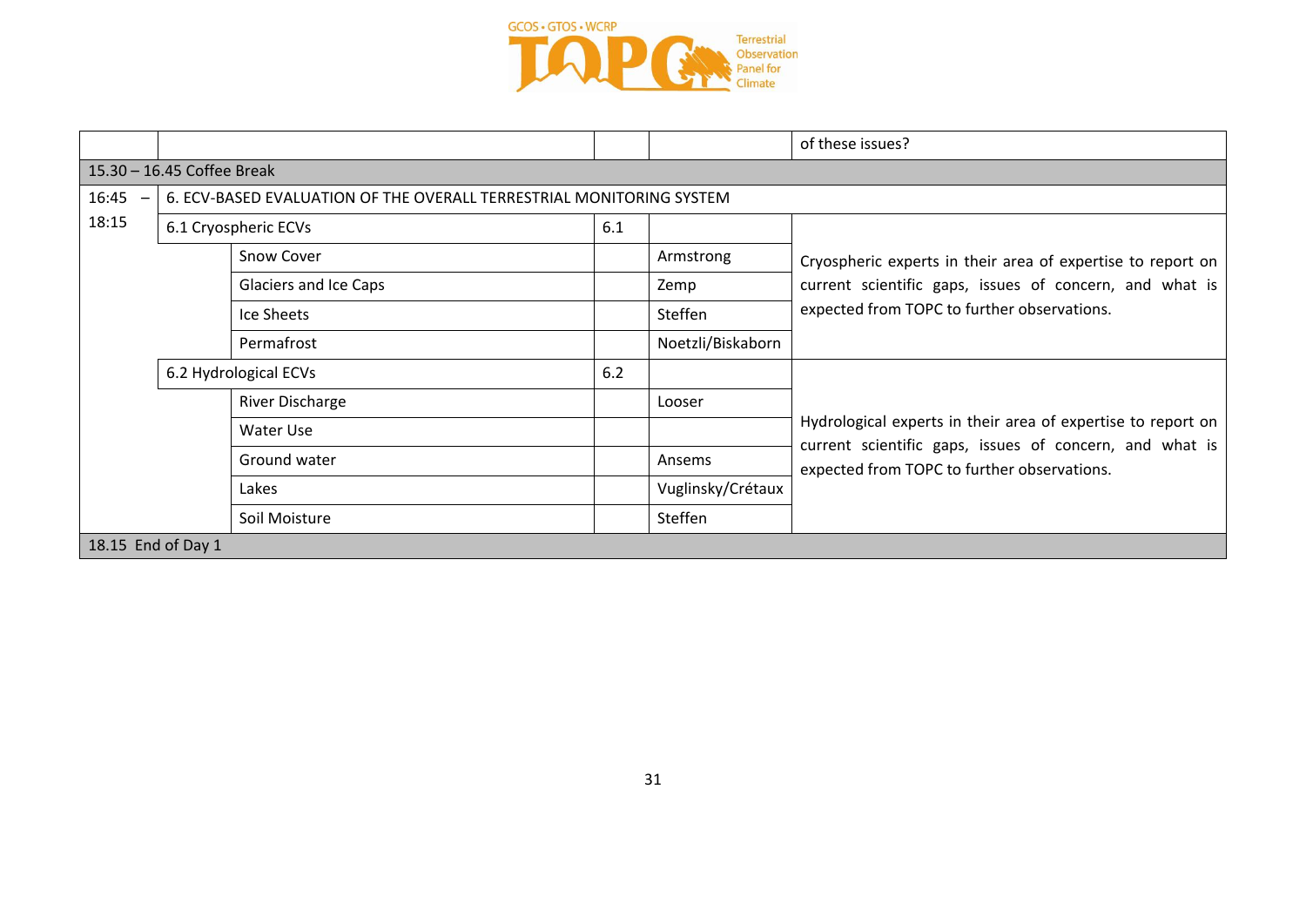| | | | | |
|---|---|---|---|---|
| | | | | of these issues? |
| 15.30 – 16.45 Coffee Break | | | | |
| 16:45 – 18:15 | 6. ECV-BASED EVALUATION OF THE OVERALL TERRESTRIAL MONITORING SYSTEM | | | |
| | 6.1 Cryospheric ECVs | 6.1 | | Cryospheric experts in their area of expertise to report on current scientific gaps, issues of concern, and what is expected from TOPC to further observations. |
| | Snow Cover | | Armstrong | |
| | Glaciers and Ice Caps | | Zemp | |
| | Ice Sheets | | Steffen | |
| | Permafrost | | Noetzli/Biskaborn | |
| | 6.2 Hydrological ECVs | 6.2 | | Hydrological experts in their area of expertise to report on current scientific gaps, issues of concern, and what is expected from TOPC to further observations. |
| | River Discharge | | Looser | |
| | Water Use | | | |
| | Ground water | | Ansems | |
| | Lakes | | Vuglinsky/Crétaux | |
| | Soil Moisture | | Steffen | |
| 18.15 End of Day 1 | | | | |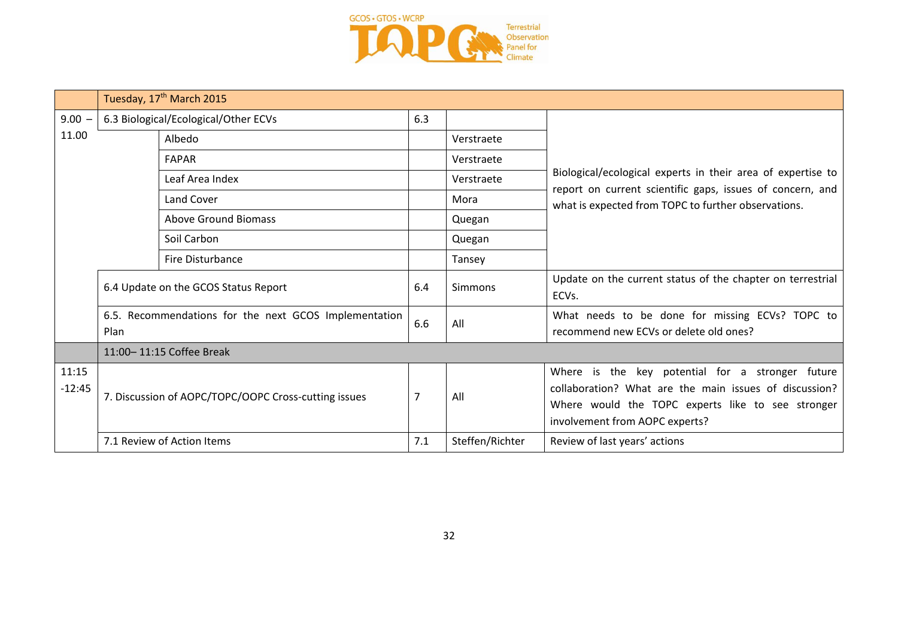| | Tuesday, 17th March 2015 | | | |
|---|---|---|---|---|
| 9.00 – 11.00 | 6.3 Biological/Ecological/Other ECVs | 6.3 | | Biological/ecological experts in their area of expertise to report on current scientific gaps, issues of concern, and what is expected from TOPC to further observations. |
| | Albedo | | Verstraete | |
| | FAPAR | | Verstraete | |
| | Leaf Area Index | | Verstraete | |
| | Land Cover | | Mora | |
| | Above Ground Biomass | | Quegan | |
| | Soil Carbon | | Quegan | |
| | Fire Disturbance | | Tansey | |
| | 6.4 Update on the GCOS Status Report | 6.4 | Simmons | Update on the current status of the chapter on terrestrial ECVs. |
| | 6.5. Recommendations for the next GCOS Implementation Plan | 6.6 | All | What needs to be done for missing ECVs? TOPC to recommend new ECVs or delete old ones? |
| | 11:00– 11:15 Coffee Break | | | |
| 11:15 -12:45 | 7. Discussion of AOPC/TOPC/OOPC Cross-cutting issues | 7 | All | Where is the key potential for a stronger future collaboration? What are the main issues of discussion? Where would the TOPC experts like to see stronger involvement from AOPC experts? |
| | 7.1 Review of Action Items | 7.1 | Steffen/Richter | Review of last years' actions |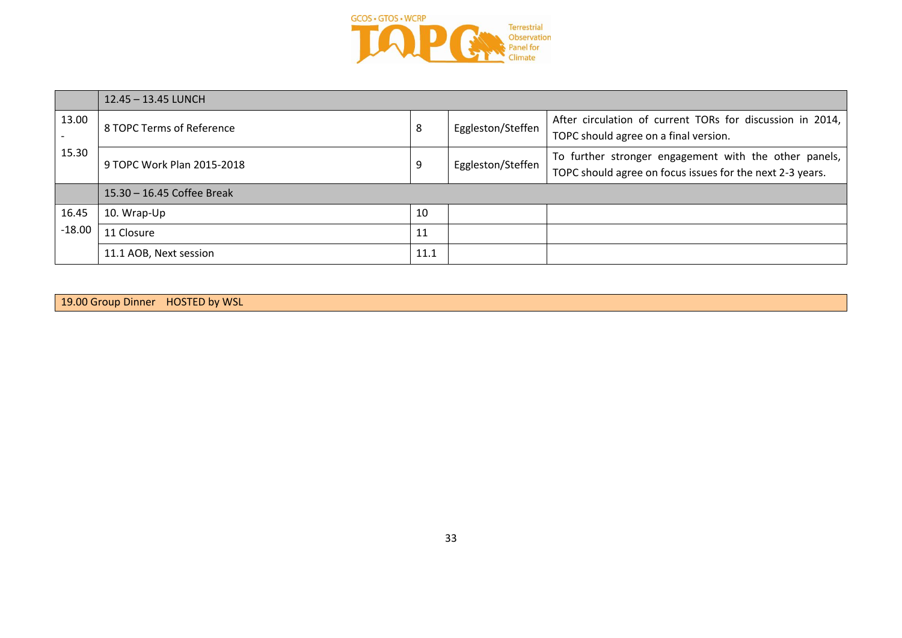| | 12.45 – 13.45 LUNCH | | | |
|---|---|---|---|---|
| 13.00 - 15.30 | 8 TOPC Terms of Reference | 8 | Eggleston/Steffen | After circulation of current TORs for discussion in 2014, TOPC should agree on a final version. |
| | 9 TOPC Work Plan 2015-2018 | 9 | Eggleston/Steffen | To further stronger engagement with the other panels, TOPC should agree on focus issues for the next 2-3 years. |
| | 15.30 – 16.45 Coffee Break | | | |
| 16.45 -18.00 | 10. Wrap-Up | 10 | | |
| | 11 Closure | 11 | | |
| | 11.1 AOB, Next session | 11.1 | | |

| 19.00 Group Dinner HOSTED by WSL |
|---|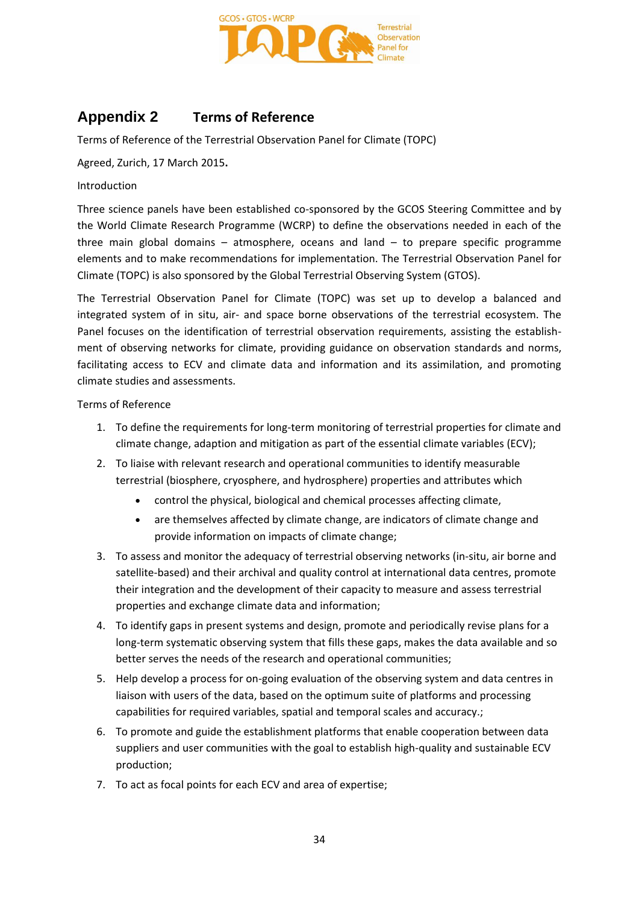## Appendix 2 Terms of Reference

Terms of Reference of the Terrestrial Observation Panel for Climate (TOPC)

Agreed, Zurich, 17 March 2015**.**

Introduction

Three science panels have been established co-sponsored by the GCOS Steering Committee and by the World Climate Research Programme (WCRP) to define the observations needed in each of the three main global domains – atmosphere, oceans and land – to prepare specific programme elements and to make recommendations for implementation. The Terrestrial Observation Panel for Climate (TOPC) is also sponsored by the Global Terrestrial Observing System (GTOS).

The Terrestrial Observation Panel for Climate (TOPC) was set up to develop a balanced and integrated system of in situ, air- and space borne observations of the terrestrial ecosystem. The Panel focuses on the identification of terrestrial observation requirements, assisting the establishment of observing networks for climate, providing guidance on observation standards and norms, facilitating access to ECV and climate data and information and its assimilation, and promoting climate studies and assessments.

Terms of Reference

1. To define the requirements for long-term monitoring of terrestrial properties for climate and climate change, adaption and mitigation as part of the essential climate variables (ECV);
2. To liaise with relevant research and operational communities to identify measurable terrestrial (biosphere, cryosphere, and hydrosphere) properties and attributes which
   - control the physical, biological and chemical processes affecting climate,
   - are themselves affected by climate change, are indicators of climate change and provide information on impacts of climate change;
3. To assess and monitor the adequacy of terrestrial observing networks (in-situ, air borne and satellite-based) and their archival and quality control at international data centres, promote their integration and the development of their capacity to measure and assess terrestrial properties and exchange climate data and information;
4. To identify gaps in present systems and design, promote and periodically revise plans for a long-term systematic observing system that fills these gaps, makes the data available and so better serves the needs of the research and operational communities;
5. Help develop a process for on-going evaluation of the observing system and data centres in liaison with users of the data, based on the optimum suite of platforms and processing capabilities for required variables, spatial and temporal scales and accuracy.;
6. To promote and guide the establishment platforms that enable cooperation between data suppliers and user communities with the goal to establish high-quality and sustainable ECV production;
7. To act as focal points for each ECV and area of expertise;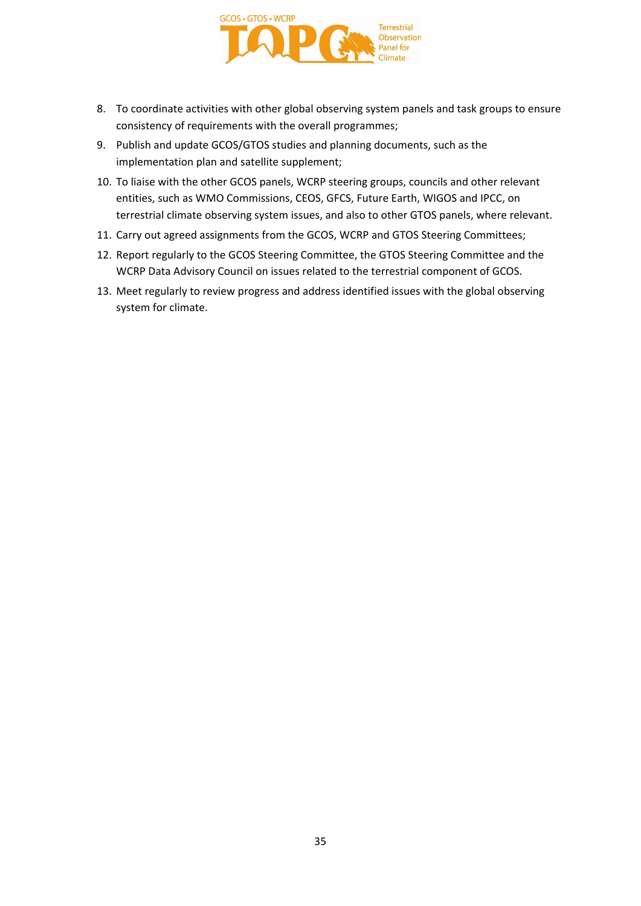8. To coordinate activities with other global observing system panels and task groups to ensure consistency of requirements with the overall programmes;
9. Publish and update GCOS/GTOS studies and planning documents, such as the implementation plan and satellite supplement;
10. To liaise with the other GCOS panels, WCRP steering groups, councils and other relevant entities, such as WMO Commissions, CEOS, GFCS, Future Earth, WIGOS and IPCC, on terrestrial climate observing system issues, and also to other GTOS panels, where relevant.
11. Carry out agreed assignments from the GCOS, WCRP and GTOS Steering Committees;
12. Report regularly to the GCOS Steering Committee, the GTOS Steering Committee and the WCRP Data Advisory Council on issues related to the terrestrial component of GCOS.
13. Meet regularly to review progress and address identified issues with the global observing system for climate.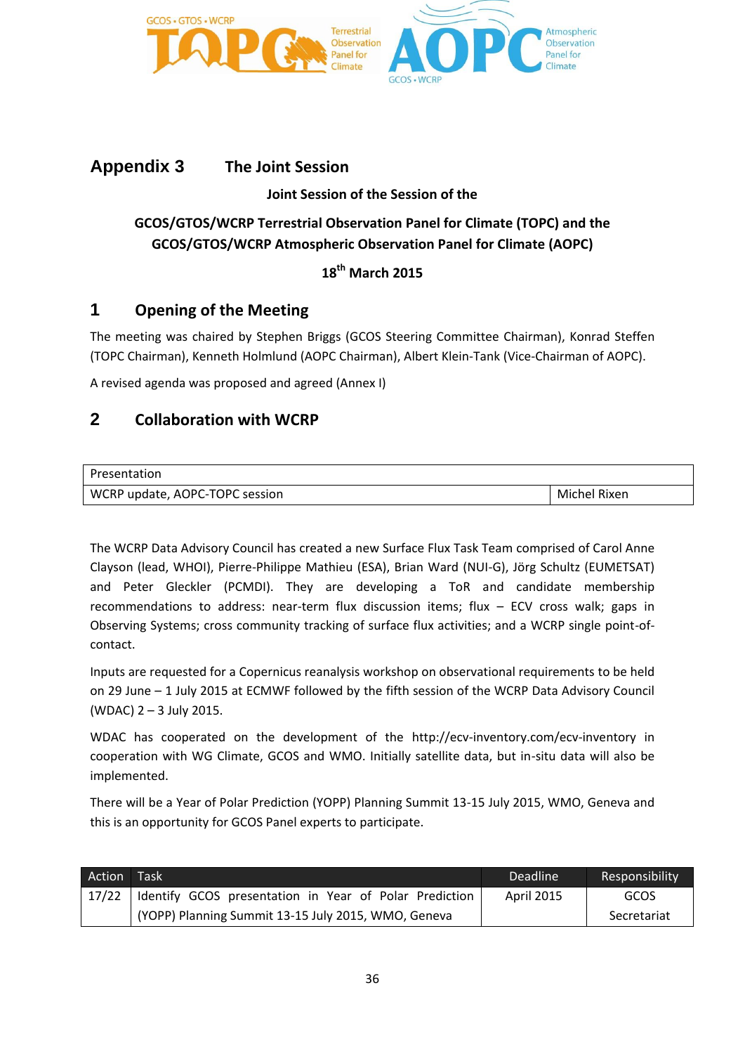# Appendix 3 The Joint Session

**Joint Session of the Session of the**

**GCOS/GTOS/WCRP Terrestrial Observation Panel for Climate (TOPC) and the GCOS/GTOS/WCRP Atmospheric Observation Panel for Climate (AOPC)**

**18th March 2015**

## 1 Opening of the Meeting

The meeting was chaired by Stephen Briggs (GCOS Steering Committee Chairman), Konrad Steffen (TOPC Chairman), Kenneth Holmlund (AOPC Chairman), Albert Klein-Tank (Vice-Chairman of AOPC).

A revised agenda was proposed and agreed (Annex I)

## 2 Collaboration with WCRP

| Presentation | |
|---|---|
| WCRP update, AOPC-TOPC session | Michel Rixen |

The WCRP Data Advisory Council has created a new Surface Flux Task Team comprised of Carol Anne Clayson (lead, WHOI), Pierre-Philippe Mathieu (ESA), Brian Ward (NUI-G), Jörg Schultz (EUMETSAT) and Peter Gleckler (PCMDI). They are developing a ToR and candidate membership recommendations to address: near-term flux discussion items; flux – ECV cross walk; gaps in Observing Systems; cross community tracking of surface flux activities; and a WCRP single point-of-contact.

Inputs are requested for a Copernicus reanalysis workshop on observational requirements to be held on 29 June – 1 July 2015 at ECMWF followed by the fifth session of the WCRP Data Advisory Council (WDAC) 2 – 3 July 2015.

WDAC has cooperated on the development of the http://ecv-inventory.com/ecv-inventory in cooperation with WG Climate, GCOS and WMO. Initially satellite data, but in-situ data will also be implemented.

There will be a Year of Polar Prediction (YOPP) Planning Summit 13-15 July 2015, WMO, Geneva and this is an opportunity for GCOS Panel experts to participate.

| Action | Task | Deadline | Responsibility |
|---|---|---|---|
| 17/22 | Identify GCOS presentation in Year of Polar Prediction (YOPP) Planning Summit 13-15 July 2015, WMO, Geneva | April 2015 | GCOS Secretariat |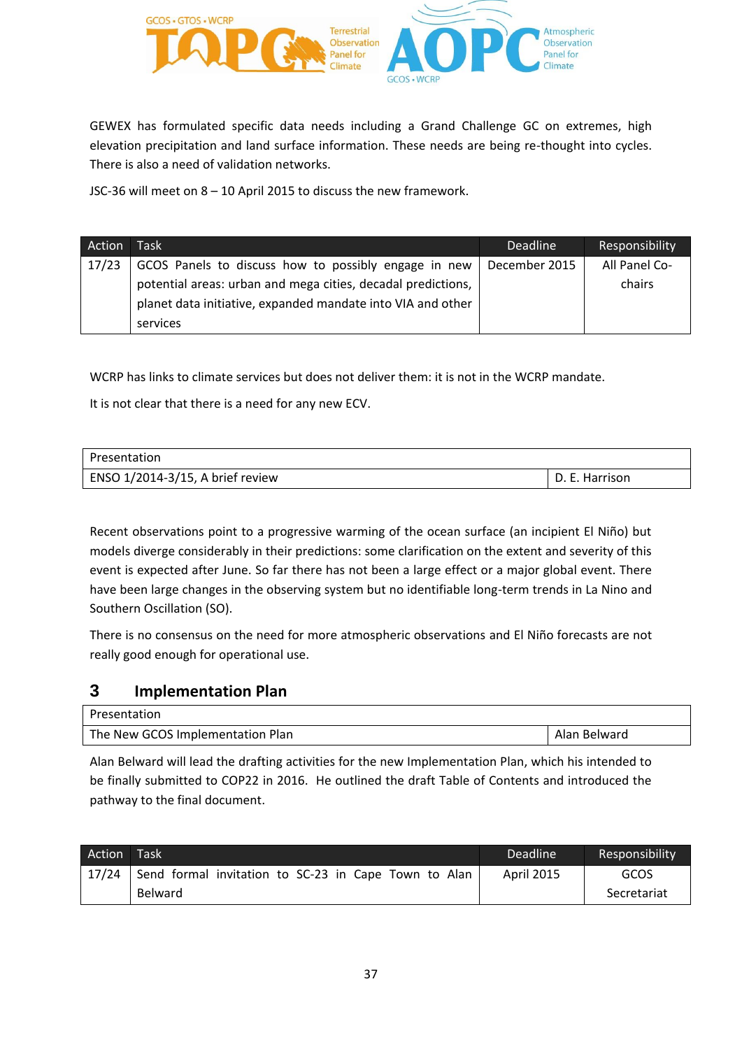GEWEX has formulated specific data needs including a Grand Challenge GC on extremes, high elevation precipitation and land surface information. These needs are being re-thought into cycles. There is also a need of validation networks.

JSC-36 will meet on 8 – 10 April 2015 to discuss the new framework.

| Action | Task | Deadline | Responsibility |
|---|---|---|---|
| 17/23 | GCOS Panels to discuss how to possibly engage in new potential areas: urban and mega cities, decadal predictions, planet data initiative, expanded mandate into VIA and other services | December 2015 | All Panel Co-chairs |

WCRP has links to climate services but does not deliver them: it is not in the WCRP mandate.

It is not clear that there is a need for any new ECV.

| Presentation | |
|---|---|
| ENSO 1/2014-3/15, A brief review | D. E. Harrison |

Recent observations point to a progressive warming of the ocean surface (an incipient El Niño) but models diverge considerably in their predictions: some clarification on the extent and severity of this event is expected after June. So far there has not been a large effect or a major global event. There have been large changes in the observing system but no identifiable long-term trends in La Nino and Southern Oscillation (SO).

There is no consensus on the need for more atmospheric observations and El Niño forecasts are not really good enough for operational use.

## 3 Implementation Plan

| Presentation | |
|---|---|
| The New GCOS Implementation Plan | Alan Belward |

Alan Belward will lead the drafting activities for the new Implementation Plan, which his intended to be finally submitted to COP22 in 2016. He outlined the draft Table of Contents and introduced the pathway to the final document.

| Action | Task | Deadline | Responsibility |
|---|---|---|---|
| 17/24 | Send formal invitation to SC-23 in Cape Town to Alan Belward | April 2015 | GCOS Secretariat |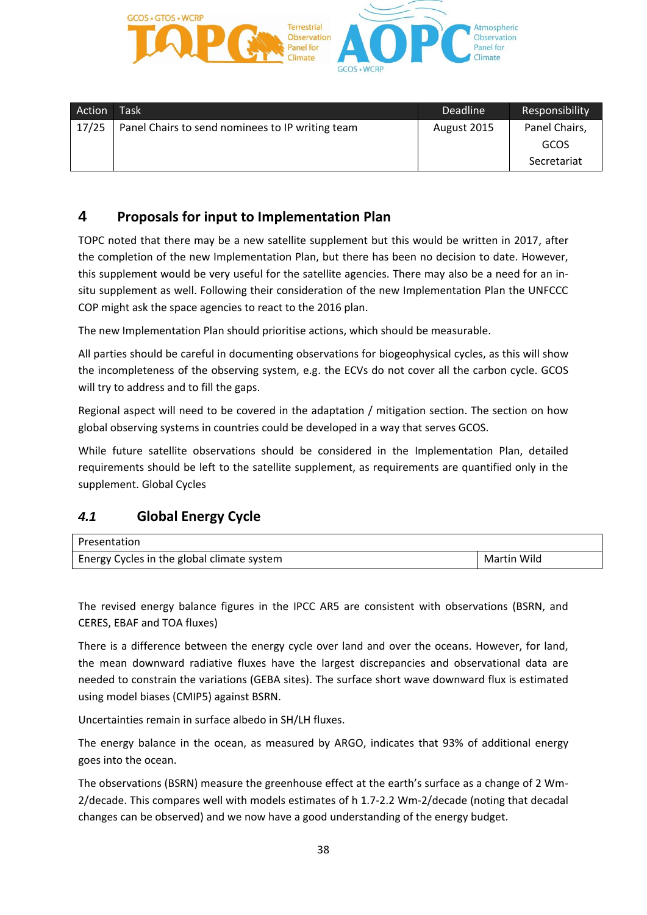| Action | Task | Deadline | Responsibility |
|---|---|---|---|
| 17/25 | Panel Chairs to send nominees to IP writing team | August 2015 | Panel Chairs, GCOS Secretariat |

## 4 Proposals for input to Implementation Plan

TOPC noted that there may be a new satellite supplement but this would be written in 2017, after the completion of the new Implementation Plan, but there has been no decision to date. However, this supplement would be very useful for the satellite agencies. There may also be a need for an in-situ supplement as well. Following their consideration of the new Implementation Plan the UNFCCC COP might ask the space agencies to react to the 2016 plan.

The new Implementation Plan should prioritise actions, which should be measurable.

All parties should be careful in documenting observations for biogeophysical cycles, as this will show the incompleteness of the observing system, e.g. the ECVs do not cover all the carbon cycle. GCOS will try to address and to fill the gaps.

Regional aspect will need to be covered in the adaptation / mitigation section. The section on how global observing systems in countries could be developed in a way that serves GCOS.

While future satellite observations should be considered in the Implementation Plan, detailed requirements should be left to the satellite supplement, as requirements are quantified only in the supplement. Global Cycles

### *4.1* Global Energy Cycle

| Presentation | |
|---|---|
| Energy Cycles in the global climate system | Martin Wild |

The revised energy balance figures in the IPCC AR5 are consistent with observations (BSRN, and CERES, EBAF and TOA fluxes)

There is a difference between the energy cycle over land and over the oceans. However, for land, the mean downward radiative fluxes have the largest discrepancies and observational data are needed to constrain the variations (GEBA sites). The surface short wave downward flux is estimated using model biases (CMIP5) against BSRN.

Uncertainties remain in surface albedo in SH/LH fluxes.

The energy balance in the ocean, as measured by ARGO, indicates that 93% of additional energy goes into the ocean.

The observations (BSRN) measure the greenhouse effect at the earth's surface as a change of 2 Wm-2/decade. This compares well with models estimates of h 1.7-2.2 Wm-2/decade (noting that decadal changes can be observed) and we now have a good understanding of the energy budget.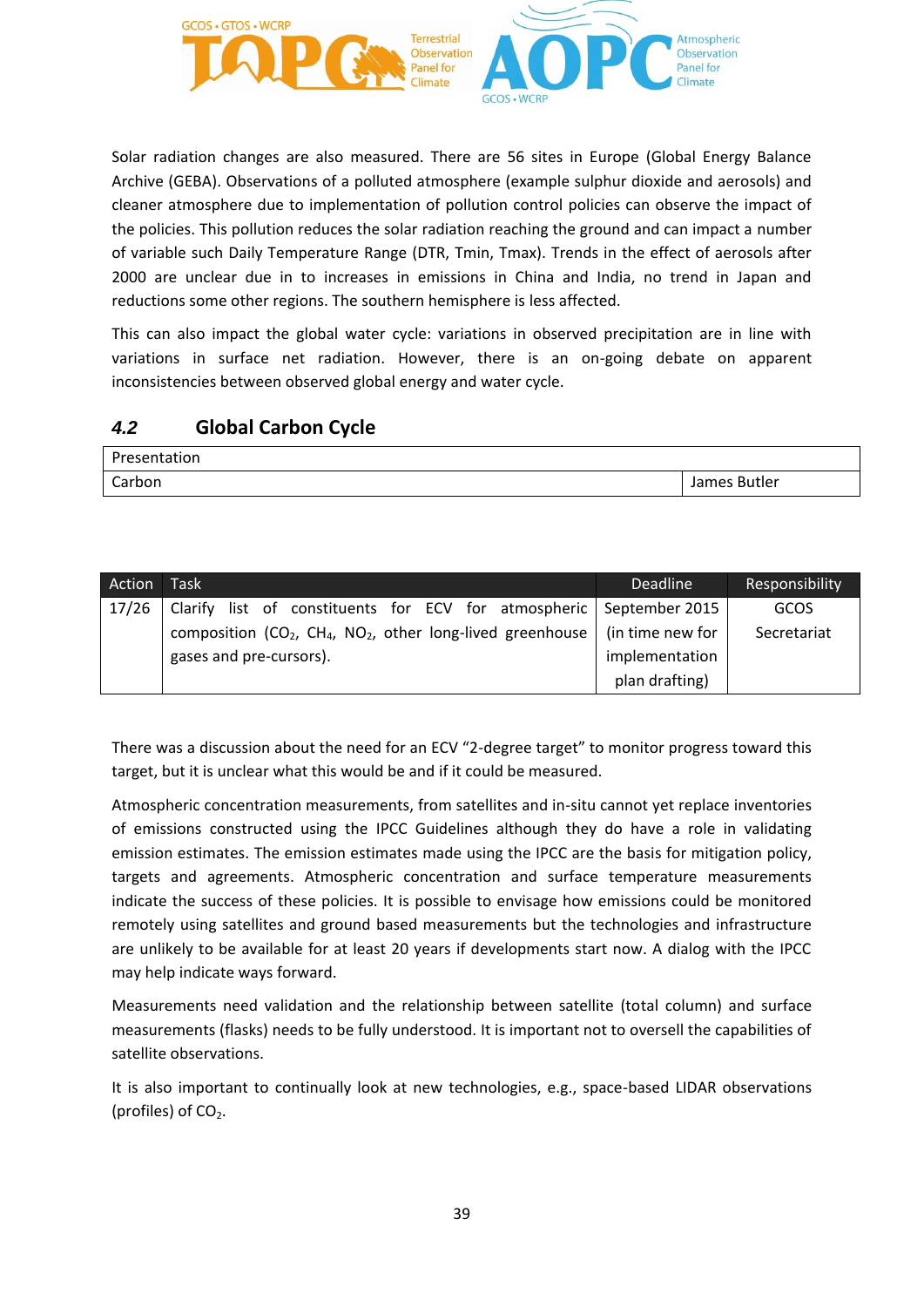Solar radiation changes are also measured. There are 56 sites in Europe (Global Energy Balance Archive (GEBA). Observations of a polluted atmosphere (example sulphur dioxide and aerosols) and cleaner atmosphere due to implementation of pollution control policies can observe the impact of the policies. This pollution reduces the solar radiation reaching the ground and can impact a number of variable such Daily Temperature Range (DTR, Tmin, Tmax). Trends in the effect of aerosols after 2000 are unclear due in to increases in emissions in China and India, no trend in Japan and reductions some other regions. The southern hemisphere is less affected.

This can also impact the global water cycle: variations in observed precipitation are in line with variations in surface net radiation. However, there is an on-going debate on apparent inconsistencies between observed global energy and water cycle.

### 4.2 Global Carbon Cycle

| Presentation | |
|---|---|
| Carbon | James Butler |

| Action | Task | Deadline | Responsibility |
|---|---|---|---|
| 17/26 | Clarify list of constituents for ECV for atmospheric composition ($CO_2$, $CH_4$, $NO_2$, other long-lived greenhouse gases and pre-cursors). | September 2015 (in time new for implementation plan drafting) | GCOS Secretariat |

There was a discussion about the need for an ECV "2-degree target" to monitor progress toward this target, but it is unclear what this would be and if it could be measured.

Atmospheric concentration measurements, from satellites and in-situ cannot yet replace inventories of emissions constructed using the IPCC Guidelines although they do have a role in validating emission estimates. The emission estimates made using the IPCC are the basis for mitigation policy, targets and agreements. Atmospheric concentration and surface temperature measurements indicate the success of these policies. It is possible to envisage how emissions could be monitored remotely using satellites and ground based measurements but the technologies and infrastructure are unlikely to be available for at least 20 years if developments start now. A dialog with the IPCC may help indicate ways forward.

Measurements need validation and the relationship between satellite (total column) and surface measurements (flasks) needs to be fully understood. It is important not to oversell the capabilities of satellite observations.

It is also important to continually look at new technologies, e.g., space-based LIDAR observations (profiles) of $CO_2$.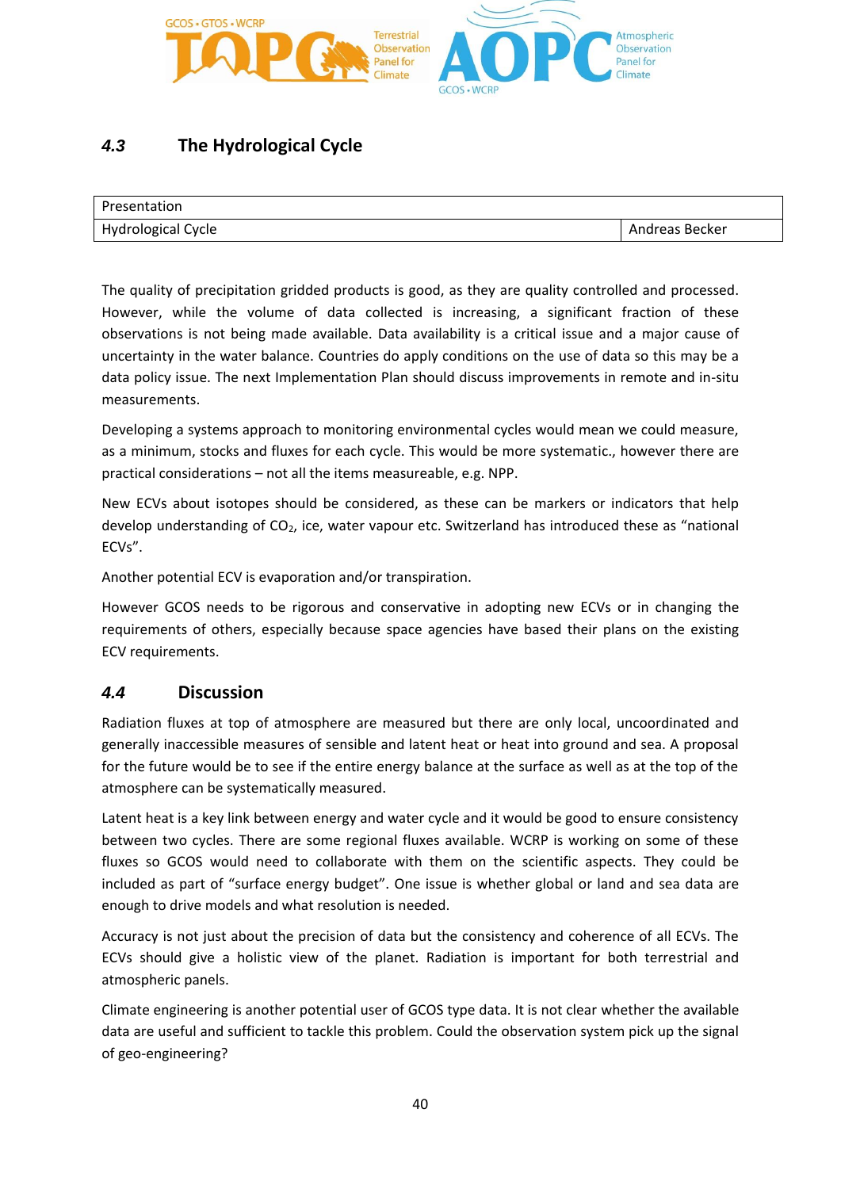## *4.3* The Hydrological Cycle

| Presentation | |
|---|---|
| Hydrological Cycle | Andreas Becker |

The quality of precipitation gridded products is good, as they are quality controlled and processed. However, while the volume of data collected is increasing, a significant fraction of these observations is not being made available. Data availability is a critical issue and a major cause of uncertainty in the water balance. Countries do apply conditions on the use of data so this may be a data policy issue. The next Implementation Plan should discuss improvements in remote and in-situ measurements.

Developing a systems approach to monitoring environmental cycles would mean we could measure, as a minimum, stocks and fluxes for each cycle. This would be more systematic., however there are practical considerations – not all the items measureable, e.g. NPP.

New ECVs about isotopes should be considered, as these can be markers or indicators that help develop understanding of $CO_2$, ice, water vapour etc. Switzerland has introduced these as "national ECVs".

Another potential ECV is evaporation and/or transpiration.

However GCOS needs to be rigorous and conservative in adopting new ECVs or in changing the requirements of others, especially because space agencies have based their plans on the existing ECV requirements.

## *4.4* Discussion

Radiation fluxes at top of atmosphere are measured but there are only local, uncoordinated and generally inaccessible measures of sensible and latent heat or heat into ground and sea. A proposal for the future would be to see if the entire energy balance at the surface as well as at the top of the atmosphere can be systematically measured.

Latent heat is a key link between energy and water cycle and it would be good to ensure consistency between two cycles. There are some regional fluxes available. WCRP is working on some of these fluxes so GCOS would need to collaborate with them on the scientific aspects. They could be included as part of "surface energy budget". One issue is whether global or land and sea data are enough to drive models and what resolution is needed.

Accuracy is not just about the precision of data but the consistency and coherence of all ECVs. The ECVs should give a holistic view of the planet. Radiation is important for both terrestrial and atmospheric panels.

Climate engineering is another potential user of GCOS type data. It is not clear whether the available data are useful and sufficient to tackle this problem. Could the observation system pick up the signal of geo-engineering?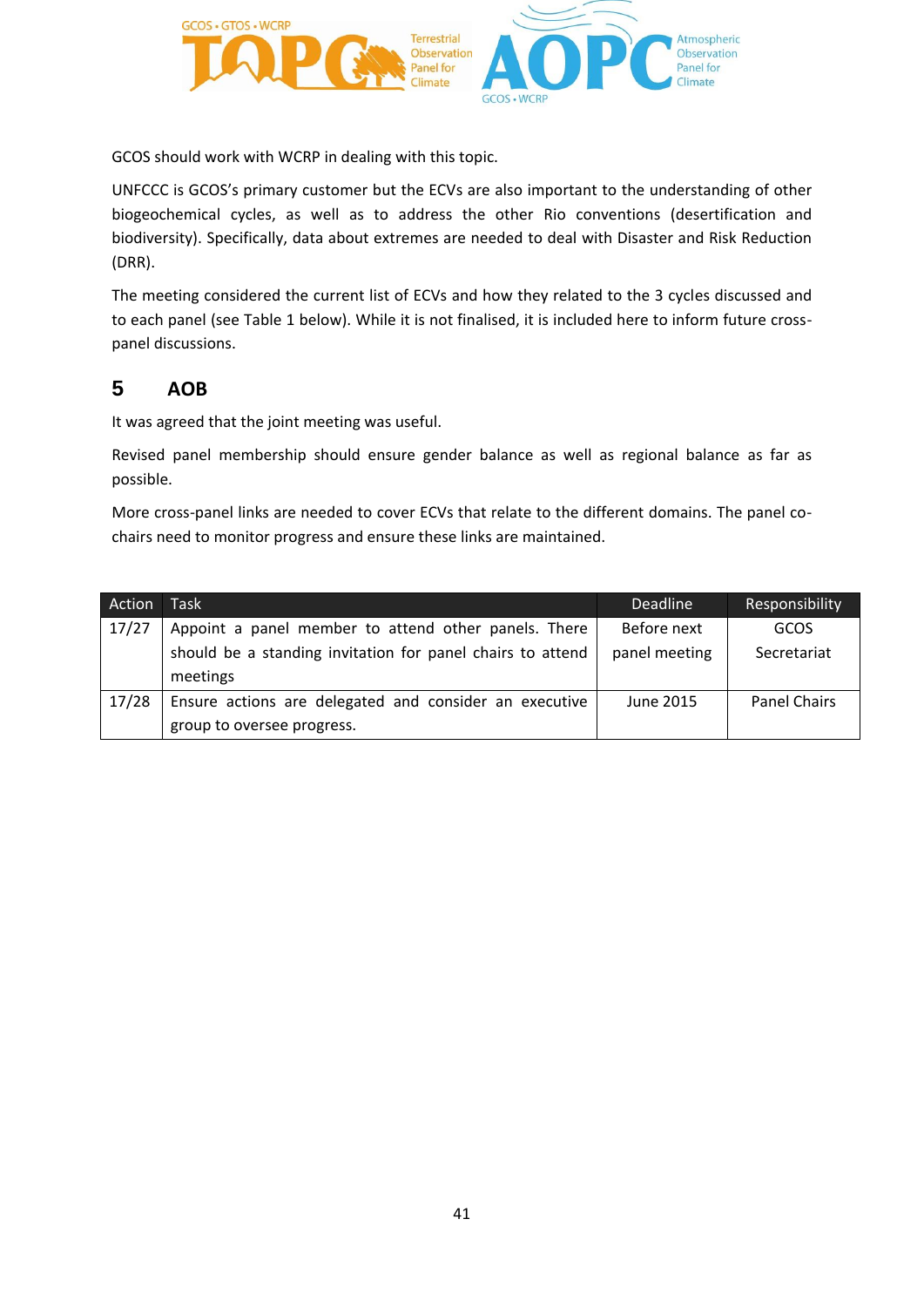GCOS should work with WCRP in dealing with this topic.

UNFCCC is GCOS's primary customer but the ECVs are also important to the understanding of other biogeochemical cycles, as well as to address the other Rio conventions (desertification and biodiversity). Specifically, data about extremes are needed to deal with Disaster and Risk Reduction (DRR).

The meeting considered the current list of ECVs and how they related to the 3 cycles discussed and to each panel (see Table 1 below). While it is not finalised, it is included here to inform future cross-panel discussions.

## 5 AOB

It was agreed that the joint meeting was useful.

Revised panel membership should ensure gender balance as well as regional balance as far as possible.

More cross-panel links are needed to cover ECVs that relate to the different domains. The panel co-chairs need to monitor progress and ensure these links are maintained.

| Action | Task | Deadline | Responsibility |
|---|---|---|---|
| 17/27 | Appoint a panel member to attend other panels. There should be a standing invitation for panel chairs to attend meetings | Before next panel meeting | GCOS Secretariat |
| 17/28 | Ensure actions are delegated and consider an executive group to oversee progress. | June 2015 | Panel Chairs |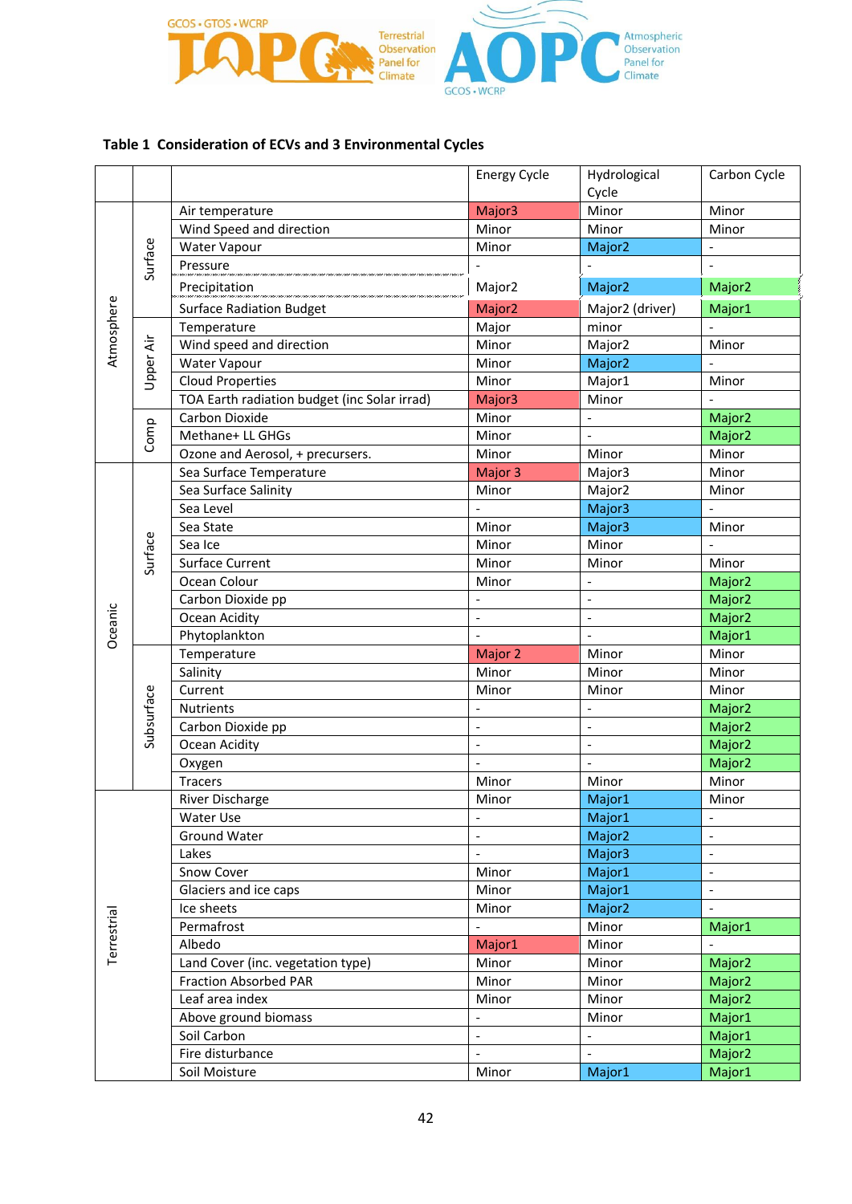GCOS • GTOS • WCRP TOPC Terrestrial Observation Panel for Climate

AOPC Atmospheric Observation Panel for Climate GCOS • WCRP

**Table 1 Consideration of ECVs and 3 Environmental Cycles**

| | | | Energy Cycle | Hydrological Cycle | Carbon Cycle |
|---|---|---|---|---|---|
| Atmosphere | Surface | Air temperature | Major3 | Minor | Minor |
| | | Wind Speed and direction | Minor | Minor | Minor |
| | | Water Vapour | Minor | Major2 | - |
| | | Pressure | - | - | - |
| | | Precipitation | Major2 | Major2 | Major2 |
| | | Surface Radiation Budget | Major2 | Major2 (driver) | Major1 |
| | Upper Air | Temperature | Major | minor | - |
| | | Wind speed and direction | Minor | Major2 | Minor |
| | | Water Vapour | Minor | Major2 | - |
| | | Cloud Properties | Minor | Major1 | Minor |
| | | TOA Earth radiation budget (inc Solar irrad) | Major3 | Minor | - |
| | Comp | Carbon Dioxide | Minor | - | Major2 |
| | | Methane+ LL GHGs | Minor | - | Major2 |
| | | Ozone and Aerosol, + precursers. | Minor | Minor | Minor |
| Oceanic | Surface | Sea Surface Temperature | Major 3 | Major3 | Minor |
| | | Sea Surface Salinity | Minor | Major2 | Minor |
| | | Sea Level | - | Major3 | - |
| | | Sea State | Minor | Major3 | Minor |
| | | Sea Ice | Minor | Minor | - |
| | | Surface Current | Minor | Minor | Minor |
| | | Ocean Colour | Minor | - | Major2 |
| | | Carbon Dioxide pp | - | - | Major2 |
| | | Ocean Acidity | - | - | Major2 |
| | | Phytoplankton | - | - | Major1 |
| | Subsurface | Temperature | Major 2 | Minor | Minor |
| | | Salinity | Minor | Minor | Minor |
| | | Current | Minor | Minor | Minor |
| | | Nutrients | - | - | Major2 |
| | | Carbon Dioxide pp | - | - | Major2 |
| | | Ocean Acidity | - | - | Major2 |
| | | Oxygen | - | - | Major2 |
| | | Tracers | Minor | Minor | Minor |
| Terrestrial | | River Discharge | Minor | Major1 | Minor |
| | | Water Use | - | Major1 | - |
| | | Ground Water | - | Major2 | - |
| | | Lakes | - | Major3 | - |
| | | Snow Cover | Minor | Major1 | - |
| | | Glaciers and ice caps | Minor | Major1 | - |
| | | Ice sheets | Minor | Major2 | - |
| | | Permafrost | - | Minor | Major1 |
| | | Albedo | Major1 | Minor | - |
| | | Land Cover (inc. vegetation type) | Minor | Minor | Major2 |
| | | Fraction Absorbed PAR | Minor | Minor | Major2 |
| | | Leaf area index | Minor | Minor | Major2 |
| | | Above ground biomass | - | Minor | Major1 |
| | | Soil Carbon | - | - | Major1 |
| | | Fire disturbance | - | - | Major2 |
| | | Soil Moisture | Minor | Major1 | Major1 |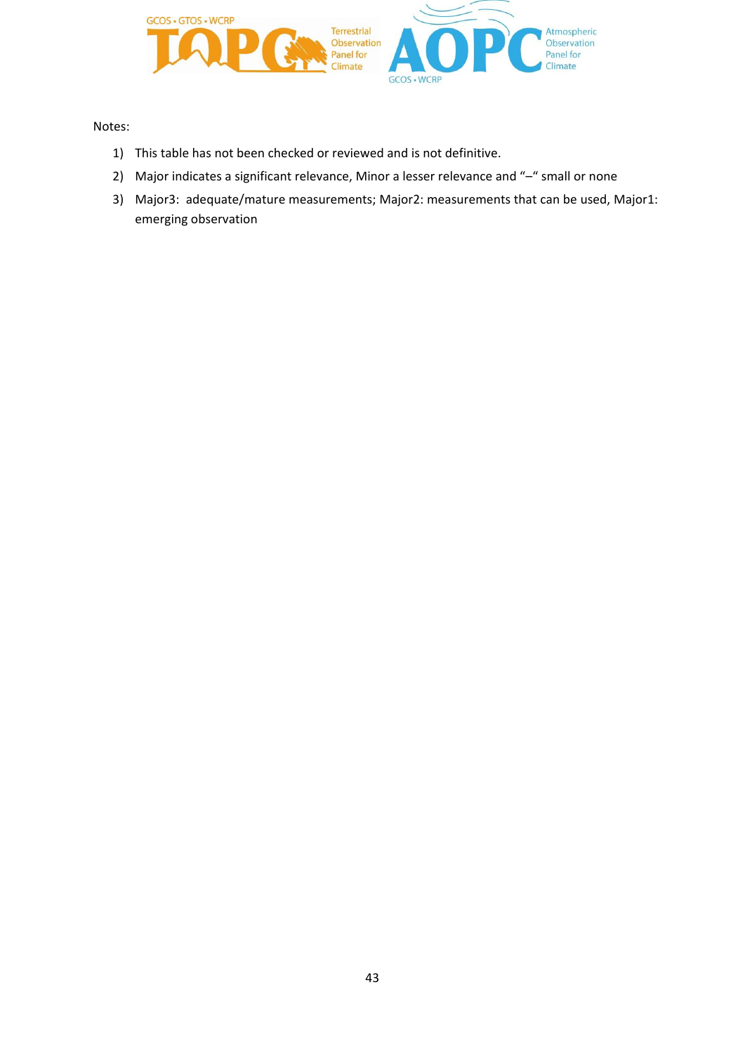Notes:

1) This table has not been checked or reviewed and is not definitive.
2) Major indicates a significant relevance, Minor a lesser relevance and "–" small or none
3) Major3: adequate/mature measurements; Major2: measurements that can be used, Major1: emerging observation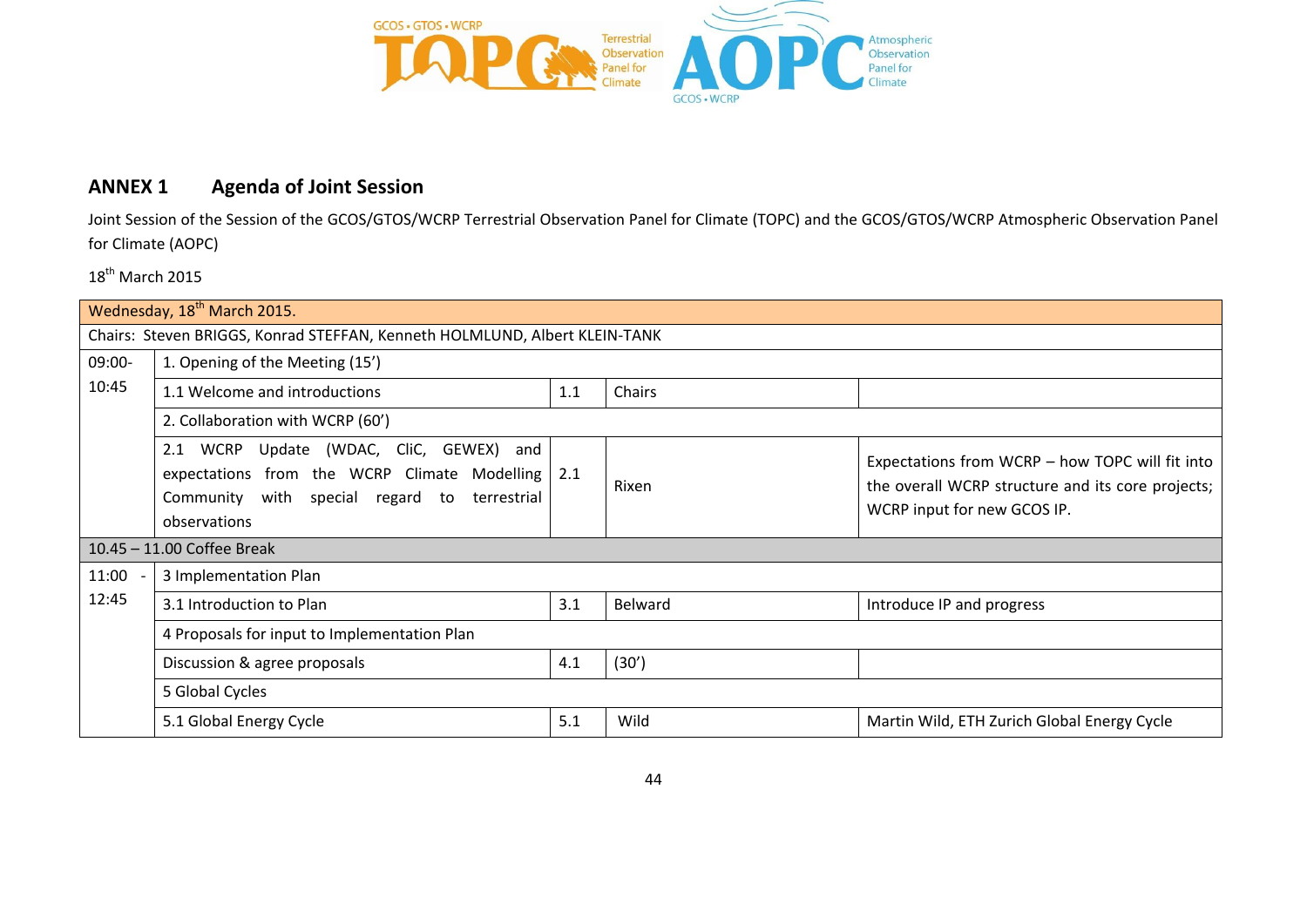## ANNEX 1 Agenda of Joint Session

Joint Session of the Session of the GCOS/GTOS/WCRP Terrestrial Observation Panel for Climate (TOPC) and the GCOS/GTOS/WCRP Atmospheric Observation Panel for Climate (AOPC)

18th March 2015

| Wednesday, 18th March 2015. | | | | |
|---|---|---|---|---|
| Chairs: Steven BRIGGS, Konrad STEFFAN, Kenneth HOLMLUND, Albert KLEIN-TANK | | | | |
| 09:00-10:45 | 1. Opening of the Meeting (15’) | | | |
| | 1.1 Welcome and introductions | 1.1 | Chairs | |
| | 2. Collaboration with WCRP (60’) | | | |
| | 2.1 WCRP Update (WDAC, CliC, GEWEX) and expectations from the WCRP Climate Modelling Community with special regard to terrestrial observations | 2.1 | Rixen | Expectations from WCRP – how TOPC will fit into the overall WCRP structure and its core projects; WCRP input for new GCOS IP. |
| 10.45 – 11.00 Coffee Break | | | | |
| 11:00 - 12:45 | 3 Implementation Plan | | | |
| | 3.1 Introduction to Plan | 3.1 | Belward | Introduce IP and progress |
| | 4 Proposals for input to Implementation Plan | | | |
| | Discussion & agree proposals | 4.1 | (30’) | |
| | 5 Global Cycles | | | |
| | 5.1 Global Energy Cycle | 5.1 | Wild | Martin Wild, ETH Zurich Global Energy Cycle |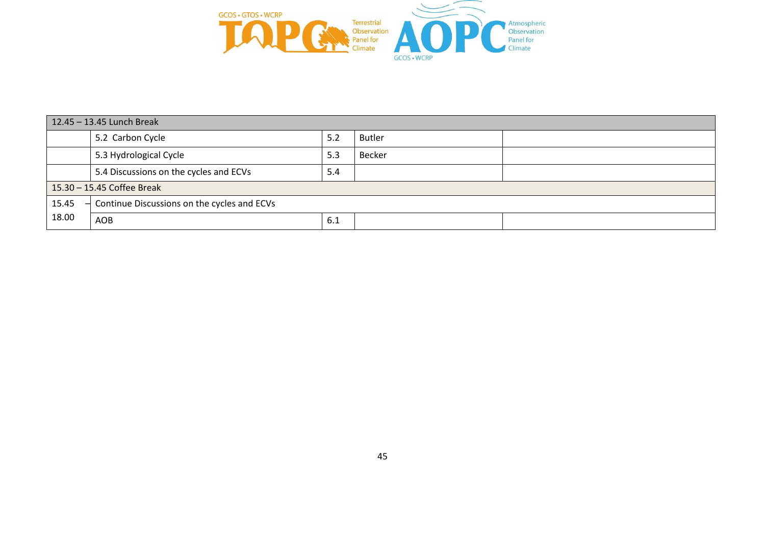| 12.45 – 13.45 Lunch Break | | | | |
|---|---|---|---|---|
| | 5.2 Carbon Cycle | 5.2 | Butler | |
| | 5.3 Hydrological Cycle | 5.3 | Becker | |
| | 5.4 Discussions on the cycles and ECVs | 5.4 | | |
| 15.30 – 15.45 Coffee Break | | | | |
| 15.45 – 18.00 | Continue Discussions on the cycles and ECVs | | | |
| | AOB | 6.1 | | |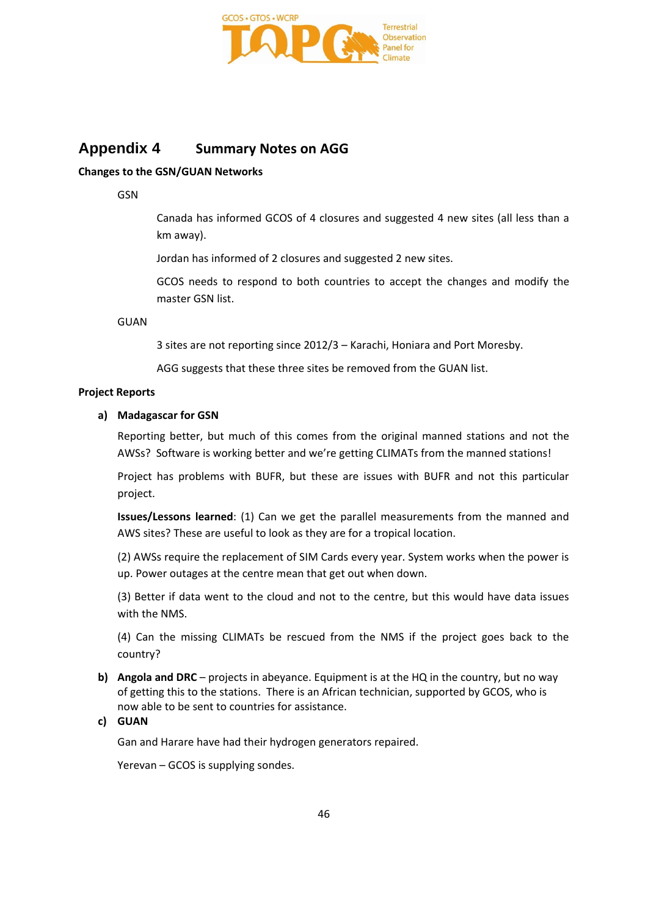# Appendix 4 Summary Notes on AGG

**Changes to the GSN/GUAN Networks**

GSN

Canada has informed GCOS of 4 closures and suggested 4 new sites (all less than a km away).

Jordan has informed of 2 closures and suggested 2 new sites.

GCOS needs to respond to both countries to accept the changes and modify the master GSN list.

GUAN

3 sites are not reporting since 2012/3 – Karachi, Honiara and Port Moresby.

AGG suggests that these three sites be removed from the GUAN list.

**Project Reports**

**a) Madagascar for GSN**

Reporting better, but much of this comes from the original manned stations and not the AWSs? Software is working better and we're getting CLIMATs from the manned stations!

Project has problems with BUFR, but these are issues with BUFR and not this particular project.

**Issues/Lessons learned**: (1) Can we get the parallel measurements from the manned and AWS sites? These are useful to look as they are for a tropical location.

(2) AWSs require the replacement of SIM Cards every year. System works when the power is up. Power outages at the centre mean that get out when down.

(3) Better if data went to the cloud and not to the centre, but this would have data issues with the NMS.

(4) Can the missing CLIMATs be rescued from the NMS if the project goes back to the country?

**b) Angola and DRC** – projects in abeyance. Equipment is at the HQ in the country, but no way of getting this to the stations. There is an African technician, supported by GCOS, who is now able to be sent to countries for assistance.

**c) GUAN**

Gan and Harare have had their hydrogen generators repaired.

Yerevan – GCOS is supplying sondes.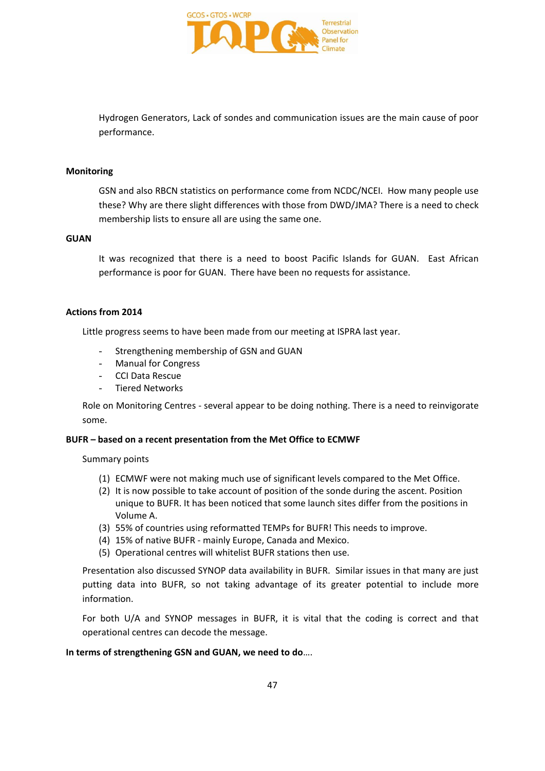Hydrogen Generators, Lack of sondes and communication issues are the main cause of poor performance.

**Monitoring**

GSN and also RBCN statistics on performance come from NCDC/NCEI. How many people use these? Why are there slight differences with those from DWD/JMA? There is a need to check membership lists to ensure all are using the same one.

**GUAN**

It was recognized that there is a need to boost Pacific Islands for GUAN. East African performance is poor for GUAN. There have been no requests for assistance.

**Actions from 2014**

Little progress seems to have been made from our meeting at ISPRA last year.

- Strengthening membership of GSN and GUAN
- Manual for Congress
- CCI Data Rescue
- Tiered Networks

Role on Monitoring Centres - several appear to be doing nothing. There is a need to reinvigorate some.

**BUFR – based on a recent presentation from the Met Office to ECMWF**

Summary points

(1) ECMWF were not making much use of significant levels compared to the Met Office.
(2) It is now possible to take account of position of the sonde during the ascent. Position unique to BUFR. It has been noticed that some launch sites differ from the positions in Volume A.
(3) 55% of countries using reformatted TEMPs for BUFR! This needs to improve.
(4) 15% of native BUFR - mainly Europe, Canada and Mexico.
(5) Operational centres will whitelist BUFR stations then use.

Presentation also discussed SYNOP data availability in BUFR. Similar issues in that many are just putting data into BUFR, so not taking advantage of its greater potential to include more information.

For both U/A and SYNOP messages in BUFR, it is vital that the coding is correct and that operational centres can decode the message.

**In terms of strengthening GSN and GUAN, we need to do**….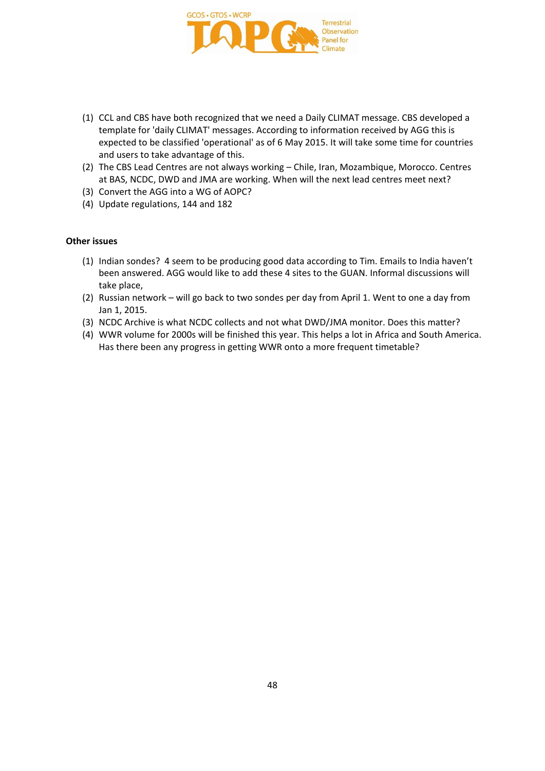(1) CCL and CBS have both recognized that we need a Daily CLIMAT message. CBS developed a template for 'daily CLIMAT' messages. According to information received by AGG this is expected to be classified 'operational' as of 6 May 2015. It will take some time for countries and users to take advantage of this.
(2) The CBS Lead Centres are not always working – Chile, Iran, Mozambique, Morocco. Centres at BAS, NCDC, DWD and JMA are working. When will the next lead centres meet next?
(3) Convert the AGG into a WG of AOPC?
(4) Update regulations, 144 and 182

**Other issues**

(1) Indian sondes? 4 seem to be producing good data according to Tim. Emails to India haven't been answered. AGG would like to add these 4 sites to the GUAN. Informal discussions will take place,
(2) Russian network – will go back to two sondes per day from April 1. Went to one a day from Jan 1, 2015.
(3) NCDC Archive is what NCDC collects and not what DWD/JMA monitor. Does this matter?
(4) WWR volume for 2000s will be finished this year. This helps a lot in Africa and South America. Has there been any progress in getting WWR onto a more frequent timetable?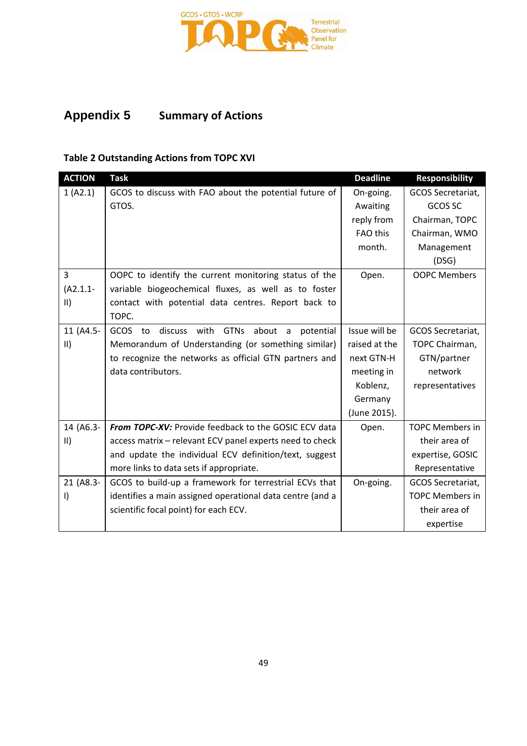## Appendix 5 Summary of Actions

**Table 2 Outstanding Actions from TOPC XVI**

| ACTION | Task | Deadline | Responsibility |
|---|---|---|---|
| 1 (A2.1) | GCOS to discuss with FAO about the potential future of GTOS. | On-going. Awaiting reply from FAO this month. | GCOS Secretariat, GCOS SC Chairman, TOPC Chairman, WMO Management (DSG) |
| 3 (A2.1.1-II) | OOPC to identify the current monitoring status of the variable biogeochemical fluxes, as well as to foster contact with potential data centres. Report back to TOPC. | Open. | OOPC Members |
| 11 (A4.5-II) | GCOS to discuss with GTNs about a potential Memorandum of Understanding (or something similar) to recognize the networks as official GTN partners and data contributors. | Issue will be raised at the next GTN-H meeting in Koblenz, Germany (June 2015). | GCOS Secretariat, TOPC Chairman, GTN/partner network representatives |
| 14 (A6.3-II) | ***From TOPC-XV:*** Provide feedback to the GOSIC ECV data access matrix – relevant ECV panel experts need to check and update the individual ECV definition/text, suggest more links to data sets if appropriate. | Open. | TOPC Members in their area of expertise, GOSIC Representative |
| 21 (A8.3-I) | GCOS to build-up a framework for terrestrial ECVs that identifies a main assigned operational data centre (and a scientific focal point) for each ECV. | On-going. | GCOS Secretariat, TOPC Members in their area of expertise |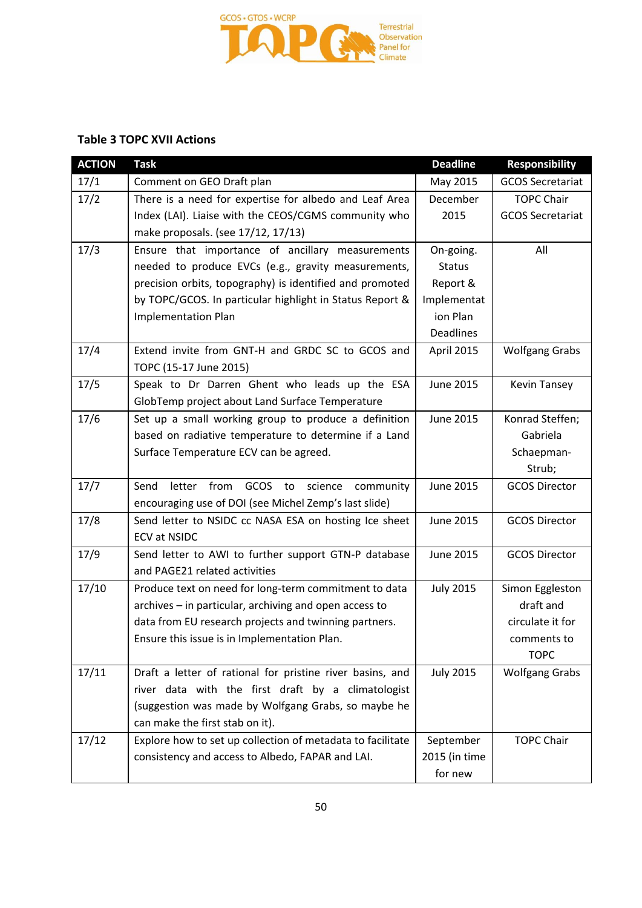**Table 3 TOPC XVII Actions**

| ACTION | Task | Deadline | Responsibility |
|---|---|---|---|
| 17/1 | Comment on GEO Draft plan | May 2015 | GCOS Secretariat |
| 17/2 | There is a need for expertise for albedo and Leaf Area Index (LAI). Liaise with the CEOS/CGMS community who make proposals. (see 17/12, 17/13) | December 2015 | TOPC Chair GCOS Secretariat |
| 17/3 | Ensure that importance of ancillary measurements needed to produce EVCs (e.g., gravity measurements, precision orbits, topography) is identified and promoted by TOPC/GCOS. In particular highlight in Status Report & Implementation Plan | On-going. Status Report & Implementation Plan Deadlines | All |
| 17/4 | Extend invite from GNT-H and GRDC SC to GCOS and TOPC (15-17 June 2015) | April 2015 | Wolfgang Grabs |
| 17/5 | Speak to Dr Darren Ghent who leads up the ESA GlobTemp project about Land Surface Temperature | June 2015 | Kevin Tansey |
| 17/6 | Set up a small working group to produce a definition based on radiative temperature to determine if a Land Surface Temperature ECV can be agreed. | June 2015 | Konrad Steffen; Gabriela Schaepman-Strub; |
| 17/7 | Send letter from GCOS to science community encouraging use of DOI (see Michel Zemp's last slide) | June 2015 | GCOS Director |
| 17/8 | Send letter to NSIDC cc NASA ESA on hosting Ice sheet ECV at NSIDC | June 2015 | GCOS Director |
| 17/9 | Send letter to AWI to further support GTN-P database and PAGE21 related activities | June 2015 | GCOS Director |
| 17/10 | Produce text on need for long-term commitment to data archives – in particular, archiving and open access to data from EU research projects and twinning partners. Ensure this issue is in Implementation Plan. | July 2015 | Simon Eggleston draft and circulate it for comments to TOPC |
| 17/11 | Draft a letter of rational for pristine river basins, and river data with the first draft by a climatologist (suggestion was made by Wolfgang Grabs, so maybe he can make the first stab on it). | July 2015 | Wolfgang Grabs |
| 17/12 | Explore how to set up collection of metadata to facilitate consistency and access to Albedo, FAPAR and LAI. | September 2015 (in time for new | TOPC Chair |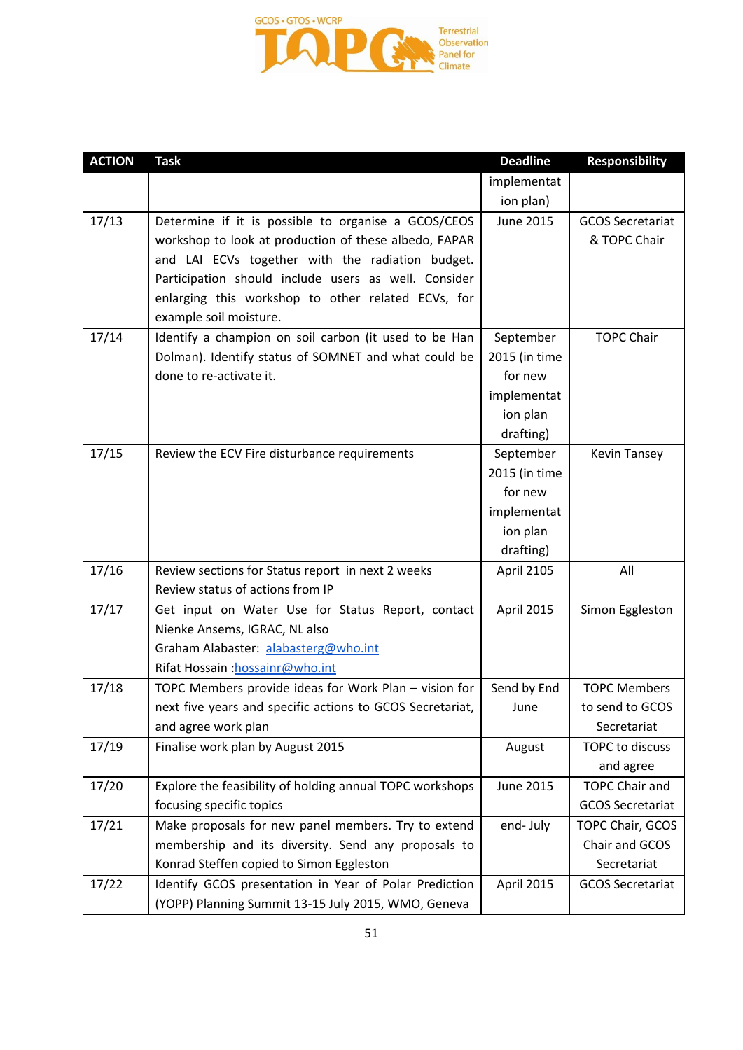| ACTION | Task | Deadline | Responsibility |
|---|---|---|---|
| | | implementation plan) | |
| 17/13 | Determine if it is possible to organise a GCOS/CEOS workshop to look at production of these albedo, FAPAR and LAI ECVs together with the radiation budget. Participation should include users as well. Consider enlarging this workshop to other related ECVs, for example soil moisture. | June 2015 | GCOS Secretariat & TOPC Chair |
| 17/14 | Identify a champion on soil carbon (it used to be Han Dolman). Identify status of SOMNET and what could be done to re-activate it. | September 2015 (in time for new implementation plan drafting) | TOPC Chair |
| 17/15 | Review the ECV Fire disturbance requirements | September 2015 (in time for new implementation plan drafting) | Kevin Tansey |
| 17/16 | Review sections for Status report in next 2 weeks<br>Review status of actions from IP | April 2105 | All |
| 17/17 | Get input on Water Use for Status Report, contact Nienke Ansems, IGRAC, NL also<br>Graham Alabaster: alabasterg@who.int<br>Rifat Hossain :hossainr@who.int | April 2015 | Simon Eggleston |
| 17/18 | TOPC Members provide ideas for Work Plan – vision for next five years and specific actions to GCOS Secretariat, and agree work plan | Send by End June | TOPC Members to send to GCOS Secretariat |
| 17/19 | Finalise work plan by August 2015 | August | TOPC to discuss and agree |
| 17/20 | Explore the feasibility of holding annual TOPC workshops focusing specific topics | June 2015 | TOPC Chair and GCOS Secretariat |
| 17/21 | Make proposals for new panel members. Try to extend membership and its diversity. Send any proposals to Konrad Steffen copied to Simon Eggleston | end- July | TOPC Chair, GCOS Chair and GCOS Secretariat |
| 17/22 | Identify GCOS presentation in Year of Polar Prediction (YOPP) Planning Summit 13-15 July 2015, WMO, Geneva | April 2015 | GCOS Secretariat |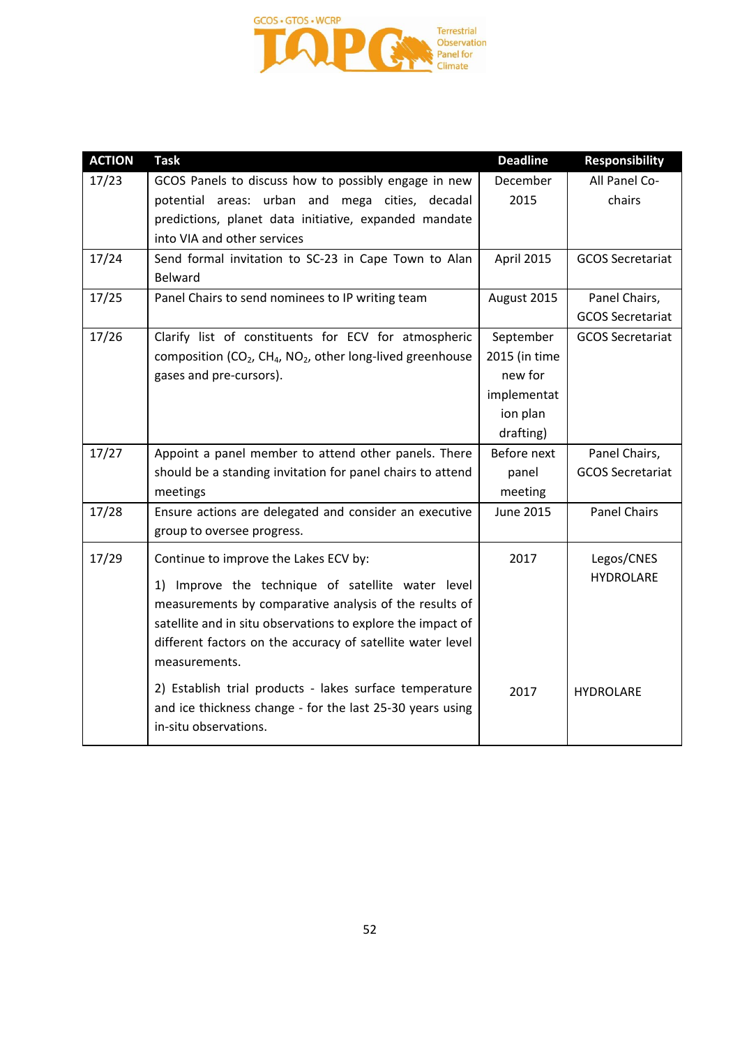| ACTION | Task | Deadline | Responsibility |
|---|---|---|---|
| 17/23 | GCOS Panels to discuss how to possibly engage in new potential areas: urban and mega cities, decadal predictions, planet data initiative, expanded mandate into VIA and other services | December 2015 | All Panel Co-chairs |
| 17/24 | Send formal invitation to SC-23 in Cape Town to Alan Belward | April 2015 | GCOS Secretariat |
| 17/25 | Panel Chairs to send nominees to IP writing team | August 2015 | Panel Chairs, GCOS Secretariat |
| 17/26 | Clarify list of constituents for ECV for atmospheric composition ($CO_2$, $CH_4$, $NO_2$, other long-lived greenhouse gases and pre-cursors). | September 2015 (in time new for implementation plan drafting) | GCOS Secretariat |
| 17/27 | Appoint a panel member to attend other panels. There should be a standing invitation for panel chairs to attend meetings | Before next panel meeting | Panel Chairs, GCOS Secretariat |
| 17/28 | Ensure actions are delegated and consider an executive group to oversee progress. | June 2015 | Panel Chairs |
| 17/29 | Continue to improve the Lakes ECV by:<br><br>1) Improve the technique of satellite water level measurements by comparative analysis of the results of satellite and in situ observations to explore the impact of different factors on the accuracy of satellite water level measurements.<br><br>2) Establish trial products - lakes surface temperature and ice thickness change - for the last 25-30 years using in-situ observations. | 2017<br><br><br><br><br><br>2017 | Legos/CNES HYDROLARE<br><br><br><br><br><br>HYDROLARE |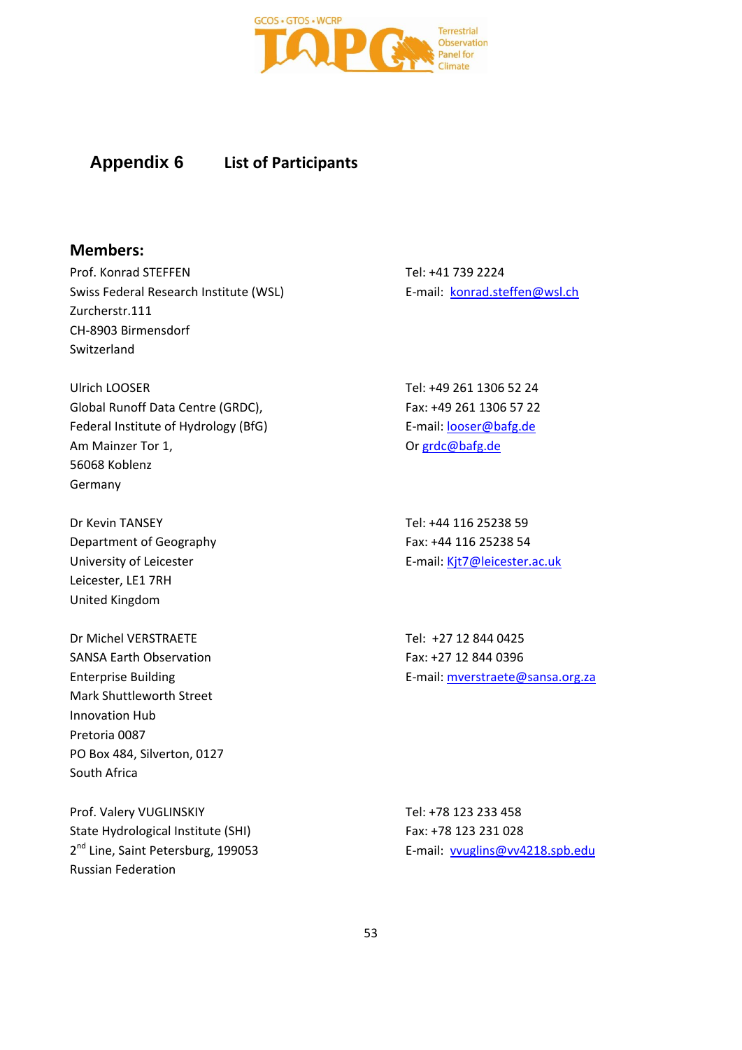## Appendix 6 List of Participants

### Members:

Prof. Konrad STEFFEN
Swiss Federal Research Institute (WSL)
Zurcherstr.111
CH-8903 Birmensdorf
Switzerland

Tel: +41 739 2224
E-mail: konrad.steffen@wsl.ch

Ulrich LOOSER
Global Runoff Data Centre (GRDC),
Federal Institute of Hydrology (BfG)
Am Mainzer Tor 1,
56068 Koblenz
Germany

Tel: +49 261 1306 52 24
Fax: +49 261 1306 57 22
E-mail: looser@bafg.de
Or grdc@bafg.de

Dr Kevin TANSEY
Department of Geography
University of Leicester
Leicester, LE1 7RH
United Kingdom

Tel: +44 116 25238 59
Fax: +44 116 25238 54
E-mail: Kjt7@leicester.ac.uk

Dr Michel VERSTRAETE
SANSA Earth Observation
Enterprise Building
Mark Shuttleworth Street
Innovation Hub
Pretoria 0087
PO Box 484, Silverton, 0127
South Africa

Tel: +27 12 844 0425
Fax: +27 12 844 0396
E-mail: mverstraete@sansa.org.za

Prof. Valery VUGLINSKIY
State Hydrological Institute (SHI)
2nd Line, Saint Petersburg, 199053
Russian Federation

Tel: +78 123 233 458
Fax: +78 123 231 028
E-mail: vvuglins@vv4218.spb.edu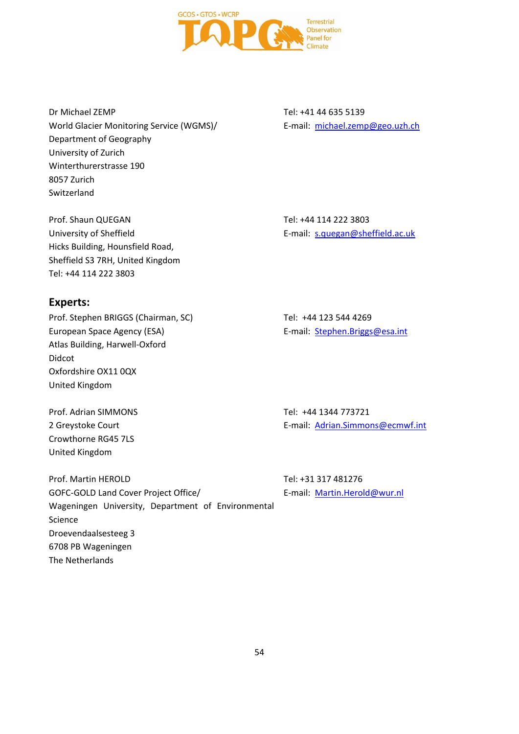Dr Michael ZEMP
World Glacier Monitoring Service (WGMS)/
Department of Geography
University of Zurich
Winterthurerstrasse 190
8057 Zurich
Switzerland

Tel: +41 44 635 5139
E-mail: michael.zemp@geo.uzh.ch

Prof. Shaun QUEGAN
University of Sheffield
Hicks Building, Hounsfield Road,
Sheffield S3 7RH, United Kingdom
Tel: +44 114 222 3803

Tel: +44 114 222 3803
E-mail: s.quegan@sheffield.ac.uk

## Experts:

Prof. Stephen BRIGGS (Chairman, SC)
European Space Agency (ESA)
Atlas Building, Harwell-Oxford
Didcot
Oxfordshire OX11 0QX
United Kingdom

Tel: +44 123 544 4269
E-mail: Stephen.Briggs@esa.int

Prof. Adrian SIMMONS
2 Greystoke Court
Crowthorne RG45 7LS
United Kingdom

Tel: +44 1344 773721
E-mail: Adrian.Simmons@ecmwf.int

Prof. Martin HEROLD
GOFC-GOLD Land Cover Project Office/
Wageningen University, Department of Environmental Science
Droevendaalsesteeg 3
6708 PB Wageningen
The Netherlands

Tel: +31 317 481276
E-mail: Martin.Herold@wur.nl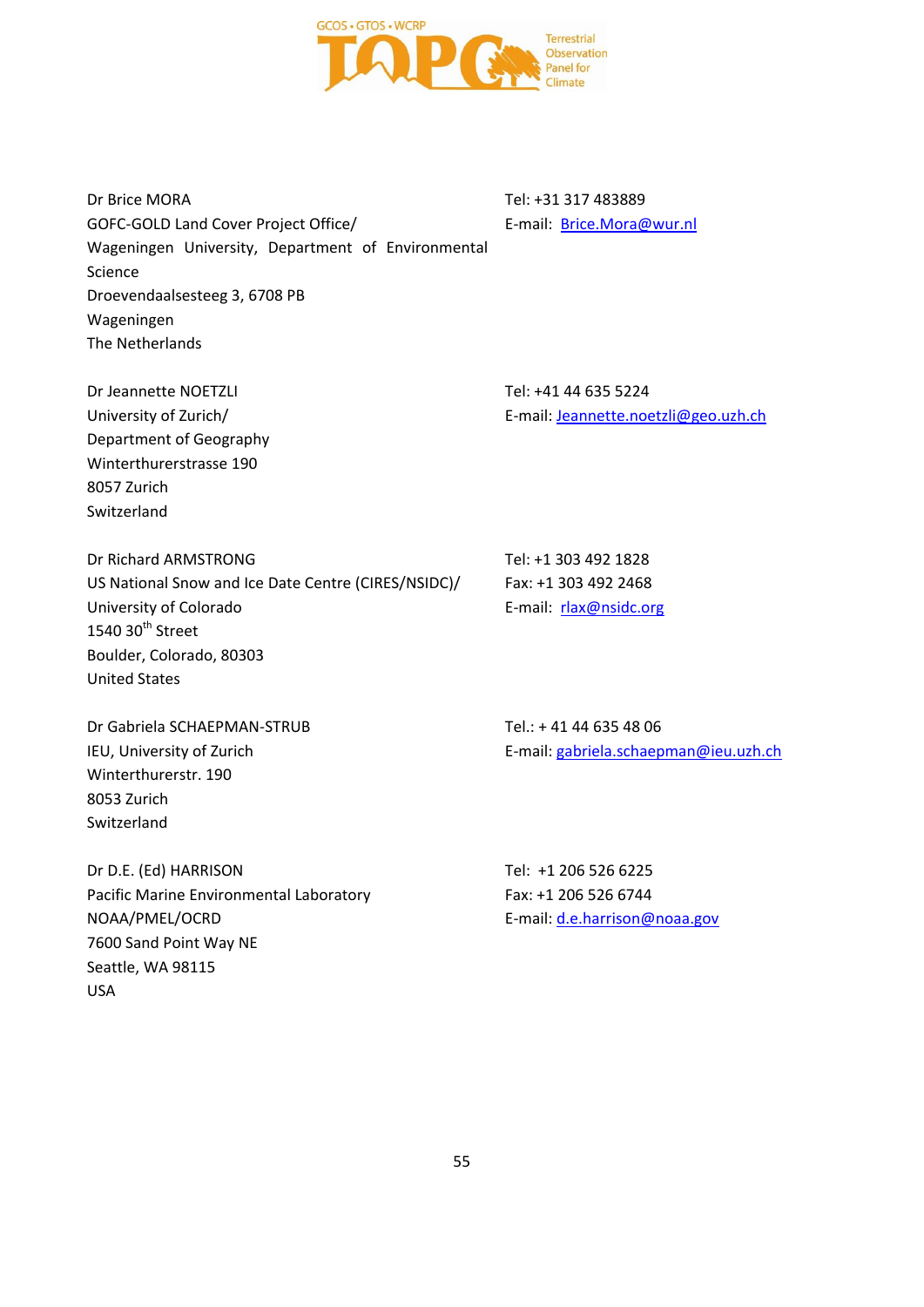Dr Brice MORA
GOFC-GOLD Land Cover Project Office/
Wageningen University, Department of Environmental Science
Droevendaalsesteeg 3, 6708 PB
Wageningen
The Netherlands

Tel: +31 317 483889
E-mail: Brice.Mora@wur.nl

Dr Jeannette NOETZLI
University of Zurich/
Department of Geography
Winterthurerstrasse 190
8057 Zurich
Switzerland

Tel: +41 44 635 5224
E-mail: Jeannette.noetzli@geo.uzh.ch

Dr Richard ARMSTRONG
US National Snow and Ice Date Centre (CIRES/NSIDC)/
University of Colorado
1540 30th Street
Boulder, Colorado, 80303
United States

Tel: +1 303 492 1828
Fax: +1 303 492 2468
E-mail: rlax@nsidc.org

Dr Gabriela SCHAEPMAN-STRUB
IEU, University of Zurich
Winterthurerstr. 190
8053 Zurich
Switzerland

Tel.: + 41 44 635 48 06
E-mail: gabriela.schaepman@ieu.uzh.ch

Dr D.E. (Ed) HARRISON
Pacific Marine Environmental Laboratory
NOAA/PMEL/OCRD
7600 Sand Point Way NE
Seattle, WA 98115
USA

Tel: +1 206 526 6225
Fax: +1 206 526 6744
E-mail: d.e.harrison@noaa.gov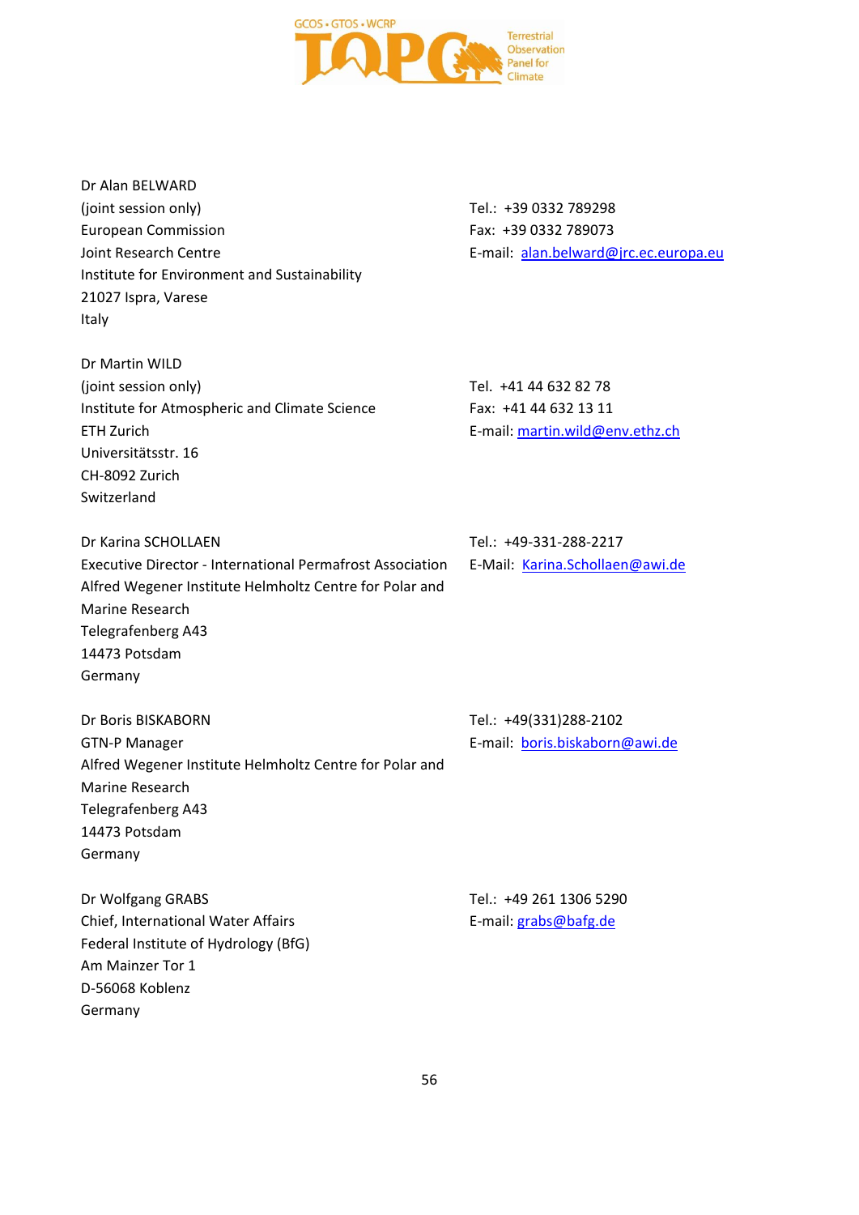Dr Alan BELWARD
(joint session only)
European Commission
Joint Research Centre
Institute for Environment and Sustainability
21027 Ispra, Varese
Italy

Tel.: +39 0332 789298
Fax: +39 0332 789073
E-mail: alan.belward@jrc.ec.europa.eu

Dr Martin WILD
(joint session only)
Institute for Atmospheric and Climate Science
ETH Zurich
Universitätsstr. 16
CH-8092 Zurich
Switzerland

Tel. +41 44 632 82 78
Fax: +41 44 632 13 11
E-mail: martin.wild@env.ethz.ch

Dr Karina SCHOLLAEN
Executive Director - International Permafrost Association
Alfred Wegener Institute Helmholtz Centre for Polar and Marine Research
Telegrafenberg A43
14473 Potsdam
Germany

Tel.: +49-331-288-2217
E-Mail: Karina.Schollaen@awi.de

Dr Boris BISKABORN
GTN-P Manager
Alfred Wegener Institute Helmholtz Centre for Polar and Marine Research
Telegrafenberg A43
14473 Potsdam
Germany

Tel.: +49(331)288-2102
E-mail: boris.biskaborn@awi.de

Dr Wolfgang GRABS
Chief, International Water Affairs
Federal Institute of Hydrology (BfG)
Am Mainzer Tor 1
D-56068 Koblenz
Germany

Tel.: +49 261 1306 5290
E-mail: grabs@bafg.de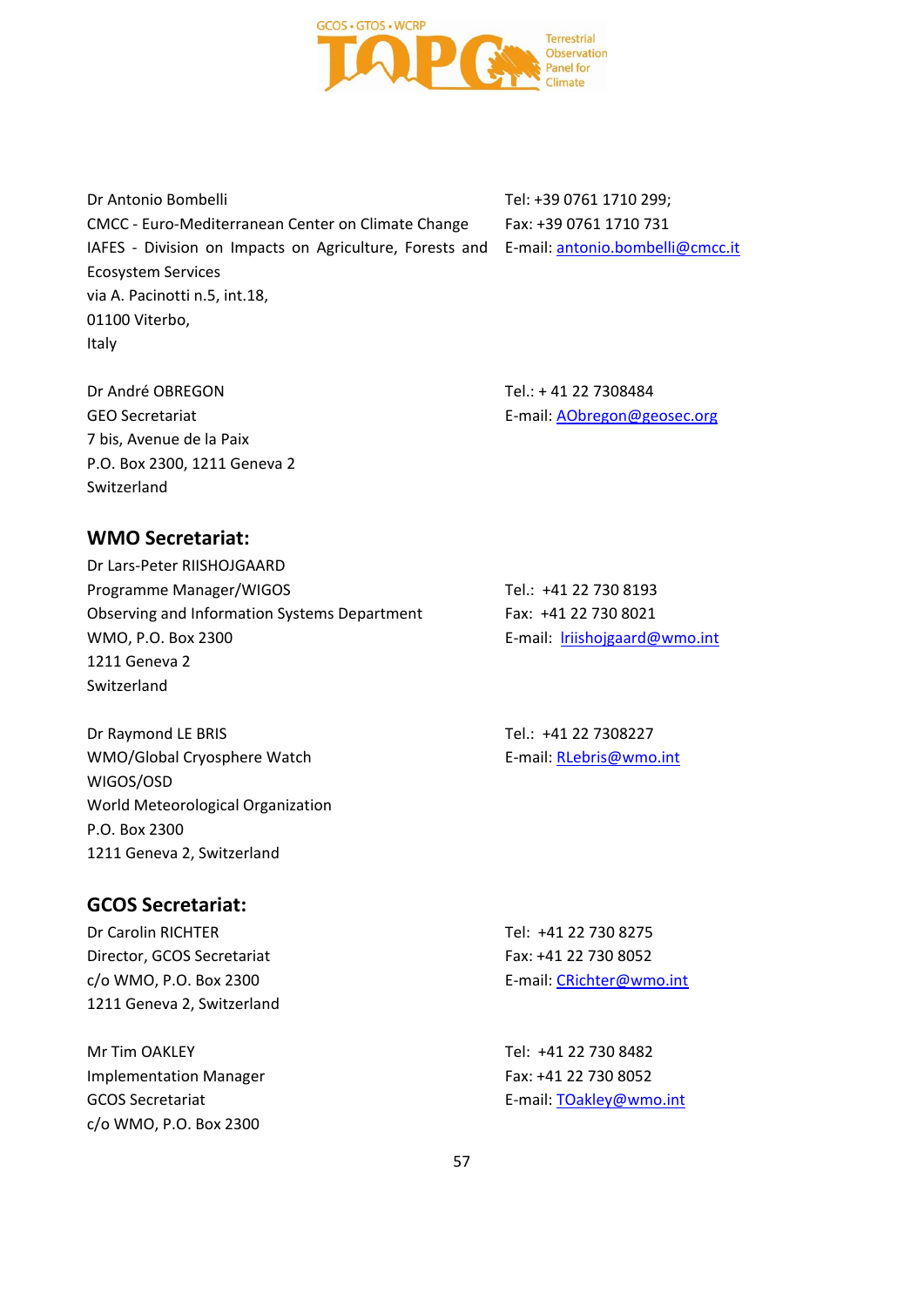Dr Antonio Bombelli
CMCC - Euro-Mediterranean Center on Climate Change
IAFES - Division on Impacts on Agriculture, Forests and Ecosystem Services
via A. Pacinotti n.5, int.18,
01100 Viterbo,
Italy

Tel: +39 0761 1710 299;
Fax: +39 0761 1710 731
E-mail: antonio.bombelli@cmcc.it

Dr André OBREGON
GEO Secretariat
7 bis, Avenue de la Paix
P.O. Box 2300, 1211 Geneva 2
Switzerland

Tel.: + 41 22 7308484
E-mail: AObregon@geosec.org

## WMO Secretariat:

Dr Lars-Peter RIISHOJGAARD
Programme Manager/WIGOS
Observing and Information Systems Department
WMO, P.O. Box 2300
1211 Geneva 2
Switzerland

Tel.: +41 22 730 8193
Fax: +41 22 730 8021
E-mail: lriishojgaard@wmo.int

Dr Raymond LE BRIS
WMO/Global Cryosphere Watch
WIGOS/OSD
World Meteorological Organization
P.O. Box 2300
1211 Geneva 2, Switzerland

Tel.: +41 22 7308227
E-mail: RLebris@wmo.int

## GCOS Secretariat:

Dr Carolin RICHTER
Director, GCOS Secretariat
c/o WMO, P.O. Box 2300
1211 Geneva 2, Switzerland

Tel: +41 22 730 8275
Fax: +41 22 730 8052
E-mail: CRichter@wmo.int

Mr Tim OAKLEY
Implementation Manager
GCOS Secretariat
c/o WMO, P.O. Box 2300

Tel: +41 22 730 8482
Fax: +41 22 730 8052
E-mail: TOakley@wmo.int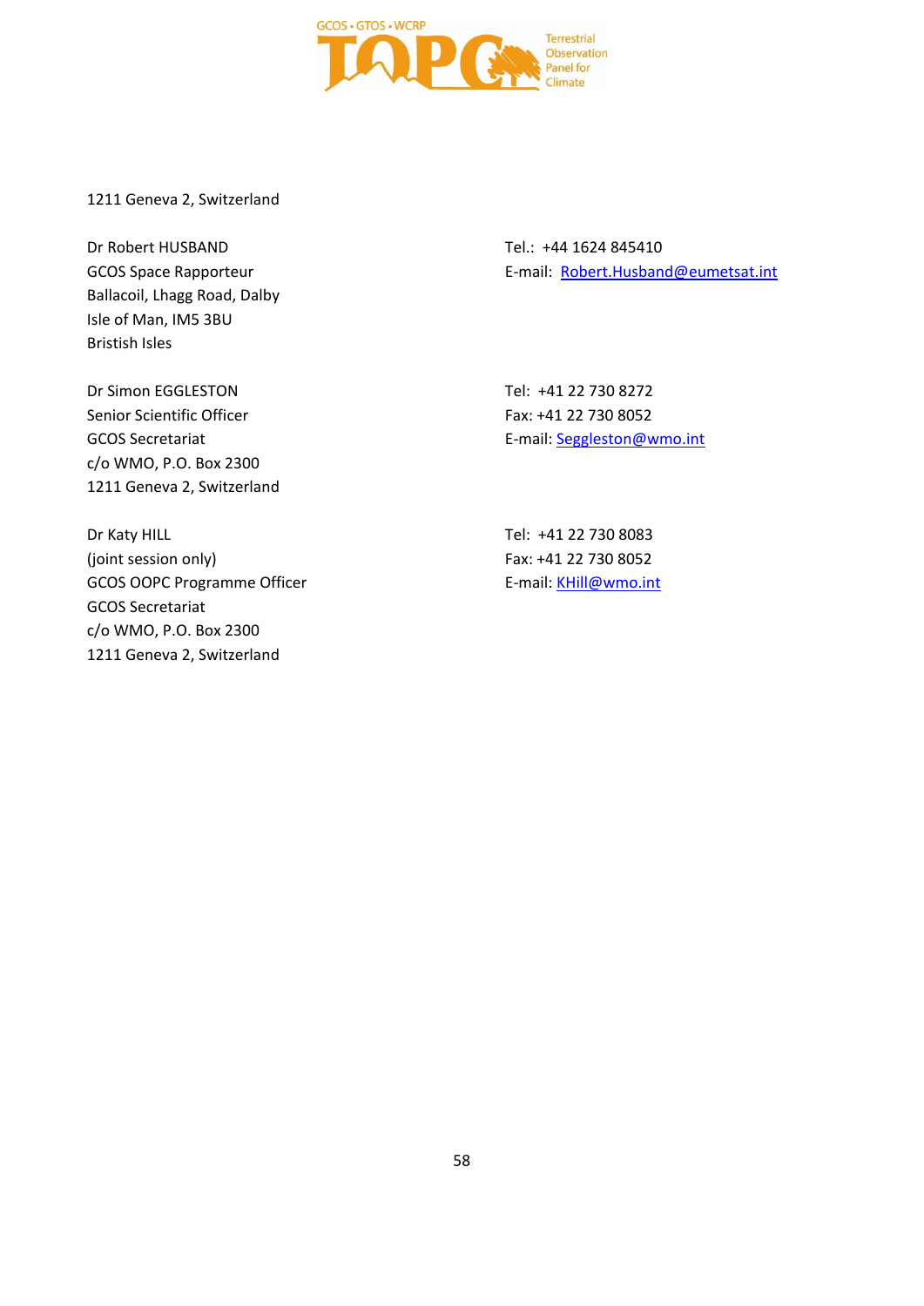1211 Geneva 2, Switzerland

| | |
|---|---|
| Dr Robert HUSBAND<br>GCOS Space Rapporteur<br>Ballacoil, Lhagg Road, Dalby<br>Isle of Man, IM5 3BU<br>Bristish Isles | Tel.: +44 1624 845410<br>E-mail: Robert.Husband@eumetsat.int |
| Dr Simon EGGLESTON<br>Senior Scientific Officer<br>GCOS Secretariat<br>c/o WMO, P.O. Box 2300<br>1211 Geneva 2, Switzerland | Tel: +41 22 730 8272<br>Fax: +41 22 730 8052<br>E-mail: Seggleston@wmo.int |
| Dr Katy HILL<br>(joint session only)<br>GCOS OOPC Programme Officer<br>GCOS Secretariat<br>c/o WMO, P.O. Box 2300<br>1211 Geneva 2, Switzerland | Tel: +41 22 730 8083<br>Fax: +41 22 730 8052<br>E-mail: KHill@wmo.int |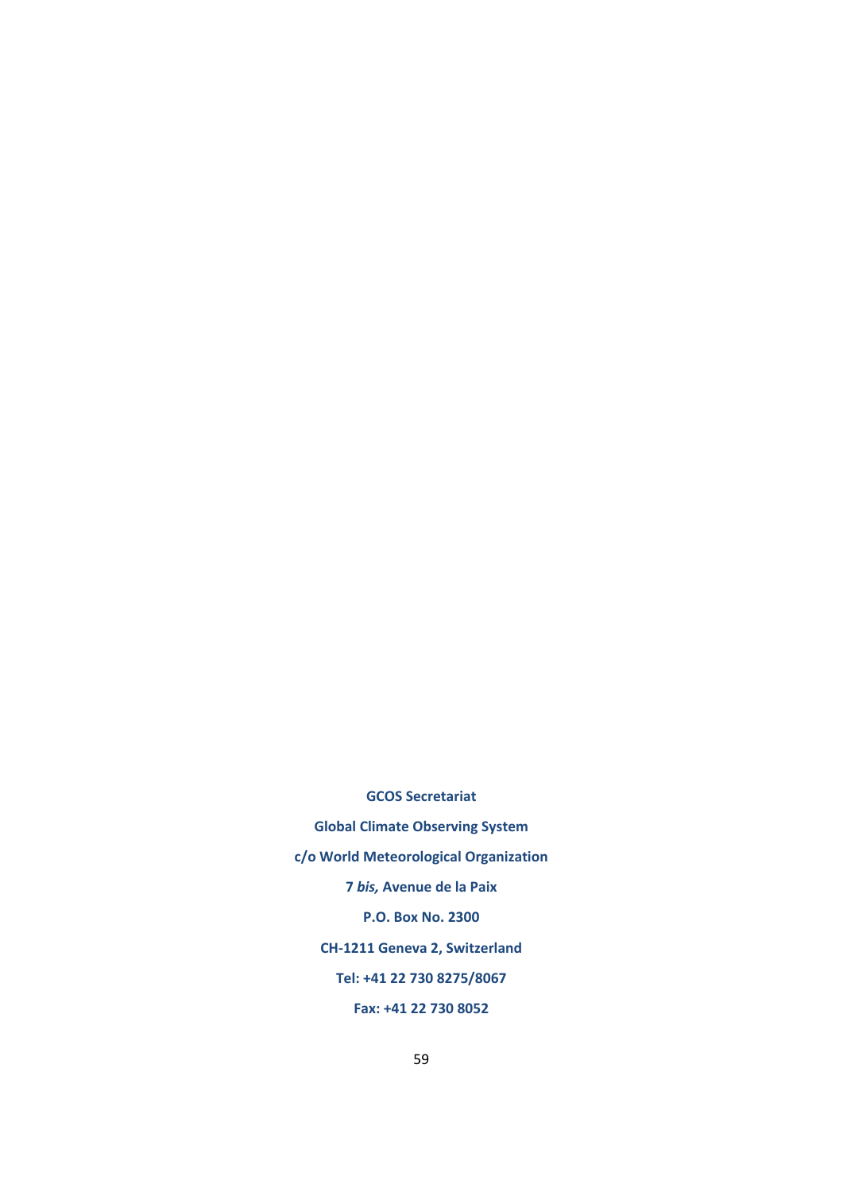**GCOS Secretariat**

**Global Climate Observing System**

**c/o World Meteorological Organization**

**7 *bis,* Avenue de la Paix**

**P.O. Box No. 2300**

**CH-1211 Geneva 2, Switzerland**

**Tel: +41 22 730 8275/8067**

**Fax: +41 22 730 8052**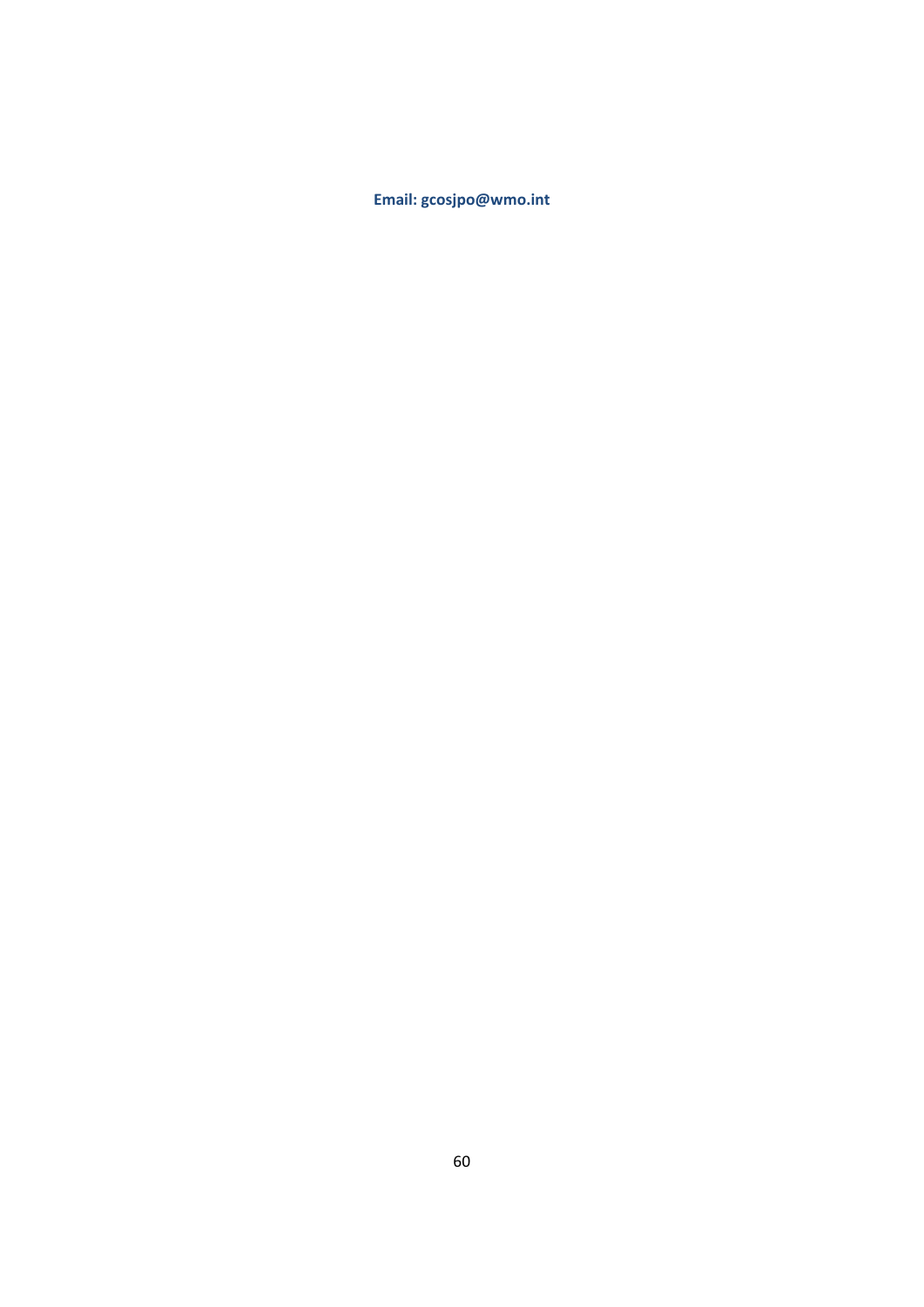**Email: gcosjpo@wmo.int**